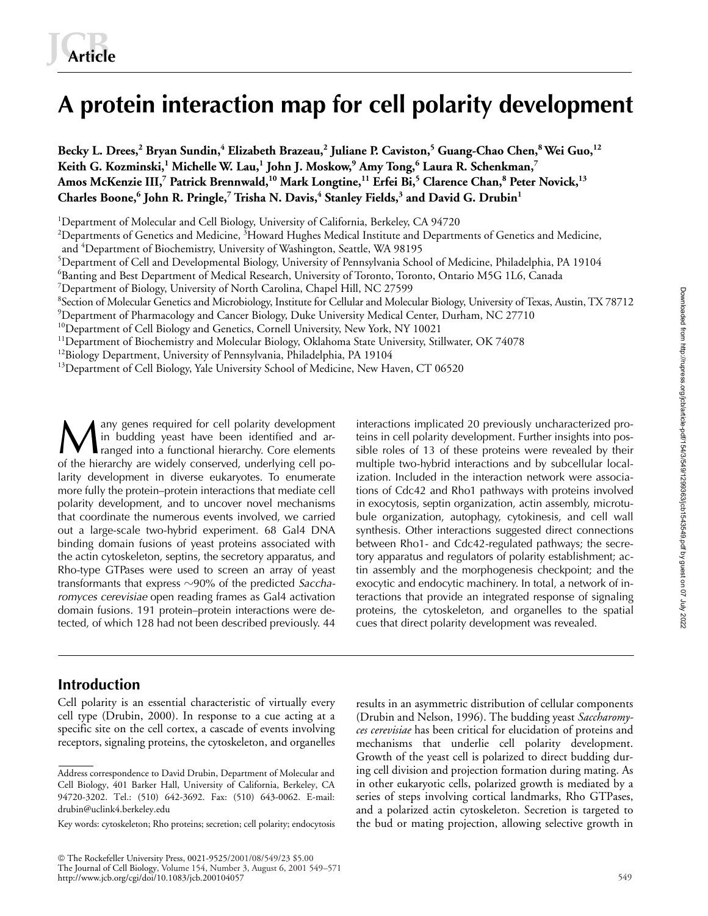**Article**

# A protein interaction map for cell polarity development

**Becky L. Drees,[2] Bryan Sundin,[4] Elizabeth Brazeau,[2] Juliane P. Caviston,[5] Guang-Chao Chen,[8] Wei Guo,[12] Keith G. Kozminski,[1] Michelle W. Lau,[1] John J. Moskow,[9] Amy Tong,[6] Laura R. Schenkman,[7] Amos McKenzie III,[7] Patrick Brennwald,[10] Mark Longtine,[11] Erfei Bi,[5] Clarence Chan,[8] Peter Novick,[13] Charles Boone,[6] John R. Pringle,[7] Trisha N. Davis,[4] Stanley Fields,[3] and David G. Drubin[1]**

[1]Department of Molecular and Cell Biology, University of California, Berkeley, CA 94720
[2]Departments of Genetics and Medicine, [3]Howard Hughes Medical Institute and Departments of Genetics and Medicine, and [4]Department of Biochemistry, University of Washington, Seattle, WA 98195
[5]Department of Cell and Developmental Biology, University of Pennsylvania School of Medicine, Philadelphia, PA 19104
[6]Banting and Best Department of Medical Research, University of Toronto, Toronto, Ontario M5G 1L6, Canada
[7]Department of Biology, University of North Carolina, Chapel Hill, NC 27599
[8]Section of Molecular Genetics and Microbiology, Institute for Cellular and Molecular Biology, University of Texas, Austin, TX 78712
[9]Department of Pharmacology and Cancer Biology, Duke University Medical Center, Durham, NC 27710
[10]Department of Cell Biology and Genetics, Cornell University, New York, NY 10021
[11]Department of Biochemistry and Molecular Biology, Oklahoma State University, Stillwater, OK 74078
[12]Biology Department, University of Pennsylvania, Philadelphia, PA 19104
[13]Department of Cell Biology, Yale University School of Medicine, New Haven, CT 06520

Many genes required for cell polarity development in budding yeast have been identified and arranged into a functional hierarchy. Core elements of the hierarchy are widely conserved, underlying cell polarity development in diverse eukaryotes. To enumerate more fully the protein–protein interactions that mediate cell polarity development, and to uncover novel mechanisms that coordinate the numerous events involved, we carried out a large-scale two-hybrid experiment. 68 Gal4 DNA binding domain fusions of yeast proteins associated with the actin cytoskeleton, septins, the secretory apparatus, and Rho-type GTPases were used to screen an array of yeast transformants that express ~90% of the predicted *Saccharomyces cerevisiae* open reading frames as Gal4 activation domain fusions. 191 protein–protein interactions were detected, of which 128 had not been described previously. 44 interactions implicated 20 previously uncharacterized proteins in cell polarity development. Further insights into possible roles of 13 of these proteins were revealed by their multiple two-hybrid interactions and by subcellular localization. Included in the interaction network were associations of Cdc42 and Rho1 pathways with proteins involved in exocytosis, septin organization, actin assembly, microtubule organization, autophagy, cytokinesis, and cell wall synthesis. Other interactions suggested direct connections between Rho1- and Cdc42-regulated pathways; the secretory apparatus and regulators of polarity establishment; actin assembly and the morphogenesis checkpoint; and the exocytic and endocytic machinery. In total, a network of interactions that provide an integrated response of signaling proteins, the cytoskeleton, and organelles to the spatial cues that direct polarity development was revealed.

## Introduction

Cell polarity is an essential characteristic of virtually every cell type (Drubin, 2000). In response to a cue acting at a specific site on the cell cortex, a cascade of events involving receptors, signaling proteins, the cytoskeleton, and organelles results in an asymmetric distribution of cellular components (Drubin and Nelson, 1996). The budding yeast *Saccharomyces cerevisiae* has been critical for elucidation of proteins and mechanisms that underlie cell polarity development. Growth of the yeast cell is polarized to direct budding during cell division and projection formation during mating. As in other eukaryotic cells, polarized growth is mediated by a series of steps involving cortical landmarks, Rho GTPases, and a polarized actin cytoskeleton. Secretion is targeted to the bud or mating projection, allowing selective growth in

Address correspondence to David Drubin, Department of Molecular and Cell Biology, 401 Barker Hall, University of California, Berkeley, CA 94720-3202. Tel.: (510) 642-3692. Fax: (510) 643-0062. E-mail: drubin@uclink4.berkeley.edu

Key words: cytoskeleton; Rho proteins; secretion; cell polarity; endocytosis

© The Rockefeller University Press, 0021-9525/2001/08/549/23 $5.00
http://www.jcb.org/cgi/doi/10.1083/jcb.200104057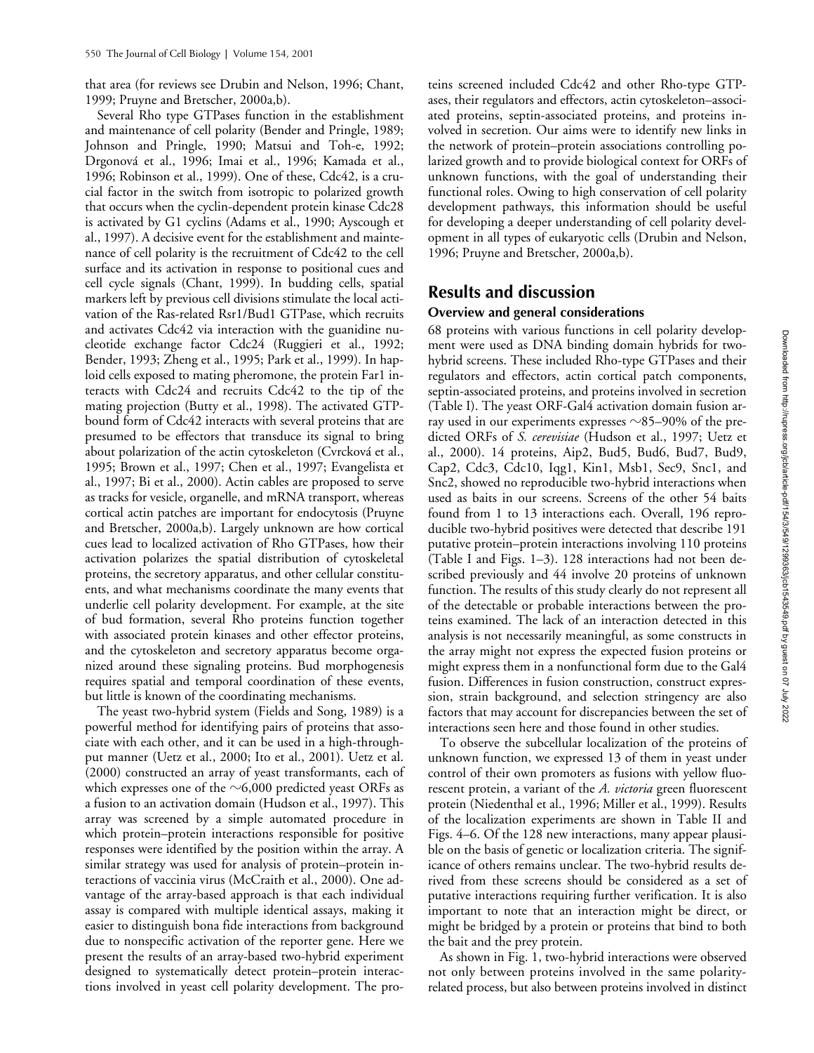that area (for reviews see Drubin and Nelson, 1996; Chant, 1999; Pruyne and Bretscher, 2000a,b).

Several Rho type GTPases function in the establishment and maintenance of cell polarity (Bender and Pringle, 1989; Johnson and Pringle, 1990; Matsui and Toh-e, 1992; Drgonová et al., 1996; Imai et al., 1996; Kamada et al., 1996; Robinson et al., 1999). One of these, Cdc42, is a crucial factor in the switch from isotropic to polarized growth that occurs when the cyclin-dependent protein kinase Cdc28 is activated by G1 cyclins (Adams et al., 1990; Ayscough et al., 1997). A decisive event for the establishment and maintenance of cell polarity is the recruitment of Cdc42 to the cell surface and its activation in response to positional cues and cell cycle signals (Chant, 1999). In budding cells, spatial markers left by previous cell divisions stimulate the local activation of the Ras-related Rsr1/Bud1 GTPase, which recruits and activates Cdc42 via interaction with the guanidine nucleotide exchange factor Cdc24 (Ruggieri et al., 1992; Bender, 1993; Zheng et al., 1995; Park et al., 1999). In haploid cells exposed to mating pheromone, the protein Far1 interacts with Cdc24 and recruits Cdc42 to the tip of the mating projection (Butty et al., 1998). The activated GTP-bound form of Cdc42 interacts with several proteins that are presumed to be effectors that transduce its signal to bring about polarization of the actin cytoskeleton (Cvrcková et al., 1995; Brown et al., 1997; Chen et al., 1997; Evangelista et al., 1997; Bi et al., 2000). Actin cables are proposed to serve as tracks for vesicle, organelle, and mRNA transport, whereas cortical actin patches are important for endocytosis (Pruyne and Bretscher, 2000a,b). Largely unknown are how cortical cues lead to localized activation of Rho GTPases, how their activation polarizes the spatial distribution of cytoskeletal proteins, the secretory apparatus, and other cellular constituents, and what mechanisms coordinate the many events that underlie cell polarity development. For example, at the site of bud formation, several Rho proteins function together with associated protein kinases and other effector proteins, and the cytoskeleton and secretory apparatus become organized around these signaling proteins. Bud morphogenesis requires spatial and temporal coordination of these events, but little is known of the coordinating mechanisms.

The yeast two-hybrid system (Fields and Song, 1989) is a powerful method for identifying pairs of proteins that associate with each other, and it can be used in a high-throughput manner (Uetz et al., 2000; Ito et al., 2001). Uetz et al. (2000) constructed an array of yeast transformants, each of which expresses one of the ~6,000 predicted yeast ORFs as a fusion to an activation domain (Hudson et al., 1997). This array was screened by a simple automated procedure in which protein–protein interactions responsible for positive responses were identified by the position within the array. A similar strategy was used for analysis of protein–protein interactions of vaccinia virus (McCraith et al., 2000). One advantage of the array-based approach is that each individual assay is compared with multiple identical assays, making it easier to distinguish bona fide interactions from background due to nonspecific activation of the reporter gene. Here we present the results of an array-based two-hybrid experiment designed to systematically detect protein–protein interactions involved in yeast cell polarity development. The proteins screened included Cdc42 and other Rho-type GTPases, their regulators and effectors, actin cytoskeleton–associated proteins, septin-associated proteins, and proteins involved in secretion. Our aims were to identify new links in the network of protein–protein associations controlling polarized growth and to provide biological context for ORFs of unknown functions, with the goal of understanding their functional roles. Owing to high conservation of cell polarity development pathways, this information should be useful for developing a deeper understanding of cell polarity development in all types of eukaryotic cells (Drubin and Nelson, 1996; Pruyne and Bretscher, 2000a,b).

## Results and discussion

### Overview and general considerations

68 proteins with various functions in cell polarity development were used as DNA binding domain hybrids for two-hybrid screens. These included Rho-type GTPases and their regulators and effectors, actin cortical patch components, septin-associated proteins, and proteins involved in secretion (Table I). The yeast ORF-Gal4 activation domain fusion array used in our experiments expresses ~85–90% of the predicted ORFs of *S. cerevisiae* (Hudson et al., 1997; Uetz et al., 2000). 14 proteins, Aip2, Bud5, Bud6, Bud7, Bud9, Cap2, Cdc3, Cdc10, Iqg1, Kin1, Msb1, Sec9, Snc1, and Snc2, showed no reproducible two-hybrid interactions when used as baits in our screens. Screens of the other 54 baits found from 1 to 13 interactions each. Overall, 196 reproducible two-hybrid positives were detected that describe 191 putative protein–protein interactions involving 110 proteins (Table I and Figs. 1–3). 128 interactions had not been described previously and 44 involve 20 proteins of unknown function. The results of this study clearly do not represent all of the detectable or probable interactions between the proteins examined. The lack of an interaction detected in this analysis is not necessarily meaningful, as some constructs in the array might not express the expected fusion proteins or might express them in a nonfunctional form due to the Gal4 fusion. Differences in fusion construction, construct expression, strain background, and selection stringency are also factors that may account for discrepancies between the set of interactions seen here and those found in other studies.

To observe the subcellular localization of the proteins of unknown function, we expressed 13 of them in yeast under control of their own promoters as fusions with yellow fluorescent protein, a variant of the *A. victoria* green fluorescent protein (Niedenthal et al., 1996; Miller et al., 1999). Results of the localization experiments are shown in Table II and Figs. 4–6. Of the 128 new interactions, many appear plausible on the basis of genetic or localization criteria. The significance of others remains unclear. The two-hybrid results derived from these screens should be considered as a set of putative interactions requiring further verification. It is also important to note that an interaction might be direct, or might be bridged by a protein or proteins that bind to both the bait and the prey protein.

As shown in Fig. 1, two-hybrid interactions were observed not only between proteins involved in the same polarity-related process, but also between proteins involved in distinct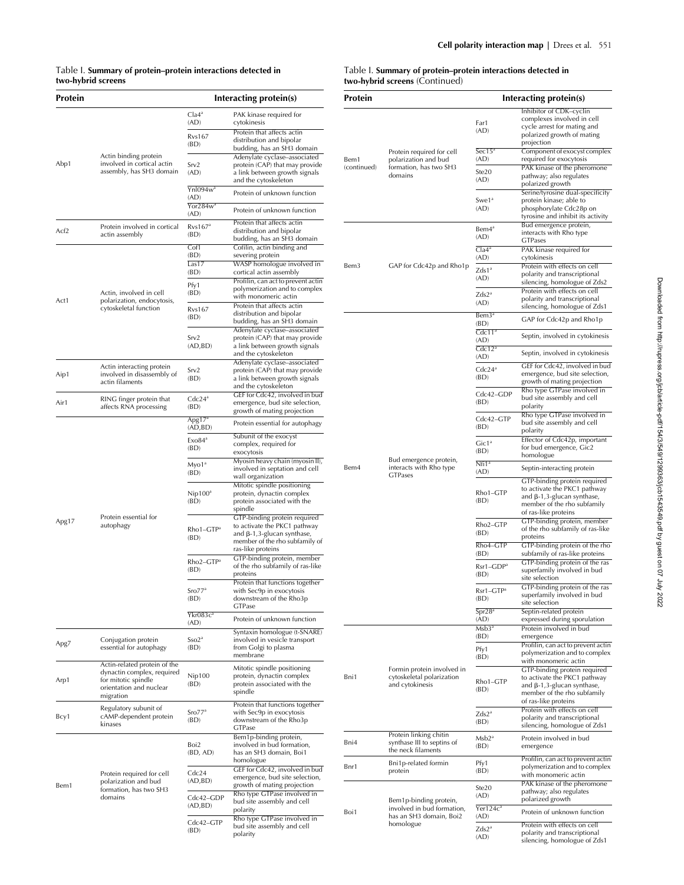Table I. **Summary of protein–protein interactions detected in two-hybrid screens**

| Protein | | Interacting protein(s) | |
|---|---|---|---|
| Abp1 | Actin binding protein involved in cortical actin assembly, has SH3 domain | Cla4[a] (AD) | PAK kinase required for cytokinesis |
| | | Rvs167 (BD) | Protein that affects actin distribution and bipolar budding, has an SH3 domain |
| | | Srv2 (AD) | Adenylate cyclase–associated protein (CAP) that may provide a link between growth signals and the cytoskeleton |
| | | Ynl094w[a] (AD) | Protein of unknown function |
| | | Yor284w[a] (AD) | Protein of unknown function |
| Acf2 | Protein involved in cortical actin assembly | Rvs167[a] (BD) | Protein that affects actin distribution and bipolar budding, has an SH3 domain |
| Act1 | Actin, involved in cell polarization, endocytosis, cytoskeletal function | Cof1 (BD) | Cofilin, actin binding and severing protein |
| | | Las17 (BD) | WASP homologue involved in cortical actin assembly |
| | | Pfy1 (BD) | Profilin, can act to prevent actin polymerization and to complex with monomeric actin |
| | | Rvs167 (BD) | Protein that affects actin distribution and bipolar budding, has an SH3 domain |
| | | Srv2 (AD,BD) | Adenylate cyclase–associated protein (CAP) that may provide a link between growth signals and the cytoskeleton |
| Aip1 | Actin interacting protein involved in disassembly of actin filaments | Srv2 (BD) | Adenylate cyclase–associated protein (CAP) that may provide a link between growth signals and the cytoskeleton |
| Air1 | RING finger protein that affects RNA processing | Cdc24[a] (BD) | GEF for Cdc42, involved in bud emergence, bud site selection, growth of mating projection |
| Apg17 | Protein essential for autophagy | Apg17[a] (AD,BD) | Protein essential for autophagy |
| | | Exo84[a] (BD) | Subunit of the exocyst complex, required for exocytosis |
| | | Myo1[a] (BD) | Myosin heavy chain (myosin II), involved in septation and cell wall organization |
| | | Nip100[a] (BD) | Mitotic spindle positioning protein, dynactin complex protein associated with the spindle |
| | | Rho1–GTP[a] (BD) | GTP-binding protein required to activate the PKC1 pathway and β-1,3-glucan synthase, member of the rho subfamily of ras-like proteins |
| | | Rho2–GTP[a] (BD) | GTP-binding protein, member of the rho subfamily of ras-like proteins |
| | | Sro77[a] (BD) | Protein that functions together with Sec9p in exocytosis downstream of the Rho3p GTPase |
| | | Ykr083c[a] (AD) | Protein of unknown function |
| Apg7 | Conjugation protein essential for autophagy | Sso2[a] (BD) | Syntaxin homologue (t-SNARE) involved in vesicle transport from Golgi to plasma membrane |
| Arp1 | Actin-related protein of the dynactin complex, required for mitotic spindle orientation and nuclear migration | Nip100 (BD) | Mitotic spindle positioning protein, dynactin complex protein associated with the spindle |
| Bcy1 | Regulatory subunit of cAMP-dependent protein kinases | Sro77[a] (BD) | Protein that functions together with Sec9p in exocytosis downstream of the Rho3p GTPase |
| Bem1 | Protein required for cell polarization and bud formation, has two SH3 domains | Boi2 (BD, AD) | Bem1p-binding protein, involved in bud formation, has an SH3 domain, Boi1 homologue |
| | | Cdc24 (AD,BD) | GEF for Cdc42, involved in bud emergence, bud site selection, growth of mating projection |
| | | Cdc42–GDP (AD,BD) | Rho type GTPase involved in bud site assembly and cell polarity |
| | | Cdc42–GTP (BD) | Rho type GTPase involved in bud site assembly and cell polarity |

Table I. **Summary of protein–protein interactions detected in two-hybrid screens** (Continued)

| Protein | | Interacting protein(s) | |
|---|---|---|---|
| Bem1 (continued) | Protein required for cell polarization and bud formation, has two SH3 domains | Far1 (AD) | Inhibitor of CDK–cyclin complexes involved in cell cycle arrest for mating and polarized growth of mating projection |
| | | Sec15[a] (AD) | Component of exocyst complex required for exocytosis |
| | | Ste20 (AD) | PAK kinase of the pheromone pathway; also regulates polarized growth |
| | | Swe1[a] (AD) | Serine/tyrosine dual-specificity protein kinase; able to phosphorylate Cdc28p on tyrosine and inhibit its activity |
| Bem3 | GAP for Cdc42p and Rho1p | Bem4[a] (AD) | Bud emergence protein, interacts with Rho type GTPases |
| | | Cla4[a] (AD) | PAK kinase required for cytokinesis |
| | | Zds1[a] (AD) | Protein with effects on cell polarity and transcriptional silencing, homologue of Zds2 |
| | | Zds2[a] (AD) | Protein with effects on cell polarity and transcriptional silencing, homologue of Zds1 |
| Bem4 | Bud emergence protein, interacts with Rho type GTPases | Bem3[a] (BD) | GAP for Cdc42p and Rho1p |
| | | Cdc11[a] (AD) | Septin, involved in cytokinesis |
| | | Cdc12[a] (AD) | Septin, involved in cytokinesis |
| | | Cdc24[a] (BD) | GEF for Cdc42, involved in bud emergence, bud site selection, growth of mating projection |
| | | Cdc42–GDP (BD) | Rho type GTPase involved in bud site assembly and cell polarity |
| | | Cdc42–GTP (BD) | Rho type GTPase involved in bud site assembly and cell polarity |
| | | Gic1[a] (BD) | Effector of Cdc42p, important for bud emergence, Gic2 homologue |
| | | Nfi1[a] (AD) | Septin-interacting protein |
| | | Rho1–GTP (BD) | GTP-binding protein required to activate the PKC1 pathway and β-1,3-glucan synthase, member of the rho subfamily of ras-like proteins |
| | | Rho2–GTP (BD) | GTP-binding protein, member of the rho subfamily of ras-like proteins |
| | | Rho4–GTP (BD) | GTP-binding protein of the rho subfamily of ras-like proteins |
| | | Rsr1–GDP[a] (BD) | GTP-binding protein of the ras superfamily involved in bud site selection |
| | | Rsr1–GTP[a] (BD) | GTP-binding protein of the ras superfamily involved in bud site selection |
| | | Spr28[a] (AD) | Septin-related protein expressed during sporulation |
| Bni1 | Formin protein involved in cytoskeletal polarization and cytokinesis | Msb3[a] (BD) | Protein involved in bud emergence |
| | | Pfy1 (BD) | Profilin, can act to prevent actin polymerization and to complex with monomeric actin |
| | | Rho1–GTP (BD) | GTP-binding protein required to activate the PKC1 pathway and β-1,3-glucan synthase, member of the rho subfamily of ras-like proteins |
| | | Zds2[a] (BD) | Protein with effects on cell polarity and transcriptional silencing, homologue of Zds1 |
| Bni4 | Protein linking chitin synthase III to septins of the neck filaments | Msb2[a] (BD) | Protein involved in bud emergence |
| Bnr1 | Bni1p-related formin protein | Pfy1 (BD) | Profilin, can act to prevent actin polymerization and to complex with monomeric actin |
| Boi1 | Bem1p-binding protein, involved in bud formation, has an SH3 domain, Boi2 homologue | Ste20 (AD) | PAK kinase of the pheromone pathway; also regulates polarized growth |
| | | Yer124c[a] (AD) | Protein of unknown function |
| | | Zds2[a] (AD) | Protein with effects on cell polarity and transcriptional silencing, homologue of Zds1 |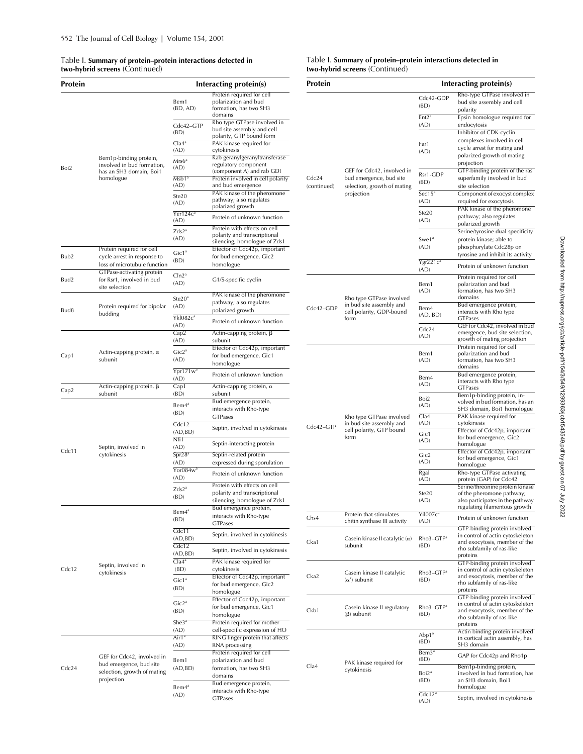Table I. **Summary of protein–protein interactions detected in two-hybrid screens** (Continued)

| Protein | | Interacting protein(s) | |
|---|---|---|---|
| Boi2 | Bem1p-binding protein, involved in bud formation, has an SH3 domain, Boi1 homologue | Bem1 (BD, AD) | Protein required for cell polarization and bud formation, has two SH3 domains |
| | | Cdc42–GTP (BD) | Rho type GTPase involved in bud site assembly and cell polarity, GTP bound form |
| | | Cla4[a] (AD) | PAK kinase required for cytokinesis |
| | | Mrs6[a] (AD) | Rab geranylgeranyltransferase regulatory component (component A) and rab GDI |
| | | Msb1[a] (AD) | Protein involved in cell polarity and bud emergence |
| | | Ste20 (AD) | PAK kinase of the pheromone pathway; also regulates polarized growth |
| | | Yer124c[a] (AD) | Protein of unknown function |
| | | Zds2[a] (AD) | Protein with effects on cell polarity and transcriptional silencing, homologue of Zds1 |
| Bub2 | Protein required for cell cycle arrest in response to loss of microtubule function | Gic1[a] (BD) | Effector of Cdc42p, important for bud emergence, Gic2 homologue |
| Bud2 | GTPase-activating protein for Rsr1, involved in bud site selection | Cln2[a] (AD) | G1/S-specific cyclin |
| Bud8 | Protein required for bipolar budding | Ste20[a] (AD) | PAK kinase of the pheromone pathway; also regulates polarized growth |
| | | Ykl082c[a] (AD) | Protein of unknown function |
| Cap1 | Actin-capping protein, α subunit | Cap2 (AD) | Actin-capping protein, β subunit |
| | | Gic2[a] (AD) | Effector of Cdc42p, important for bud emergence, Gic1 homologue |
| | | Ypr171w[a] (AD) | Protein of unknown function |
| Cap2 | Actin-capping protein, β subunit | Cap1 (BD) | Actin-capping protein, α subunit |
| Cdc11 | Septin, involved in cytokinesis | Bem4[a] (BD) | Bud emergence protein, interacts with Rho-type GTPases |
| | | Cdc12 (AD,BD) | Septin, involved in cytokinesis |
| | | Nfi1 (AD) | Septin-interacting protein |
| | | Spr28[a] (AD) | Septin-related protein expressed during sporulation |
| | | Yor084w[a] (AD) | Protein of unknown function |
| | | Zds2[a] (BD) | Protein with effects on cell polarity and transcriptional silencing, homologue of Zds1 |
| Cdc12 | Septin, involved in cytokinesis | Bem4[a] (BD) | Bud emergence protein, interacts with Rho-type GTPases |
| | | Cdc11 (AD,BD) | Septin, involved in cytokinesis |
| | | Cdc12 (AD,BD) | Septin, involved in cytokinesis |
| | | Cla4[a] (BD) | PAK kinase required for cytokinesis |
| | | Gic1[a] (BD) | Effector of Cdc42p, important for bud emergence, Gic2 homologue |
| | | Gic2[a] (BD) | Effector of Cdc42p, important for bud emergence, Gic1 homologue |
| | | She3[a] (AD) | Protein required for mother cell-specific expression of HO |
| Cdc24 | GEF for Cdc42, involved in bud emergence, bud site selection, growth of mating projection | Air1[a] (AD) | RING finger protein that affects RNA processing |
| | | Bem1 (AD,BD) | Protein required for cell polarization and bud formation, has two SH3 domains |
| | | Bem4[a] (AD) | Bud emergence protein, interacts with Rho-type GTPases |
| Cdc24 (continued) | GEF for Cdc42, involved in bud emergence, bud site selection, growth of mating projection | Cdc42-GDP (BD) | Rho-type GTPase involved in bud site assembly and cell polarity |
| | | Ent2[a] (AD) | Epsin homologue required for endocytosis |
| | | Far1 (AD) | Inhibitor of CDK-cyclin complexes involved in cell cycle arrest for mating and polarized growth of mating projection |
| | | Rsr1-GDP (BD) | GTP-binding protein of the ras superfamily involved in bud site selection |
| | | Sec15[a] (AD) | Component of exocyst complex required for exocytosis |
| | | Ste20 (AD) | PAK kinase of the pheromone pathway; also regulates polarized growth |
| | | Swe1[a] (AD) | Serine/tyrosine dual-specificity protein kinase; able to phosphorylate Cdc28p on tyrosine and inhibit its activity |
| | | Ygr221c[a] (AD) | Protein of unknown function |
| Cdc42–GDP | Rho type GTPase involved in bud site assembly and cell polarity, GDP-bound form | Bem1 (AD) | Protein required for cell polarization and bud formation, has two SH3 domains |
| | | Bem4 (AD, BD) | Bud emergence protein, interacts with Rho type GTPases |
| | | Cdc24 (AD) | GEF for Cdc42, involved in bud emergence, bud site selection, growth of mating projection |
| Cdc42–GTP | Rho type GTPase involved in bud site assembly and cell polarity, GTP bound form | Bem1 (AD) | Protein required for cell polarization and bud formation, has two SH3 domains |
| | | Bem4 (AD) | Bud emergence protein, interacts with Rho type GTPases |
| | | Boi2 (AD) | Bem1p-binding protein, involved in bud formation, has an SH3 domain, Boi1 homologue |
| | | Cla4 (AD) | PAK kinase required for cytokinesis |
| | | Gic1 (AD) | Effector of Cdc42p, important for bud emergence, Gic2 homologue |
| | | Gic2 (AD) | Effector of Cdc42p, important for bud emergence, Gic1 homologue |
| | | Rga1 (AD) | Rho-type GTPase activating protein (GAP) for Cdc42 |
| | | Ste20 (AD) | Serine/threonine protein kinase of the pheromone pathway; also participates in the pathway regulating filamentous growth |
| Chs4 | Protein that stimulates chitin synthase III activity | Yil007c[a] (AD) | Protein of unknown function |
| Cka1 | Casein kinase II catalytic (α) subunit | Rho3–GTP[a] (BD) | GTP-binding protein involved in control of actin cytoskeleton and exocytosis, member of the rho subfamily of ras-like proteins |
| Cka2 | Casein kinase II catalytic (α′) subunit | Rho3–GTP[a] (BD) | GTP-binding protein involved in control of actin cytoskeleton and exocytosis, member of the rho subfamily of ras-like proteins |
| Ckb1 | Casein kinase II regulatory (β) subunit | Rho3–GTP[a] (BD) | GTP-binding protein involved in control of actin cytoskeleton and exocytosis, member of the rho subfamily of ras-like proteins |
| Cla4 | PAK kinase required for cytokinesis | Abp1[a] (BD) | Actin binding protein involved in cortical actin assembly, has SH3 domain |
| | | Bem3[a] (BD) | GAP for Cdc42p and Rho1p |
| | | Boi2[a] (BD) | Bem1p-binding protein, involved in bud formation, has an SH3 domain, Boi1 homologue |
| | | Cdc12[a] (AD) | Septin, involved in cytokinesis |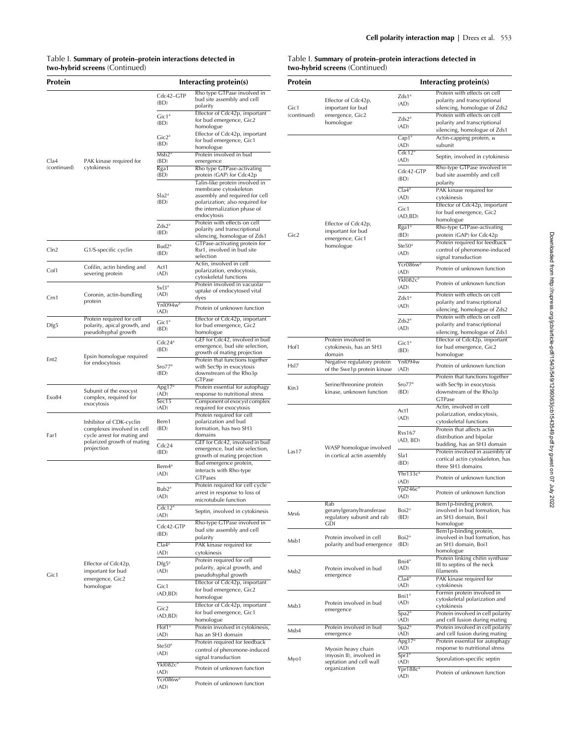Table I. **Summary of protein–protein interactions detected in two-hybrid screens** (Continued)

| Protein | | Interacting protein(s) | |
|---|---|---|---|
| Cla4 (continued) | PAK kinase required for cytokinesis | Cdc42–GTP (BD) | Rho type GTPase involved in bud site assembly and cell polarity |
| | | Gic1[a] (BD) | Effector of Cdc42p, important for bud emergence, Gic2 homologue |
| | | Gic2[a] (BD) | Effector of Cdc42p, important for bud emergence, Gic1 homologue |
| | | Msb2[a] (BD) | Protein involved in bud emergence |
| | | Rga1 (BD) | Rho type GTPase-activating protein (GAP) for Cdc42p |
| | | Sla2[a] (BD) | Talin-like protein involved in membrane cytoskeleton assembly and required for cell polarization; also required for the internalization phase of endocytosis |
| | | Zds2[a] (BD) | Protein with effects on cell polarity and transcriptional silencing, homologue of Zds1 |
| Cln2 | G1/S-specific cyclin | Bud2[a] (BD) | GTPase-activating protein for Rsr1, involved in bud site selection |
| Cof1 | Cofilin, actin binding and severing protein | Act1 (AD) | Actin, involved in cell polarization, endocytosis, cytoskeletal functions |
| Crn1 | Coronin, actin-bundling protein | Svl3[a] (AD) | Protein involved in vacuolar uptake of endocytosed vital dyes |
| | | Ynl094w[a] (AD) | Protein of unknown function |
| Dfg5 | Protein required for cell polarity, apical growth, and pseudohyphal growth | Gic1[a] (BD) | Effector of Cdc42p, important for bud emergence, Gic2 homologue |
| Ent2 | Epsin homologue required for endocytosis | Cdc24[a] (BD) | GEF for Cdc42, involved in bud emergence, bud site selection, growth of mating projection |
| | | Sro77[a] (BD) | Protein that functions together with Sec9p in exocytosis downstream of the Rho3p GTPase |
| Exo84 | Subunit of the exocyst complex, required for exocytosis | Apg17[a] (AD) | Protein essential for autophagy response to nutritional stress |
| | | Sec15 (AD) | Component of exocyst complex required for exocytosis |
| Far1 | Inhibitor of CDK-cyclin complexes involved in cell cycle arrest for mating and polarized growth of mating projection | Bem1 (BD) | Protein required for cell polarization and bud formation, has two SH3 domains |
| | | Cdc24 (BD) | GEF for Cdc42, involved in bud emergence, bud site selection, growth of mating projection |
| Gic1 | Effector of Cdc42p, important for bud emergence, Gic2 homologue | Bem4[a] (AD) | Bud emergence protein, interacts with Rho-type GTPases |
| | | Bub2[a] (AD) | Protein required for cell cycle arrest in response to loss of microtubule function |
| | | Cdc12[a] (AD) | Septin, involved in cytokinesis |
| | | Cdc42-GTP (BD) | Rho-type GTPase involved in bud site assembly and cell polarity |
| | | Cla4[a] (AD) | PAK kinase required for cytokinesis |
| | | Dfg5[a] (AD) | Protein required for cell polarity, apical growth, and pseudohyphal growth |
| | | Gic1 (AD,BD) | Effector of Cdc42p, important for bud emergence, Gic2 homologue |
| | | Gic2 (AD,BD) | Effector of Cdc42p, important for bud emergence, Gic1 homologue |
| | | Hof1[a] (AD) | Protein involved in cytokinesis, has an SH3 domain |
| | | Ste50[a] (AD) | Protein required for feedback control of pheromone-induced signal transduction |
| | | Ykl082c[a] (AD) | Protein of unknown function |
| | | Ycr086w[a] (AD) | Protein of unknown function |
| Gic1 (continued) | Effector of Cdc42p, important for bud emergence, Gic2 homologue | Zds1[a] (AD) | Protein with effects on cell polarity and transcriptional silencing, homologue of Zds2 |
| | | Zds2[a] (AD) | Protein with effects on cell polarity and transcriptional silencing, homologue of Zds1 |
| Gic2 | Effector of Cdc42p, important for bud emergence, Gic1 homologue | Cap1[a] (AD) | Actin-capping protein, α subunit |
| | | Cdc12[a] (AD) | Septin, involved in cytokinesis |
| | | Cdc42-GTP (BD) | Rho-type GTPase involved in bud site assembly and cell polarity |
| | | Cla4[a] (AD) | PAK kinase required for cytokinesis |
| | | Gic1 (AD,BD) | Effector of Cdc42p, important for bud emergence, Gic2 homologue |
| | | Rga1[a] (BD) | Rho-type GTPase-activating protein (GAP) for Cdc42p |
| | | Ste50[a] (AD) | Protein required for feedback control of pheromone-induced signal transduction |
| | | Ycr086w[a] (AD) | Protein of unknown function |
| | | Ykl082c[a] (AD) | Protein of unknown function |
| | | Zds1[a] (AD) | Protein with effects on cell polarity and transcriptional silencing, homologue of Zds2 |
| | | Zds2[a] (AD) | Protein with effects on cell polarity and transcriptional silencing, homologue of Zds1 |
| Hof1 | Protein involved in cytokinesis, has an SH3 domain | Gic1[a] (BD) | Effector of Cdc42p, important for bud emergence, Gic2 homologue |
| Hsl7 | Negative regulatory protein of the Swe1p protein kinase | Ynl094w (AD) | Protein of unknown function |
| Kin3 | Serine/threonine protein kinase, unknown function | Sro77[a] (BD) | Protein that functions together with Sec9p in exocytosis downstream of the Rho3p GTPase |
| Las17 | WASP homologue involved in cortical actin assembly | Act1 (AD) | Actin, involved in cell polarization, endocytosis, cytoskeletal functions |
| | | Rvs167 (AD, BD) | Protein that affects actin distribution and bipolar budding, has an SH3 domain |
| | | Sla1 (BD) | Protein involved in assembly of cortical actin cytoskeleton, has three SH3 domains |
| | | Yhr133c[a] (AD) | Protein of unknown function |
| | | Ypl246c[a] (AD) | Protein of unknown function |
| Mrs6 | Rab geranylgeranyltransferase regulatory subunit and rab GDI | Boi2[a] (BD) | Bem1p-binding protein, involved in bud formation, has an SH3 domain, Boi1 homologue |
| Msb1 | Protein involved in cell polarity and bud emergence | Boi2[a] (BD) | Bem1p-binding protein, involved in bud formation, has an SH3 domain, Boi1 homologue |
| Msb2 | Protein involved in bud emergence | Bni4[a] (AD) | Protein linking chitin synthase III to septins of the neck filaments |
| | | Cla4[a] (AD) | PAK kinase required for cytokinesis |
| Msb3 | Protein involved in bud emergence | Bni1[a] (AD) | Formin protein involved in cytoskeletal polarization and cytokinesis |
| | | Spa2[a] (AD) | Protein involved in cell polarity and cell fusion during mating |
| Msb4 | Protein involved in bud emergence | Spa2[a] (AD) | Protein involved in cell polarity and cell fusion during mating |
| Myo1 | Myosin heavy chain (myosin II), involved in septation and cell wall organization | Apg17[a] (AD) | Protein essential for autophagy response to nutritional stress |
| | | Spr3[a] (AD) | Sporulation-specific septin |
| | | Ypr188c[a] (AD) | Protein of unknown function |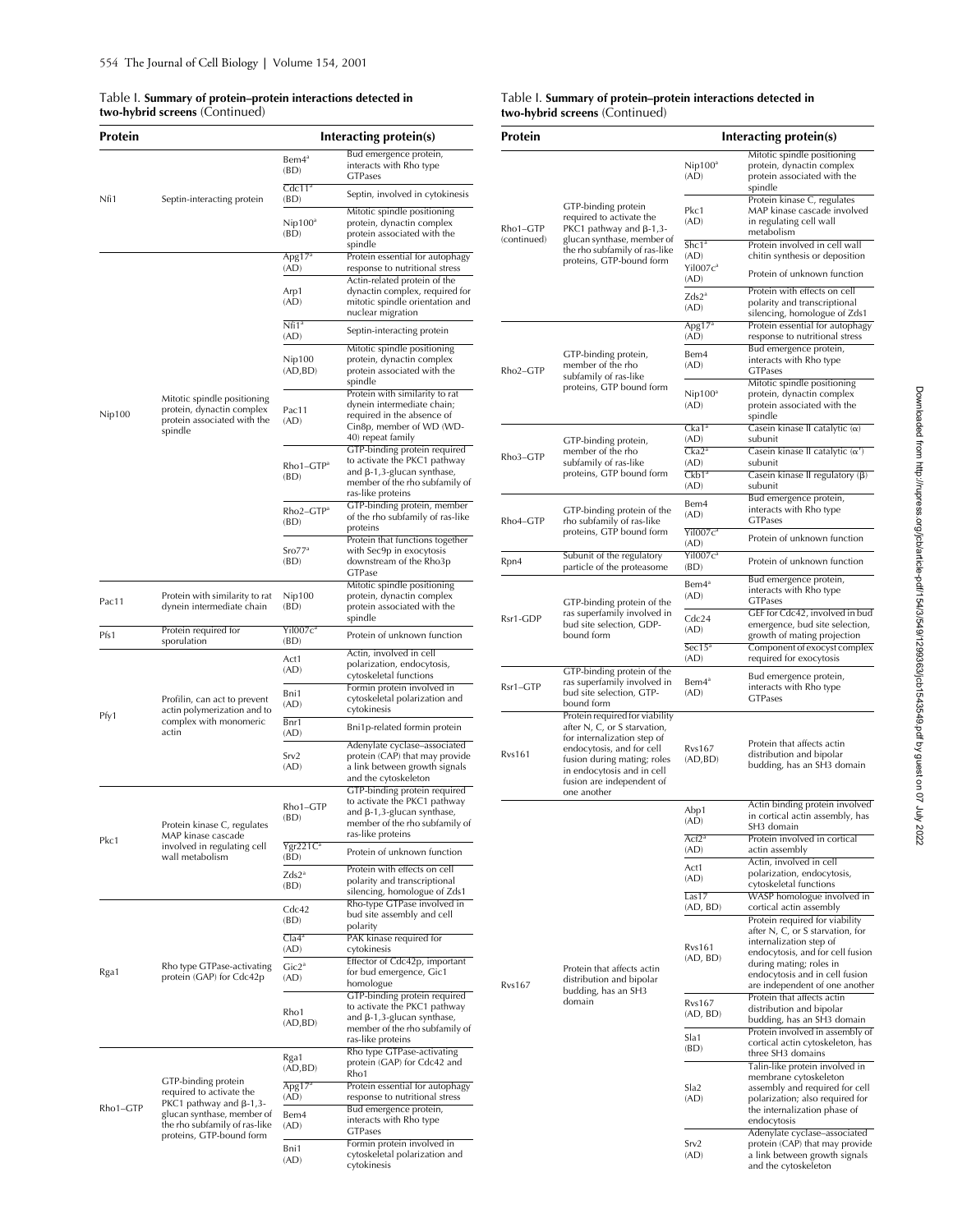Table I. **Summary of protein–protein interactions detected in two-hybrid screens** (Continued)

| Protein | | Interacting protein(s) | |
|---|---|---|---|
| Nfi1 | Septin-interacting protein | Bem4[a] (BD) | Bud emergence protein, interacts with Rho type GTPases |
| | | Cdc11[a] (BD) | Septin, involved in cytokinesis |
| | | Nip100[a] (BD) | Mitotic spindle positioning protein, dynactin complex protein associated with the spindle |
| Nip100 | Mitotic spindle positioning protein, dynactin complex protein associated with the spindle | Apg17[a] (AD) | Protein essential for autophagy response to nutritional stress |
| | | Arp1 (AD) | Actin-related protein of the dynactin complex, required for mitotic spindle orientation and nuclear migration |
| | | Nfi1[a] (AD) | Septin-interacting protein |
| | | Nip100 (AD,BD) | Mitotic spindle positioning protein, dynactin complex protein associated with the spindle |
| | | Pac11 (AD) | Protein with similarity to rat dynein intermediate chain; required in the absence of Cin8p, member of WD (WD-40) repeat family |
| | | Rho1–GTP[a] (BD) | GTP-binding protein required to activate the PKC1 pathway and β-1,3-glucan synthase, member of the rho subfamily of ras-like proteins |
| | | Rho2–GTP[a] (BD) | GTP-binding protein, member of the rho subfamily of ras-like proteins |
| | | Sro77[a] (BD) | Protein that functions together with Sec9p in exocytosis downstream of the Rho3p GTPase |
| Pac11 | Protein with similarity to rat dynein intermediate chain | Nip100 (BD) | Mitotic spindle positioning protein, dynactin complex protein associated with the spindle |
| Pfs1 | Protein required for sporulation | Yil007c[a] (BD) | Protein of unknown function |
| Pfy1 | Profilin, can act to prevent actin polymerization and to complex with monomeric actin | Act1 (AD) | Actin, involved in cell polarization, endocytosis, cytoskeletal functions |
| | | Bni1 (AD) | Formin protein involved in cytoskeletal polarization and cytokinesis |
| | | Bnr1 (AD) | Bni1p-related formin protein |
| | | Srv2 (AD) | Adenylate cyclase–associated protein (CAP) that may provide a link between growth signals and the cytoskeleton |
| Pkc1 | Protein kinase C, regulates MAP kinase cascade involved in regulating cell wall metabolism | Rho1–GTP (BD) | GTP-binding protein required to activate the PKC1 pathway and β-1,3-glucan synthase, member of the rho subfamily of ras-like proteins |
| | | Ygr221C[a] (BD) | Protein of unknown function |
| | | Zds2[a] (BD) | Protein with effects on cell polarity and transcriptional silencing, homologue of Zds1 |
| Rga1 | Rho type GTPase-activating protein (GAP) for Cdc42p | Cdc42 (BD) | Rho-type GTPase involved in bud site assembly and cell polarity |
| | | Cla4[a] (AD) | PAK kinase required for cytokinesis |
| | | Gic2[a] (AD) | Effector of Cdc42p, important for bud emergence, Gic1 homologue |
| | | Rho1 (AD,BD) | GTP-binding protein required to activate the PKC1 pathway and β-1,3-glucan synthase, member of the rho subfamily of ras-like proteins |
| Rho1–GTP | GTP-binding protein required to activate the PKC1 pathway and β-1,3-glucan synthase, member of the rho subfamily of ras-like proteins, GTP-bound form | Rga1 (AD,BD) | Rho type GTPase-activating protein (GAP) for Cdc42 and Rho1 |
| | | Apg17[a] (AD) | Protein essential for autophagy response to nutritional stress |
| | | Bem4 (AD) | Bud emergence protein, interacts with Rho type GTPases |
| | | Bni1 (AD) | Formin protein involved in cytoskeletal polarization and cytokinesis |
| Rho1–GTP (continued) | GTP-binding protein required to activate the PKC1 pathway and β-1,3-glucan synthase, member of the rho subfamily of ras-like proteins, GTP-bound form | Nip100[a] (AD) | Mitotic spindle positioning protein, dynactin complex protein associated with the spindle |
| | | Pkc1 (AD) | Protein kinase C, regulates MAP kinase cascade involved in regulating cell wall metabolism |
| | | Shc1[a] (AD) | Protein involved in cell wall chitin synthesis or deposition |
| | | Yil007c[a] (AD) | Protein of unknown function |
| | | Zds2[a] (AD) | Protein with effects on cell polarity and transcriptional silencing, homologue of Zds1 |
| Rho2–GTP | GTP-binding protein, member of the rho subfamily of ras-like proteins, GTP bound form | Apg17[a] (AD) | Protein essential for autophagy response to nutritional stress |
| | | Bem4 (AD) | Bud emergence protein, interacts with Rho type GTPases |
| | | Nip100[a] (AD) | Mitotic spindle positioning protein, dynactin complex protein associated with the spindle |
| Rho3–GTP | GTP-binding protein, member of the rho subfamily of ras-like proteins, GTP bound form | Cka1[a] (AD) | Casein kinase II catalytic (α) subunit |
| | | Cka2[a] (AD) | Casein kinase II catalytic (α′) subunit |
| | | Ckb1[a] (AD) | Casein kinase II regulatory (β) subunit |
| Rho4–GTP | GTP-binding protein of the rho subfamily of ras-like proteins, GTP bound form | Bem4 (AD) | Bud emergence protein, interacts with Rho type GTPases |
| | | Yil007c[a] (AD) | Protein of unknown function |
| Rpn4 | Subunit of the regulatory particle of the proteasome | Yil007c[a] (BD) | Protein of unknown function |
| Rsr1-GDP | GTP-binding protein of the ras superfamily involved in bud site selection, GDP-bound form | Bem4[a] (AD) | Bud emergence protein, interacts with Rho type GTPases |
| | | Cdc24 (AD) | GEF for Cdc42, involved in bud emergence, bud site selection, growth of mating projection |
| | | Sec15[a] (AD) | Component of exocyst complex required for exocytosis |
| Rsr1–GTP | GTP-binding protein of the ras superfamily involved in bud site selection, GTP-bound form | Bem4[a] (AD) | Bud emergence protein, interacts with Rho type GTPases |
| Rvs161 | Protein required for viability after N, C, or S starvation, for internalization step of endocytosis, and for cell fusion during mating; roles in endocytosis and in cell fusion are independent of one another | Rvs167 (AD,BD) | Protein that affects actin distribution and bipolar budding, has an SH3 domain |
| Rvs167 | Protein that affects actin distribution and bipolar budding, has an SH3 domain | Abp1 (AD) | Actin binding protein involved in cortical actin assembly, has SH3 domain |
| | | Acf2[a] (AD) | Protein involved in cortical actin assembly |
| | | Act1 (AD) | Actin, involved in cell polarization, endocytosis, cytoskeletal functions |
| | | Las17 (AD, BD) | WASP homologue involved in cortical actin assembly |
| | | Rvs161 (AD, BD) | Protein required for viability after N, C, or S starvation, for internalization step of endocytosis, and for cell fusion during mating; roles in endocytosis and in cell fusion are independent of one another |
| | | Rvs167 (AD, BD) | Protein that affects actin distribution and bipolar budding, has an SH3 domain |
| | | Sla1 (BD) | Protein involved in assembly of cortical actin cytoskeleton, has three SH3 domains |
| | | Sla2 (AD) | Talin-like protein involved in membrane cytoskeleton assembly and required for cell polarization; also required for the internalization phase of endocytosis |
| | | Srv2 (AD) | Adenylate cyclase–associated protein (CAP) that may provide a link between growth signals and the cytoskeleton |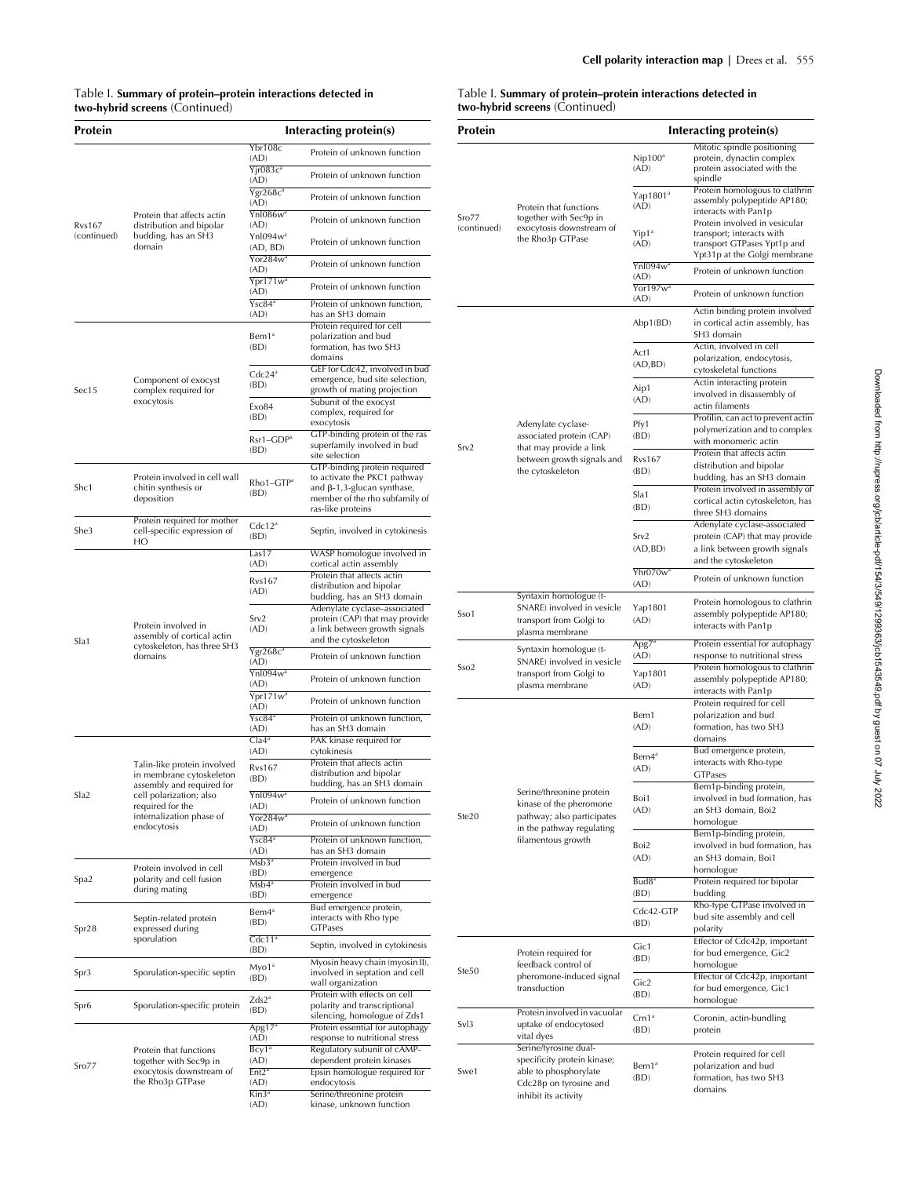Table I. **Summary of protein–protein interactions detected in two-hybrid screens** (Continued)

| Protein | | Interacting protein(s) | |
|---|---|---|---|
| Rvs167 (continued) | Protein that affects actin distribution and bipolar budding, has an SH3 domain | Ybr108c (AD) | Protein of unknown function |
| | | Yjr083c[a] (AD) | Protein of unknown function |
| | | Ygr268c[a] (AD) | Protein of unknown function |
| | | Ynl086w[a] (AD) | Protein of unknown function |
| | | Ynl094w[a] (AD, BD) | Protein of unknown function |
| | | Yor284w[a] (AD) | Protein of unknown function |
| | | Ypr171w[a] (AD) | Protein of unknown function |
| | | Ysc84[a] (AD) | Protein of unknown function, has an SH3 domain |
| Sec15 | Component of exocyst complex required for exocytosis | Bem1[a] (BD) | Protein required for cell polarization and bud formation, has two SH3 domains |
| | | Cdc24[a] (BD) | GEF for Cdc42, involved in bud emergence, bud site selection, growth of mating projection |
| | | Exo84 (BD) | Subunit of the exocyst complex, required for exocytosis |
| | | Rsr1–GDP[a] (BD) | GTP-binding protein of the ras superfamily involved in bud site selection |
| Shc1 | Protein involved in cell wall chitin synthesis or deposition | Rho1–GTP[a] (BD) | GTP-binding protein required to activate the PKC1 pathway and β-1,3-glucan synthase, member of the rho subfamily of ras-like proteins |
| She3 | Protein required for mother cell-specific expression of HO | Cdc12[a] (BD) | Septin, involved in cytokinesis |
| Sla1 | Protein involved in assembly of cortical actin cytoskeleton, has three SH3 domains | Las17 (AD) | WASP homologue involved in cortical actin assembly |
| | | Rvs167 (AD) | Protein that affects actin distribution and bipolar budding, has an SH3 domain |
| | | Srv2 (AD) | Adenylate cyclase–associated protein (CAP) that may provide a link between growth signals and the cytoskeleton |
| | | Ygr268c[a] (AD) | Protein of unknown function |
| | | Ynl094w[a] (AD) | Protein of unknown function |
| | | Ypr171w[a] (AD) | Protein of unknown function |
| | | Ysc84[a] (AD) | Protein of unknown function, has an SH3 domain |
| Sla2 | Talin-like protein involved in membrane cytoskeleton assembly and required for cell polarization; also required for the internalization phase of endocytosis | Cla4[a] (AD) | PAK kinase required for cytokinesis |
| | | Rvs167 (BD) | Protein that affects actin distribution and bipolar budding, has an SH3 domain |
| | | Ynl094w[a] (AD) | Protein of unknown function |
| | | Yor284w[a] (AD) | Protein of unknown function |
| | | Ysc84[a] (AD) | Protein of unknown function, has an SH3 domain |
| Spa2 | Protein involved in cell polarity and cell fusion during mating | Msb3[a] (BD) | Protein involved in bud emergence |
| | | Msb4[a] (BD) | Protein involved in bud emergence |
| Spr28 | Septin-related protein expressed during sporulation | Bem4[a] (BD) | Bud emergence protein, interacts with Rho type GTPases |
| | | Cdc11[a] (BD) | Septin, involved in cytokinesis |
| Spr3 | Sporulation-specific septin | Myo1[a] (BD) | Myosin heavy chain (myosin II), involved in septation and cell wall organization |
| Spr6 | Sporulation-specific protein | Zds2[a] (BD) | Protein with effects on cell polarity and transcriptional silencing, homologue of Zds1 |
| Sro77 | Protein that functions together with Sec9p in exocytosis downstream of the Rho3p GTPase | Apg17[a] (AD) | Protein essential for autophagy response to nutritional stress |
| | | Bcy1[a] (AD) | Regulatory subunit of cAMP-dependent protein kinases |
| | | Ent2[a] (AD) | Epsin homologue required for endocytosis |
| | | Kin3[a] (AD) | Serine/threonine protein kinase, unknown function |
| Sro77 (continued) | Protein that functions together with Sec9p in exocytosis downstream of the Rho3p GTPase | Nip100[a] (AD) | Mitotic spindle positioning protein, dynactin complex protein associated with the spindle |
| | | Yap1801[a] (AD) | Protein homologous to clathrin assembly polypeptide AP180; interacts with Pan1p |
| | | Yip1[a] (AD) | Protein involved in vesicular transport; interacts with transport GTPases Ypt1p and Ypt31p at the Golgi membrane |
| | | Ynl094w[a] (AD) | Protein of unknown function |
| | | Yor197w[a] (AD) | Protein of unknown function |
| Srv2 | Adenylate cyclase-associated protein (CAP) that may provide a link between growth signals and the cytoskeleton | Abp1(BD) | Actin binding protein involved in cortical actin assembly, has SH3 domain |
| | | Act1 (AD,BD) | Actin, involved in cell polarization, endocytosis, cytoskeletal functions |
| | | Aip1 (AD) | Actin interacting protein involved in disassembly of actin filaments |
| | | Pfy1 (BD) | Profilin, can act to prevent actin polymerization and to complex with monomeric actin |
| | | Rvs167 (BD) | Protein that affects actin distribution and bipolar budding, has an SH3 domain |
| | | Sla1 (BD) | Protein involved in assembly of cortical actin cytoskeleton, has three SH3 domains |
| | | Srv2 (AD,BD) | Adenylate cyclase-associated protein (CAP) that may provide a link between growth signals and the cytoskeleton |
| | | Yhr070w[a] (AD) | Protein of unknown function |
| Sso1 | Syntaxin homologue (t-SNARE) involved in vesicle transport from Golgi to plasma membrane | Yap1801 (AD) | Protein homologous to clathrin assembly polypeptide AP180; interacts with Pan1p |
| Sso2 | Syntaxin homologue (t-SNARE) involved in vesicle transport from Golgi to plasma membrane | Apg7[a] (AD) | Protein essential for autophagy response to nutritional stress |
| | | Yap1801 (AD) | Protein homologous to clathrin assembly polypeptide AP180; interacts with Pan1p |
| Ste20 | Serine/threonine protein kinase of the pheromone pathway; also participates in the pathway regulating filamentous growth | Bem1 (AD) | Protein required for cell polarization and bud formation, has two SH3 domains |
| | | Bem4[a] (AD) | Bud emergence protein, interacts with Rho-type GTPases |
| | | Boi1 (AD) | Bem1p-binding protein, involved in bud formation, has an SH3 domain, Boi2 homologue |
| | | Boi2 (AD) | Bem1p-binding protein, involved in bud formation, has an SH3 domain, Boi1 homologue |
| | | Bud8[a] (BD) | Protein required for bipolar budding |
| | | Cdc42-GTP (BD) | Rho-type GTPase involved in bud site assembly and cell polarity |
| Ste50 | Protein required for feedback control of pheromone-induced signal transduction | Gic1 (BD) | Effector of Cdc42p, important for bud emergence, Gic2 homologue |
| | | Gic2 (BD) | Effector of Cdc42p, important for bud emergence, Gic1 homologue |
| Svl3 | Protein involved in vacuolar uptake of endocytosed vital dyes | Crn1[a] (BD) | Coronin, actin-bundling protein |
| Swe1 | Serine/tyrosine dual-specificity protein kinase; able to phosphorylate Cdc28p on tyrosine and inhibit its activity | Bem1[a] (BD) | Protein required for cell polarization and bud formation, has two SH3 domains |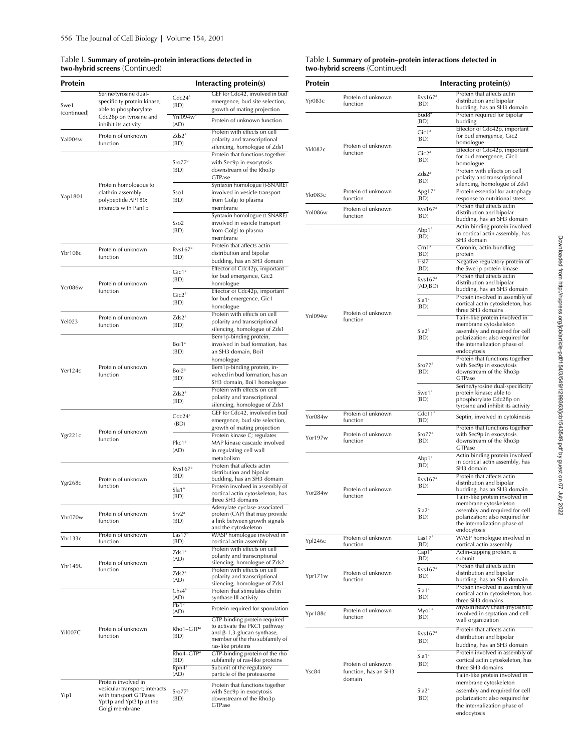Table I. **Summary of protein–protein interactions detected in two-hybrid screens** (Continued)

| Protein | | Interacting protein(s) | |
|---|---|---|---|
| Swe1 (continued) | Serine/tyrosine dual-specificity protein kinase; able to phosphorylate Cdc28p on tyrosine and inhibit its activity | Cdc24[a] (BD) | GEF for Cdc42, involved in bud emergence, bud site selection, growth of mating projection |
| | | Ynl094w[a] (AD) | Protein of unknown function |
| Yal004w | Protein of unknown function | Zds2[a] (BD) | Protein with effects on cell polarity and transcriptional silencing, homologue of Zds1 |
| Yap1801 | Protein homologous to clathrin assembly polypeptide AP180; interacts with Pan1p | Sro77[a] (BD) | Protein that functions together with Sec9p in exocytosis downstream of the Rho3p GTPase |
| | | Sso1 (BD) | Syntaxin homologue (t-SNARE) involved in vesicle transport from Golgi to plasma membrane |
| | | Sso2 (BD) | Syntaxin homologue (t-SNARE) involved in vesicle transport from Golgi to plasma membrane |
| Ybr108c | Protein of unknown function | Rvs167[a] (BD) | Protein that affects actin distribution and bipolar budding, has an SH3 domain |
| Ycr086w | Protein of unknown function | Gic1[a] (BD) | Effector of Cdc42p, important for bud emergence, Gic2 homologue |
| | | Gic2[a] (BD) | Effector of Cdc42p, important for bud emergence, Gic1 homologue |
| Yel023 | Protein of unknown function | Zds2[a] (BD) | Protein with effects on cell polarity and transcriptional silencing, homologue of Zds1 |
| Yer124c | Protein of unknown function | Boi1[a] (BD) | Bem1p-binding protein, involved in bud formation, has an SH3 domain, Boi1 homologue |
| | | Boi2[a] (BD) | Bem1p-binding protein, involved in bud formation, has an SH3 domain, Boi1 homologue |
| | | Zds2[a] (BD) | Protein with effects on cell polarity and transcriptional silencing, homologue of Zds1 |
| Ygr221c | Protein of unknown function | Cdc24[a] (BD) | GEF for Cdc42, involved in bud emergence, bud site selection, growth of mating projection |
| | | Pkc1[a] (AD) | Protein kinase C; regulates MAP kinase cascade involved in regulating cell wall metabolism |
| Ygr268c | Protein of unknown function | Rvs167[a] (BD) | Protein that affects actin distribution and bipolar budding, has an SH3 domain |
| | | Sla1[a] (BD) | Protein involved in assembly of cortical actin cytoskeleton, has three SH3 domains |
| Yhr070w | Protein of unknown function | Srv2[a] (BD) | Adenylate cyclase-associated protein (CAP) that may provide a link between growth signals and the cytoskeleton |
| Yhr133c | Protein of unknown function | Las17[a] (BD) | WASP homologue involved in cortical actin assembly |
| Yhr149C | Protein of unknown function | Zds1[a] (AD) | Protein with effects on cell polarity and transcriptional silencing, homologue of Zds2 |
| | | Zds2[a] (AD) | Protein with effects on cell polarity and transcriptional silencing, homologue of Zds1 |
| Yil007C | Protein of unknown function | Chs4[a] (AD) | Protein that stimulates chitin synthase III activity |
| | | Pfs1[a] (AD) | Protein required for sporulation |
| | | Rho1–GTP[a] (BD) | GTP-binding protein required to activate the PKC1 pathway and β-1,3-glucan synthase, member of the rho subfamily of ras-like proteins |
| | | Rho4–GTP[a] (BD) | GTP-binding protein of the rho subfamily of ras-like proteins |
| | | Rpn4[a] (AD) | Subunit of the regulatory particle of the proteasome |
| Yip1 | Protein involved in vesicular transport; interacts with transport GTPases Ypt1p and Ypt31p at the Golgi membrane | Sro77[a] (BD) | Protein that functions together with Sec9p in exocytosis downstream of the Rho3p GTPase |
| Yjr083c | Protein of unknown function | Rvs167[a] (BD) | Protein that affects actin distribution and bipolar budding, has an SH3 domain |
| Ykl082c | Protein of unknown function | Bud8[a] (BD) | Protein required for bipolar budding |
| | | Gic1[a] (BD) | Effector of Cdc42p, important for bud emergence, Gic2 homologue |
| | | Gic2[a] (BD) | Effector of Cdc42p, important for bud emergence, Gic1 homologue |
| | | Zds2[a] (BD) | Protein with effects on cell polarity and transcriptional silencing, homologue of Zds1 |
| Ykr083c | Protein of unknown function | Apg17[a] (BD) | Protein essential for autophagy response to nutritional stress |
| Ynl086w | Protein of unknown function | Rvs167[a] (BD) | Protein that affects actin distribution and bipolar budding, has an SH3 domain |
| Ynl094w | Protein of unknown function | Abp1[a] (BD) | Actin binding protein involved in cortical actin assembly, has SH3 domain |
| | | Crn1[a] (BD) | Coronin, actin-bundling protein |
| | | Hsl7 (BD) | Negative regulatory protein of the Swe1p protein kinase |
| | | Rvs167[a] (AD,BD) | Protein that affects actin distribution and bipolar budding, has an SH3 domain |
| | | Sla1[a] (BD) | Protein involved in assembly of cortical actin cytoskeleton, has three SH3 domains |
| | | Sla2[a] (BD) | Talin-like protein involved in membrane cytoskeleton assembly and required for cell polarization; also required for the internalization phase of endocytosis |
| | | Sro77[a] (BD) | Protein that functions together with Sec9p in exocytosis downstream of the Rho3p GTPase |
| | | Swe1[a] (BD) | Serine/tyrosine dual-specificity protein kinase; able to phosphorylate Cdc28p on tyrosine and inhibit its activity |
| Yor084w | Protein of unknown function | Cdc11[a] (BD) | Septin, involved in cytokinesis |
| Yor197w | Protein of unknown function | Sro77[a] (BD) | Protein that functions together with Sec9p in exocytosis downstream of the Rho3p GTPase |
| Yor284w | Protein of unknown function | Abp1[a] (BD) | Actin binding protein involved in cortical actin assembly, has SH3 domain |
| | | Rvs167[a] (BD) | Protein that affects actin distribution and bipolar budding, has an SH3 domain |
| | | Sla2[a] (BD) | Talin-like protein involved in membrane cytoskeleton assembly and required for cell polarization; also required for the internalization phase of endocytosis |
| Ypl246c | Protein of unknown function | Las17[a] (BD) | WASP homologue involved in cortical actin assembly |
| Ypr171w | Protein of unknown function | Cap1[a] (BD) | Actin-capping protein, α subunit |
| | | Rvs167[a] (BD) | Protein that affects actin distribution and bipolar budding, has an SH3 domain |
| | | Sla1[a] (BD) | Protein involved in assembly of cortical actin cytoskeleton, has three SH3 domains |
| Ypr188c | Protein of unknown function | Myo1[a] (BD) | Myosin heavy chain (myosin II), involved in septation and cell wall organization |
| Ysc84 | Protein of unknown function, has an SH3 domain | Rvs167[a] (BD) | Protein that affects actin distribution and bipolar budding, has an SH3 domain |
| | | Sla1[a] (BD) | Protein involved in assembly of cortical actin cytoskeleton, has three SH3 domains |
| | | Sla2[a] (BD) | Talin-like protein involved in membrane cytoskeleton assembly and required for cell polarization; also required for the internalization phase of endocytosis |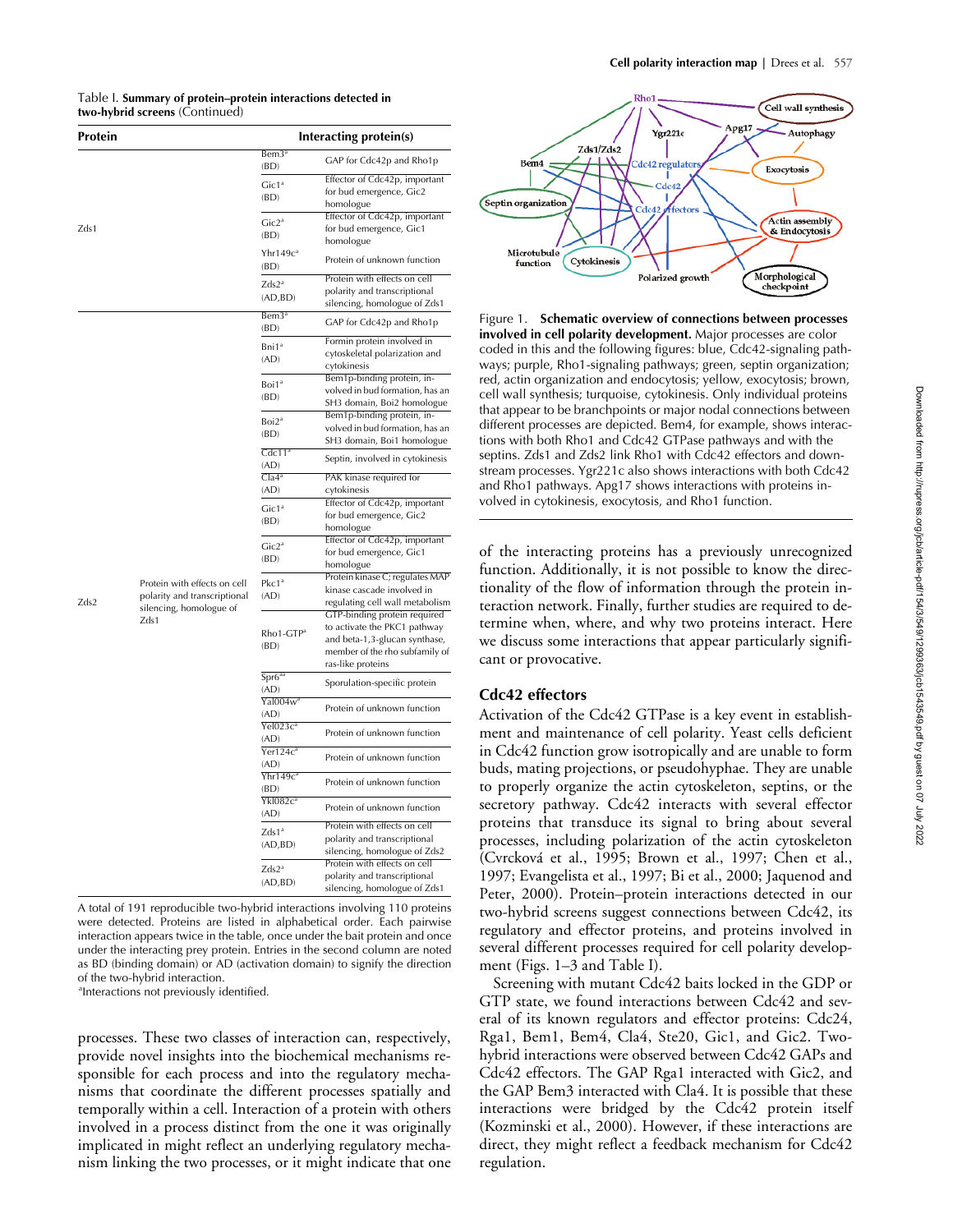Table I. **Summary of protein–protein interactions detected in two-hybrid screens** (Continued)

| Protein | | Interacting protein(s) | |
|---|---|---|---|
| Zds1 | | Bem3[a] (BD) | GAP for Cdc42p and Rho1p |
| | | Gic1[a] (BD) | Effector of Cdc42p, important for bud emergence, Gic2 homologue |
| | | Gic2[a] (BD) | Effector of Cdc42p, important for bud emergence, Gic1 homologue |
| | | Yhr149c[a] (BD) | Protein of unknown function |
| | | Zds2[a] (AD,BD) | Protein with effects on cell polarity and transcriptional silencing, homologue of Zds1 |
| Zds2 | Protein with effects on cell polarity and transcriptional silencing, homologue of Zds1 | Bem3[a] (BD) | GAP for Cdc42p and Rho1p |
| | | Bni1[a] (AD) | Formin protein involved in cytoskeletal polarization and cytokinesis |
| | | Boi1[a] (BD) | Bem1p-binding protein, involved in bud formation, has an SH3 domain, Boi2 homologue |
| | | Boi2[a] (BD) | Bem1p-binding protein, involved in bud formation, has an SH3 domain, Boi1 homologue |
| | | Cdc11[a] (AD) | Septin, involved in cytokinesis |
| | | Cla4[a] (AD) | PAK kinase required for cytokinesis |
| | | Gic1[a] (BD) | Effector of Cdc42p, important for bud emergence, Gic2 homologue |
| | | Gic2[a] (BD) | Effector of Cdc42p, important for bud emergence, Gic1 homologue |
| | | Pkc1[a] (AD) | Protein kinase C; regulates MAP kinase cascade involved in regulating cell wall metabolism |
| | | Rho1-GTP[a] (BD) | GTP-binding protein required to activate the PKC1 pathway and beta-1,3-glucan synthase, member of the rho subfamily of ras-like proteins |
| | | Spr6[aa] (AD) | Sporulation-specific protein |
| | | Yal004w[a] (AD) | Protein of unknown function |
| | | Yel023c[a] (AD) | Protein of unknown function |
| | | Yer124c[a] (AD) | Protein of unknown function |
| | | Yhr149c[a] (BD) | Protein of unknown function |
| | | Ykl082c[a] (AD) | Protein of unknown function |
| | | Zds1[a] (AD,BD) | Protein with effects on cell polarity and transcriptional silencing, homologue of Zds2 |
| | | Zds2[a] (AD,BD) | Protein with effects on cell polarity and transcriptional silencing, homologue of Zds1 |

A total of 191 reproducible two-hybrid interactions involving 110 proteins were detected. Proteins are listed in alphabetical order. Each pairwise interaction appears twice in the table, once under the bait protein and once under the interacting prey protein. Entries in the second column are noted as BD (binding domain) or AD (activation domain) to signify the direction of the two-hybrid interaction.

[a]Interactions not previously identified.

processes. These two classes of interaction can, respectively, provide novel insights into the biochemical mechanisms responsible for each process and into the regulatory mechanisms that coordinate the different processes spatially and temporally within a cell. Interaction of a protein with others involved in a process distinct from the one it was originally implicated in might reflect an underlying regulatory mechanism linking the two processes, or it might indicate that one of the interacting proteins has a previously unrecognized function. Additionally, it is not possible to know the directionality of the flow of information through the protein interaction network. Finally, further studies are required to determine when, where, and why two proteins interact. Here we discuss some interactions that appear particularly significant or provocative.

Figure 1. **Schematic overview of connections between processes involved in cell polarity development.** Major processes are color coded in this and the following figures: blue, Cdc42-signaling pathways; purple, Rho1-signaling pathways; green, septin organization; red, actin organization and endocytosis; yellow, exocytosis; brown, cell wall synthesis; turquoise, cytokinesis. Only individual proteins that appear to be branchpoints or major nodal connections between different processes are depicted. Bem4, for example, shows interactions with both Rho1 and Cdc42 GTPase pathways and with the septins. Zds1 and Zds2 link Rho1 with Cdc42 effectors and downstream processes. Ygr221c also shows interactions with both Cdc42 and Rho1 pathways. Apg17 shows interactions with proteins involved in cytokinesis, exocytosis, and Rho1 function.

## Cdc42 effectors

Activation of the Cdc42 GTPase is a key event in establishment and maintenance of cell polarity. Yeast cells deficient in Cdc42 function grow isotropically and are unable to form buds, mating projections, or pseudohyphae. They are unable to properly organize the actin cytoskeleton, septins, or the secretory pathway. Cdc42 interacts with several effector proteins that transduce its signal to bring about several processes, including polarization of the actin cytoskeleton (Cvrcková et al., 1995; Brown et al., 1997; Chen et al., 1997; Evangelista et al., 1997; Bi et al., 2000; Jaquenod and Peter, 2000). Protein–protein interactions detected in our two-hybrid screens suggest connections between Cdc42, its regulatory and effector proteins, and proteins involved in several different processes required for cell polarity development (Figs. 1–3 and Table I).

Screening with mutant Cdc42 baits locked in the GDP or GTP state, we found interactions between Cdc42 and several of its known regulators and effector proteins: Cdc24, Rga1, Bem1, Bem4, Cla4, Ste20, Gic1, and Gic2. Two-hybrid interactions were observed between Cdc42 GAPs and Cdc42 effectors. The GAP Rga1 interacted with Gic2, and the GAP Bem3 interacted with Cla4. It is possible that these interactions were bridged by the Cdc42 protein itself (Kozminski et al., 2000). However, if these interactions are direct, they might reflect a feedback mechanism for Cdc42 regulation.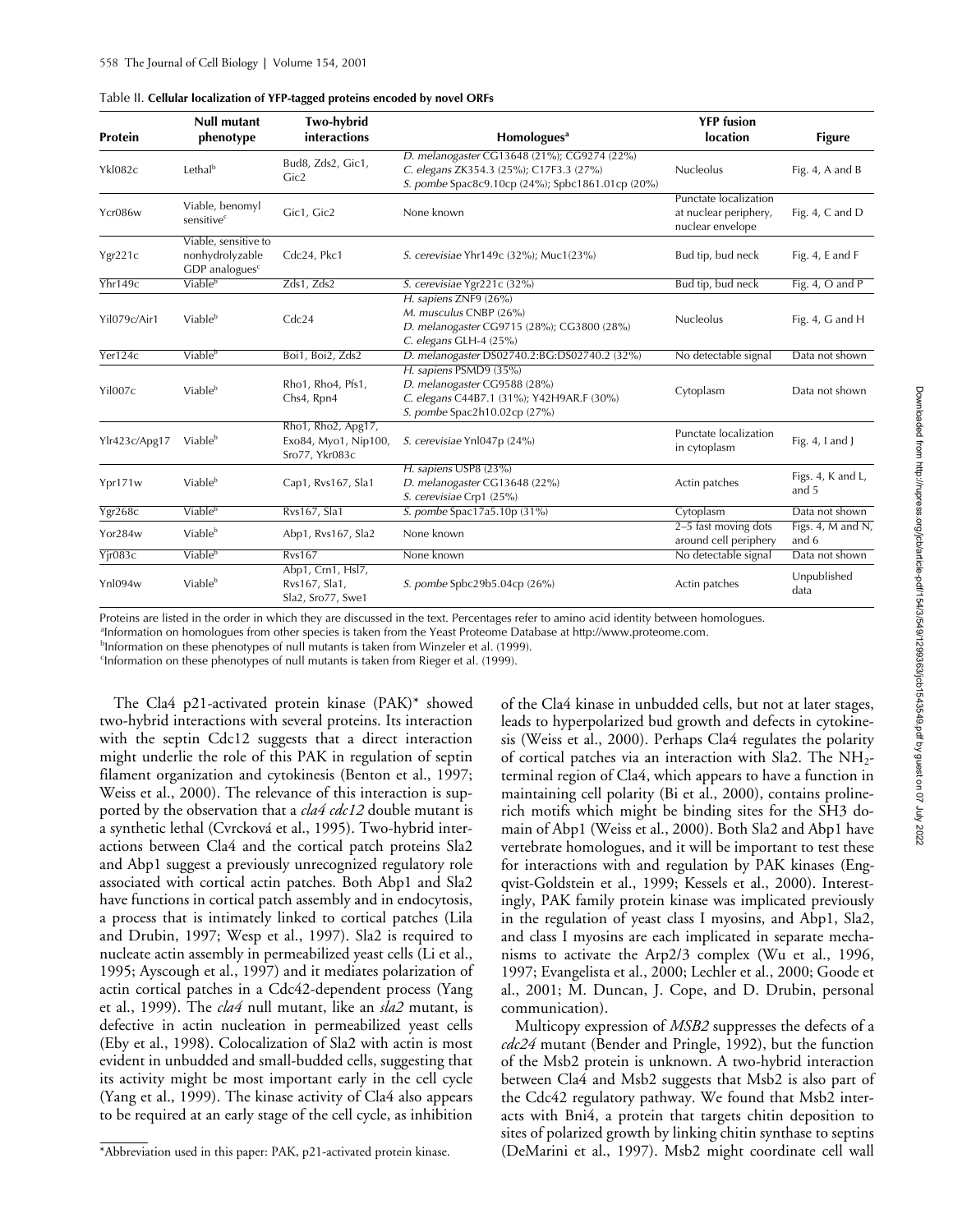Table II. **Cellular localization of YFP-tagged proteins encoded by novel ORFs**

| Protein | Null mutant phenotype | Two-hybrid interactions | Homologues[a] | YFP fusion location | Figure |
|---|---|---|---|---|---|
| Ykl082c | Lethal[b] | Bud8, Zds2, Gic1, Gic2 | *D. melanogaster* CG13648 (21%); CG9274 (22%) *C. elegans* ZK354.3 (25%); C17F3.3 (27%) *S. pombe* Spac8c9.10cp (24%); Spbc1861.01cp (20%) | Nucleolus | Fig. 4, A and B |
| Ycr086w | Viable, benomyl sensitive[c] | Gic1, Gic2 | None known | Punctate localization at nuclear periphery, nuclear envelope | Fig. 4, C and D |
| Ygr221c | Viable, sensitive to nonhydrolyzable GDP analogues[c] | Cdc24, Pkc1 | *S. cerevisiae* Yhr149c (32%); Muc1(23%) | Bud tip, bud neck | Fig. 4, E and F |
| Yhr149c | Viable[b] | Zds1, Zds2 | *S. cerevisiae* Ygr221c (32%) | Bud tip, bud neck | Fig. 4, O and P |
| Yil079c/Air1 | Viable[b] | Cdc24 | *H. sapiens* ZNF9 (26%) *M. musculus* CNBP (26%) *D. melanogaster* CG9715 (28%); CG3800 (28%) *C. elegans* GLH-4 (25%) | Nucleolus | Fig. 4, G and H |
| Yer124c | Viable[b] | Boi1, Boi2, Zds2 | *D. melanogaster* DS02740.2:BG:DS02740.2 (32%) | No detectable signal | Data not shown |
| Yil007c | Viable[b] | Rho1, Rho4, Pfs1, Chs4, Rpn4 | *H. sapiens* PSMD9 (35%) *D. melanogaster* CG9588 (28%) *C. elegans* C44B7.1 (31%); Y42H9AR.F (30%) *S. pombe* Spac2h10.02cp (27%) | Cytoplasm | Data not shown |
| Ylr423c/Apg17 | Viable[b] | Rho1, Rho2, Apg17, Exo84, Myo1, Nip100, Sro77, Ykr083c | *S. cerevisiae* Ynl047p (24%) | Punctate localization in cytoplasm | Fig. 4, I and J |
| Ypr171w | Viable[b] | Cap1, Rvs167, Sla1 | *H. sapiens* USP8 (23%) *D. melanogaster* CG13648 (22%) *S. cerevisiae* Crp1 (25%) | Actin patches | Figs. 4, K and L, and 5 |
| Ygr268c | Viable[b] | Rvs167, Sla1 | *S. pombe* Spac17a5.10p (31%) | Cytoplasm | Data not shown |
| Yor284w | Viable[b] | Abp1, Rvs167, Sla2 | None known | 2–5 fast moving dots around cell periphery | Figs. 4, M and N, and 6 |
| Yjr083c | Viable[b] | Rvs167 | None known | No detectable signal | Data not shown |
| Ynl094w | Viable[b] | Abp1, Crn1, Hsl7, Rvs167, Sla1, Sla2, Sro77, Swe1 | *S. pombe* Spbc29b5.04cp (26%) | Actin patches | Unpublished data |

Proteins are listed in the order in which they are discussed in the text. Percentages refer to amino acid identity between homologues.
[a]Information on homologues from other species is taken from the Yeast Proteome Database at http://www.proteome.com.
[b]Information on these phenotypes of null mutants is taken from Winzeler et al. (1999).
[c]Information on these phenotypes of null mutants is taken from Rieger et al. (1999).

The Cla4 p21-activated protein kinase (PAK)* showed two-hybrid interactions with several proteins. Its interaction with the septin Cdc12 suggests that a direct interaction might underlie the role of this PAK in regulation of septin filament organization and cytokinesis (Benton et al., 1997; Weiss et al., 2000). The relevance of this interaction is supported by the observation that a *cla4 cdc12* double mutant is a synthetic lethal (Cvrcková et al., 1995). Two-hybrid interactions between Cla4 and the cortical patch proteins Sla2 and Abp1 suggest a previously unrecognized regulatory role associated with cortical actin patches. Both Abp1 and Sla2 have functions in cortical patch assembly and in endocytosis, a process that is intimately linked to cortical patches (Lila and Drubin, 1997; Wesp et al., 1997). Sla2 is required to nucleate actin assembly in permeabilized yeast cells (Li et al., 1995; Ayscough et al., 1997) and it mediates polarization of actin cortical patches in a Cdc42-dependent process (Yang et al., 1999). The *cla4* null mutant, like an *sla2* mutant, is defective in actin nucleation in permeabilized yeast cells (Eby et al., 1998). Colocalization of Sla2 with actin is most evident in unbudded and small-budded cells, suggesting that its activity might be most important early in the cell cycle (Yang et al., 1999). The kinase activity of Cla4 also appears to be required at an early stage of the cell cycle, as inhibition of the Cla4 kinase in unbudded cells, but not at later stages, leads to hyperpolarized bud growth and defects in cytokinesis (Weiss et al., 2000). Perhaps Cla4 regulates the polarity of cortical patches via an interaction with Sla2. The $NH_2$-terminal region of Cla4, which appears to have a function in maintaining cell polarity (Bi et al., 2000), contains proline-rich motifs which might be binding sites for the SH3 domain of Abp1 (Weiss et al., 2000). Both Sla2 and Abp1 have vertebrate homologues, and it will be important to test these for interactions with and regulation by PAK kinases (Engqvist-Goldstein et al., 1999; Kessels et al., 2000). Interestingly, PAK family protein kinase was implicated previously in the regulation of yeast class I myosins, and Abp1, Sla2, and class I myosins are each implicated in separate mechanisms to activate the Arp2/3 complex (Wu et al., 1996, 1997; Evangelista et al., 2000; Lechler et al., 2000; Goode et al., 2001; M. Duncan, J. Cope, and D. Drubin, personal communication).

Multicopy expression of *MSB2* suppresses the defects of a *cdc24* mutant (Bender and Pringle, 1992), but the function of the Msb2 protein is unknown. A two-hybrid interaction between Cla4 and Msb2 suggests that Msb2 is also part of the Cdc42 regulatory pathway. We found that Msb2 interacts with Bni4, a protein that targets chitin deposition to sites of polarized growth by linking chitin synthase to septins (DeMarini et al., 1997). Msb2 might coordinate cell wall

*Abbreviation used in this paper: PAK, p21-activated protein kinase.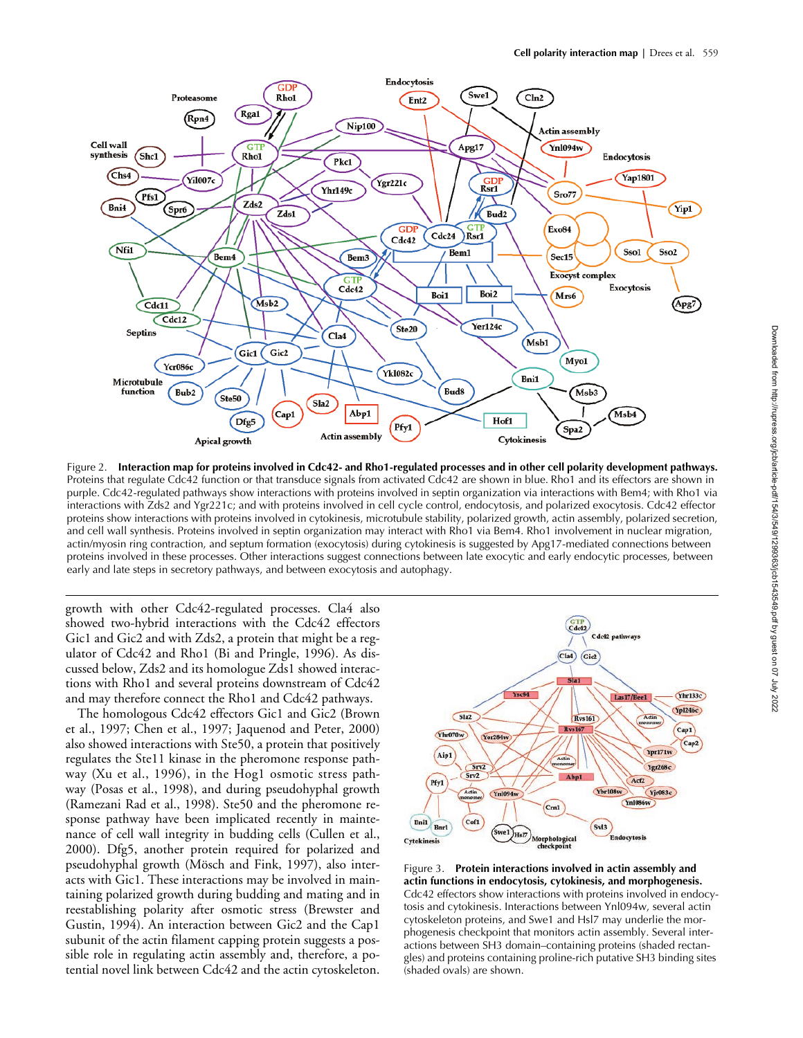Figure 2. **Interaction map for proteins involved in Cdc42- and Rho1-regulated processes and in other cell polarity development pathways.** Proteins that regulate Cdc42 function or that transduce signals from activated Cdc42 are shown in blue. Rho1 and its effectors are shown in purple. Cdc42-regulated pathways show interactions with proteins involved in septin organization via interactions with Bem4; with Rho1 via interactions with Zds2 and Ygr221c; and with proteins involved in cell cycle control, endocytosis, and polarized exocytosis. Cdc42 effector proteins show interactions with proteins involved in cytokinesis, microtubule stability, polarized growth, actin assembly, polarized secretion, and cell wall synthesis. Proteins involved in septin organization may interact with Rho1 via Bem4. Rho1 involvement in nuclear migration, actin/myosin ring contraction, and septum formation (exocytosis) during cytokinesis is suggested by Apg17-mediated connections between proteins involved in these processes. Other interactions suggest connections between late exocytic and early endocytic processes, between early and late steps in secretory pathways, and between exocytosis and autophagy.

growth with other Cdc42-regulated processes. Cla4 also showed two-hybrid interactions with the Cdc42 effectors Gic1 and Gic2 and with Zds2, a protein that might be a regulator of Cdc42 and Rho1 (Bi and Pringle, 1996). As discussed below, Zds2 and its homologue Zds1 showed interactions with Rho1 and several proteins downstream of Cdc42 and may therefore connect the Rho1 and Cdc42 pathways.

The homologous Cdc42 effectors Gic1 and Gic2 (Brown et al., 1997; Chen et al., 1997; Jaquenod and Peter, 2000) also showed interactions with Ste50, a protein that positively regulates the Ste11 kinase in the pheromone response pathway (Xu et al., 1996), in the Hog1 osmotic stress pathway (Posas et al., 1998), and during pseudohyphal growth (Ramezani Rad et al., 1998). Ste50 and the pheromone response pathway have been implicated recently in maintenance of cell wall integrity in budding cells (Cullen et al., 2000). Dfg5, another protein required for polarized and pseudohyphal growth (Mösch and Fink, 1997), also interacts with Gic1. These interactions may be involved in maintaining polarized growth during budding and mating and in reestablishing polarity after osmotic stress (Brewster and Gustin, 1994). An interaction between Gic2 and the Cap1 subunit of the actin filament capping protein suggests a possible role in regulating actin assembly and, therefore, a potential novel link between Cdc42 and the actin cytoskeleton.

Figure 3. **Protein interactions involved in actin assembly and actin functions in endocytosis, cytokinesis, and morphogenesis.** Cdc42 effectors show interactions with proteins involved in endocytosis and cytokinesis. Interactions between Ynl094w, several actin cytoskeleton proteins, and Swe1 and Hsl7 may underlie the morphogenesis checkpoint that monitors actin assembly. Several interactions between SH3 domain–containing proteins (shaded rectangles) and proteins containing proline-rich putative SH3 binding sites (shaded ovals) are shown.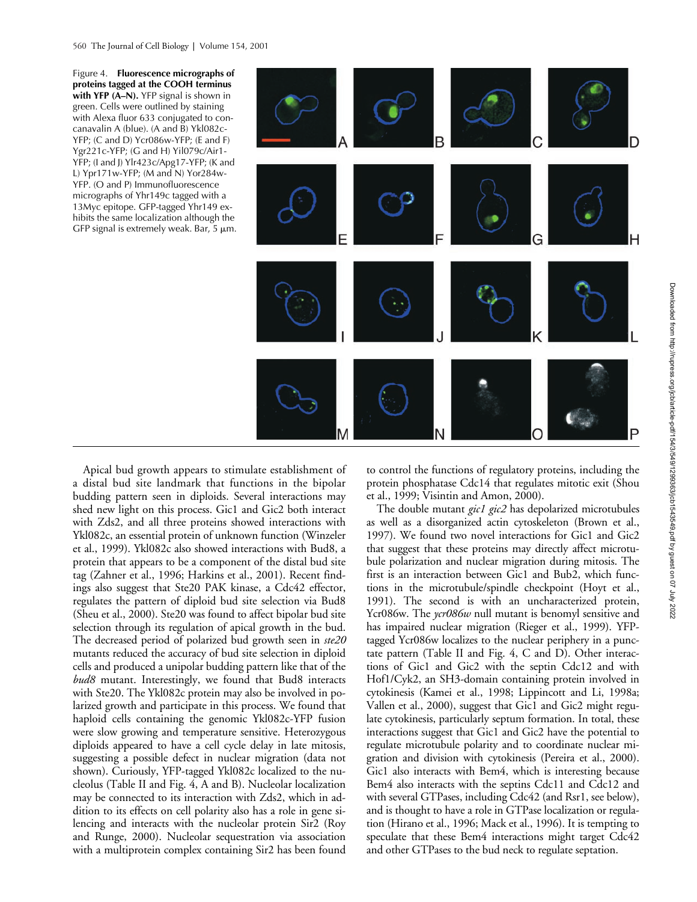Figure 4. **Fluorescence micrographs of proteins tagged at the COOH terminus with YFP (A–N).** YFP signal is shown in green. Cells were outlined by staining with Alexa fluor 633 conjugated to concanavalin A (blue). (A and B) Ykl082c-YFP; (C and D) Ycr086w-YFP; (E and F) Ygr221c-YFP; (G and H) Yil079c/Air1-YFP; (I and J) Ylr423c/Apg17-YFP; (K and L) Ypr171w-YFP; (M and N) Yor284w-YFP. (O and P) Immunofluorescence micrographs of Yhr149c tagged with a 13Myc epitope. GFP-tagged Yhr149 exhibits the same localization although the GFP signal is extremely weak. Bar, 5 μm.

Apical bud growth appears to stimulate establishment of a distal bud site landmark that functions in the bipolar budding pattern seen in diploids. Several interactions may shed new light on this process. Gic1 and Gic2 both interact with Zds2, and all three proteins showed interactions with Ykl082c, an essential protein of unknown function (Winzeler et al., 1999). Ykl082c also showed interactions with Bud8, a protein that appears to be a component of the distal bud site tag (Zahner et al., 1996; Harkins et al., 2001). Recent findings also suggest that Ste20 PAK kinase, a Cdc42 effector, regulates the pattern of diploid bud site selection via Bud8 (Sheu et al., 2000). Ste20 was found to affect bipolar bud site selection through its regulation of apical growth in the bud. The decreased period of polarized bud growth seen in *ste20* mutants reduced the accuracy of bud site selection in diploid cells and produced a unipolar budding pattern like that of the *bud8* mutant. Interestingly, we found that Bud8 interacts with Ste20. The Ykl082c protein may also be involved in polarized growth and participate in this process. We found that haploid cells containing the genomic Ykl082c-YFP fusion were slow growing and temperature sensitive. Heterozygous diploids appeared to have a cell cycle delay in late mitosis, suggesting a possible defect in nuclear migration (data not shown). Curiously, YFP-tagged Ykl082c localized to the nucleolus (Table II and Fig. 4, A and B). Nucleolar localization may be connected to its interaction with Zds2, which in addition to its effects on cell polarity also has a role in gene silencing and interacts with the nucleolar protein Sir2 (Roy and Runge, 2000). Nucleolar sequestration via association with a multiprotein complex containing Sir2 has been found to control the functions of regulatory proteins, including the protein phosphatase Cdc14 that regulates mitotic exit (Shou et al., 1999; Visintin and Amon, 2000).

The double mutant *gic1 gic2* has depolarized microtubules as well as a disorganized actin cytoskeleton (Brown et al., 1997). We found two novel interactions for Gic1 and Gic2 that suggest that these proteins may directly affect microtubule polarization and nuclear migration during mitosis. The first is an interaction between Gic1 and Bub2, which functions in the microtubule/spindle checkpoint (Hoyt et al., 1991). The second is with an uncharacterized protein, Ycr086w. The *ycr086w* null mutant is benomyl sensitive and has impaired nuclear migration (Rieger et al., 1999). YFP-tagged Ycr086w localizes to the nuclear periphery in a punctate pattern (Table II and Fig. 4, C and D). Other interactions of Gic1 and Gic2 with the septin Cdc12 and with Hof1/Cyk2, an SH3-domain containing protein involved in cytokinesis (Kamei et al., 1998; Lippincott and Li, 1998a; Vallen et al., 2000), suggest that Gic1 and Gic2 might regulate cytokinesis, particularly septum formation. In total, these interactions suggest that Gic1 and Gic2 have the potential to regulate microtubule polarity and to coordinate nuclear migration and division with cytokinesis (Pereira et al., 2000). Gic1 also interacts with Bem4, which is interesting because Bem4 also interacts with the septins Cdc11 and Cdc12 and with several GTPases, including Cdc42 (and Rsr1, see below), and is thought to have a role in GTPase localization or regulation (Hirano et al., 1996; Mack et al., 1996). It is tempting to speculate that these Bem4 interactions might target Cdc42 and other GTPases to the bud neck to regulate septation.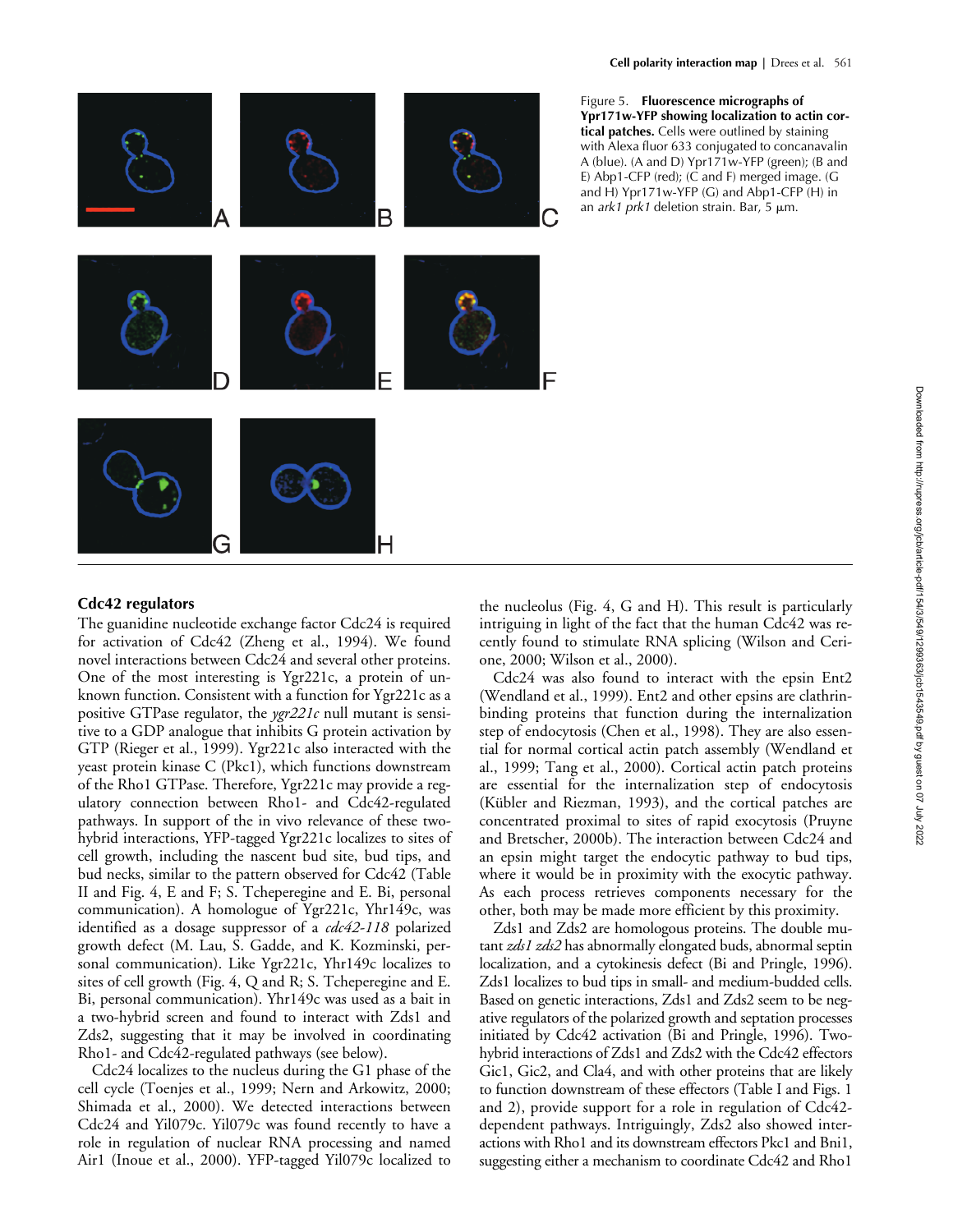Figure 5. **Fluorescence micrographs of Ypr171w-YFP showing localization to actin cortical patches.** Cells were outlined by staining with Alexa fluor 633 conjugated to concanavalin A (blue). (A and D) Ypr171w-YFP (green); (B and E) Abp1-CFP (red); (C and F) merged image. (G and H) Ypr171w-YFP (G) and Abp1-CFP (H) in an *ark1 prk1* deletion strain. Bar, 5 μm.

## Cdc42 regulators

The guanidine nucleotide exchange factor Cdc24 is required for activation of Cdc42 (Zheng et al., 1994). We found novel interactions between Cdc24 and several other proteins. One of the most interesting is Ygr221c, a protein of unknown function. Consistent with a function for Ygr221c as a positive GTPase regulator, the *ygr221c* null mutant is sensitive to a GDP analogue that inhibits G protein activation by GTP (Rieger et al., 1999). Ygr221c also interacted with the yeast protein kinase C (Pkc1), which functions downstream of the Rho1 GTPase. Therefore, Ygr221c may provide a regulatory connection between Rho1- and Cdc42-regulated pathways. In support of the in vivo relevance of these two-hybrid interactions, YFP-tagged Ygr221c localizes to sites of cell growth, including the nascent bud site, bud tips, and bud necks, similar to the pattern observed for Cdc42 (Table II and Fig. 4, E and F; S. Tcheperegine and E. Bi, personal communication). A homologue of Ygr221c, Yhr149c, was identified as a dosage suppressor of a *cdc42-118* polarized growth defect (M. Lau, S. Gadde, and K. Kozminski, personal communication). Like Ygr221c, Yhr149c localizes to sites of cell growth (Fig. 4, Q and R; S. Tcheperegine and E. Bi, personal communication). Yhr149c was used as a bait in a two-hybrid screen and found to interact with Zds1 and Zds2, suggesting that it may be involved in coordinating Rho1- and Cdc42-regulated pathways (see below).

Cdc24 localizes to the nucleus during the G1 phase of the cell cycle (Toenjes et al., 1999; Nern and Arkowitz, 2000; Shimada et al., 2000). We detected interactions between Cdc24 and Yil079c. Yil079c was found recently to have a role in regulation of nuclear RNA processing and named Air1 (Inoue et al., 2000). YFP-tagged Yil079c localized to the nucleolus (Fig. 4, G and H). This result is particularly intriguing in light of the fact that the human Cdc42 was recently found to stimulate RNA splicing (Wilson and Cerione, 2000; Wilson et al., 2000).

Cdc24 was also found to interact with the epsin Ent2 (Wendland et al., 1999). Ent2 and other epsins are clathrin-binding proteins that function during the internalization step of endocytosis (Chen et al., 1998). They are also essential for normal cortical actin patch assembly (Wendland et al., 1999; Tang et al., 2000). Cortical actin patch proteins are essential for the internalization step of endocytosis (Kübler and Riezman, 1993), and the cortical patches are concentrated proximal to sites of rapid exocytosis (Pruyne and Bretscher, 2000b). The interaction between Cdc24 and an epsin might target the endocytic pathway to bud tips, where it would be in proximity with the exocytic pathway. As each process retrieves components necessary for the other, both may be made more efficient by this proximity.

Zds1 and Zds2 are homologous proteins. The double mutant *zds1 zds2* has abnormally elongated buds, abnormal septin localization, and a cytokinesis defect (Bi and Pringle, 1996). Zds1 localizes to bud tips in small- and medium-budded cells. Based on genetic interactions, Zds1 and Zds2 seem to be negative regulators of the polarized growth and septation processes initiated by Cdc42 activation (Bi and Pringle, 1996). Two-hybrid interactions of Zds1 and Zds2 with the Cdc42 effectors Gic1, Gic2, and Cla4, and with other proteins that are likely to function downstream of these effectors (Table I and Figs. 1 and 2), provide support for a role in regulation of Cdc42-dependent pathways. Intriguingly, Zds2 also showed interactions with Rho1 and its downstream effectors Pkc1 and Bni1, suggesting either a mechanism to coordinate Cdc42 and Rho1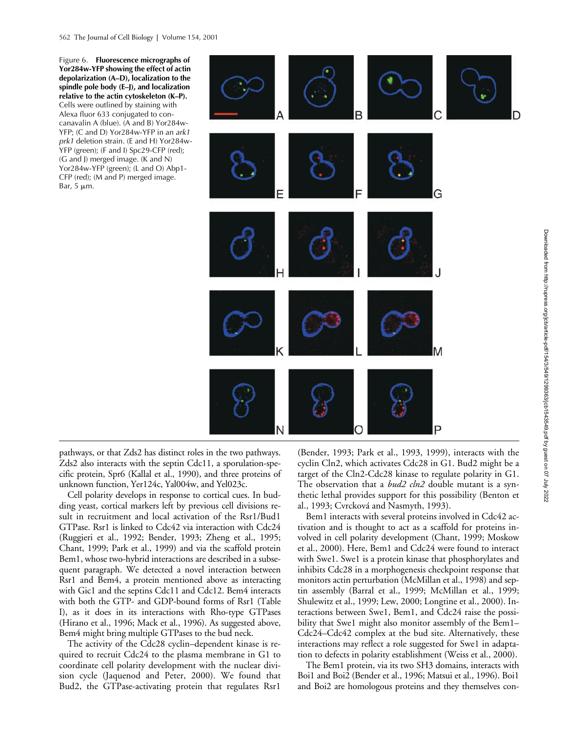Figure 6. **Fluorescence micrographs of Yor284w-YFP showing the effect of actin depolarization (A–D), localization to the spindle pole body (E–J), and localization relative to the actin cytoskeleton (K–P).** Cells were outlined by staining with Alexa fluor 633 conjugated to concanavalin A (blue). (A and B) Yor284w-YFP; (C and D) Yor284w-YFP in an *ark1 prk1* deletion strain. (E and H) Yor284w-YFP (green); (F and I) Spc29-CFP (red); (G and J) merged image. (K and N) Yor284w-YFP (green); (L and O) Abp1-CFP (red); (M and P) merged image. Bar, 5 μm.

pathways, or that Zds2 has distinct roles in the two pathways. Zds2 also interacts with the septin Cdc11, a sporulation-specific protein, Spr6 (Kallal et al., 1990), and three proteins of unknown function, Yer124c, Yal004w, and Yel023c.

Cell polarity develops in response to cortical cues. In budding yeast, cortical markers left by previous cell divisions result in recruitment and local activation of the Rsr1/Bud1 GTPase. Rsr1 is linked to Cdc42 via interaction with Cdc24 (Ruggieri et al., 1992; Bender, 1993; Zheng et al., 1995; Chant, 1999; Park et al., 1999) and via the scaffold protein Bem1, whose two-hybrid interactions are described in a subsequent paragraph. We detected a novel interaction between Rsr1 and Bem4, a protein mentioned above as interacting with Gic1 and the septins Cdc11 and Cdc12. Bem4 interacts with both the GTP- and GDP-bound forms of Rsr1 (Table I), as it does in its interactions with Rho-type GTPases (Hirano et al., 1996; Mack et al., 1996). As suggested above, Bem4 might bring multiple GTPases to the bud neck.

The activity of the Cdc28 cyclin–dependent kinase is required to recruit Cdc24 to the plasma membrane in G1 to coordinate cell polarity development with the nuclear division cycle (Jaquenod and Peter, 2000). We found that Bud2, the GTPase-activating protein that regulates Rsr1 (Bender, 1993; Park et al., 1993, 1999), interacts with the cyclin Cln2, which activates Cdc28 in G1. Bud2 might be a target of the Cln2-Cdc28 kinase to regulate polarity in G1. The observation that a *bud2 cln2* double mutant is a synthetic lethal provides support for this possibility (Benton et al., 1993; Cvrcková and Nasmyth, 1993).

Bem1 interacts with several proteins involved in Cdc42 activation and is thought to act as a scaffold for proteins involved in cell polarity development (Chant, 1999; Moskow et al., 2000). Here, Bem1 and Cdc24 were found to interact with Swe1. Swe1 is a protein kinase that phosphorylates and inhibits Cdc28 in a morphogenesis checkpoint response that monitors actin perturbation (McMillan et al., 1998) and septin assembly (Barral et al., 1999; McMillan et al., 1999; Shulewitz et al., 1999; Lew, 2000; Longtine et al., 2000). Interactions between Swe1, Bem1, and Cdc24 raise the possibility that Swe1 might also monitor assembly of the Bem1–Cdc24–Cdc42 complex at the bud site. Alternatively, these interactions may reflect a role suggested for Swe1 in adaptation to defects in polarity establishment (Weiss et al., 2000).

The Bem1 protein, via its two SH3 domains, interacts with Boi1 and Boi2 (Bender et al., 1996; Matsui et al., 1996). Boi1 and Boi2 are homologous proteins and they themselves con-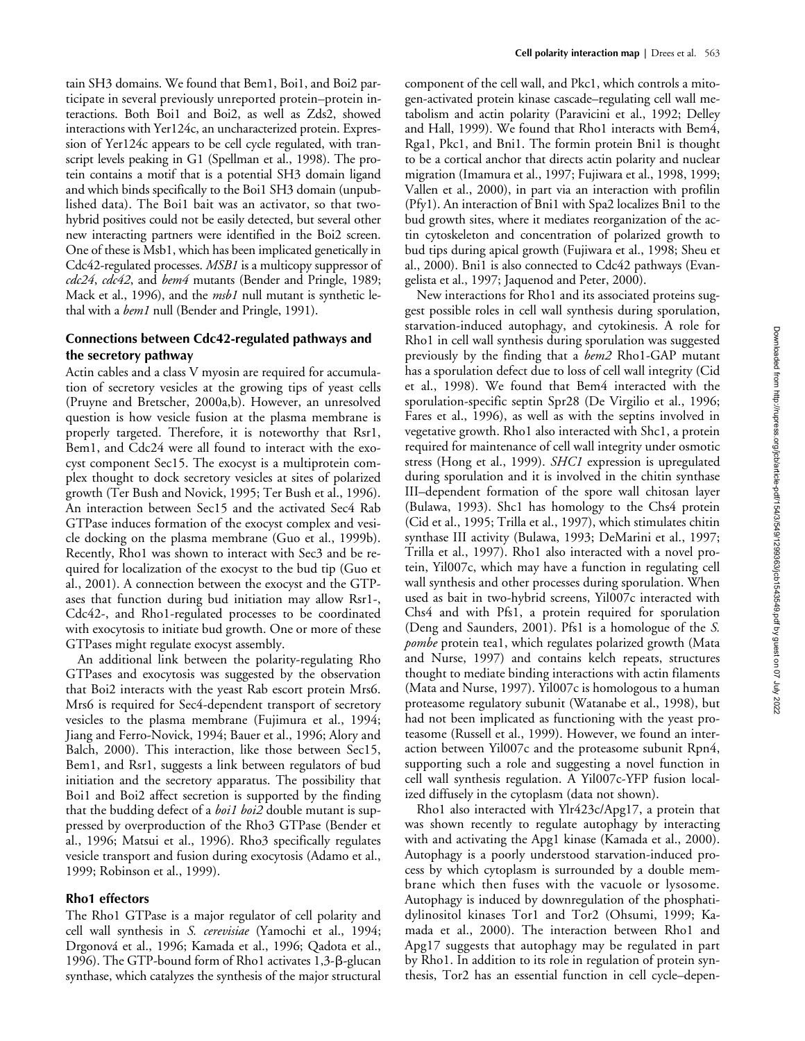tain SH3 domains. We found that Bem1, Boi1, and Boi2 participate in several previously unreported protein–protein interactions. Both Boi1 and Boi2, as well as Zds2, showed interactions with Yer124c, an uncharacterized protein. Expression of Yer124c appears to be cell cycle regulated, with transcript levels peaking in G1 (Spellman et al., 1998). The protein contains a motif that is a potential SH3 domain ligand and which binds specifically to the Boi1 SH3 domain (unpublished data). The Boi1 bait was an activator, so that two-hybrid positives could not be easily detected, but several other new interacting partners were identified in the Boi2 screen. One of these is Msb1, which has been implicated genetically in Cdc42-regulated processes. *MSB1* is a multicopy suppressor of *cdc24*, *cdc42*, and *bem4* mutants (Bender and Pringle, 1989; Mack et al., 1996), and the *msb1* null mutant is synthetic lethal with a *bem1* null (Bender and Pringle, 1991).

## Connections between Cdc42-regulated pathways and the secretory pathway

Actin cables and a class V myosin are required for accumulation of secretory vesicles at the growing tips of yeast cells (Pruyne and Bretscher, 2000a,b). However, an unresolved question is how vesicle fusion at the plasma membrane is properly targeted. Therefore, it is noteworthy that Rsr1, Bem1, and Cdc24 were all found to interact with the exocyst component Sec15. The exocyst is a multiprotein complex thought to dock secretory vesicles at sites of polarized growth (Ter Bush and Novick, 1995; Ter Bush et al., 1996). An interaction between Sec15 and the activated Sec4 Rab GTPase induces formation of the exocyst complex and vesicle docking on the plasma membrane (Guo et al., 1999b). Recently, Rho1 was shown to interact with Sec3 and be required for localization of the exocyst to the bud tip (Guo et al., 2001). A connection between the exocyst and the GTPases that function during bud initiation may allow Rsr1-, Cdc42-, and Rho1-regulated processes to be coordinated with exocytosis to initiate bud growth. One or more of these GTPases might regulate exocyst assembly.

An additional link between the polarity-regulating Rho GTPases and exocytosis was suggested by the observation that Boi2 interacts with the yeast Rab escort protein Mrs6. Mrs6 is required for Sec4-dependent transport of secretory vesicles to the plasma membrane (Fujimura et al., 1994; Jiang and Ferro-Novick, 1994; Bauer et al., 1996; Alory and Balch, 2000). This interaction, like those between Sec15, Bem1, and Rsr1, suggests a link between regulators of bud initiation and the secretory apparatus. The possibility that Boi1 and Boi2 affect secretion is supported by the finding that the budding defect of a *boi1 boi2* double mutant is suppressed by overproduction of the Rho3 GTPase (Bender et al., 1996; Matsui et al., 1996). Rho3 specifically regulates vesicle transport and fusion during exocytosis (Adamo et al., 1999; Robinson et al., 1999).

## Rho1 effectors

The Rho1 GTPase is a major regulator of cell polarity and cell wall synthesis in *S. cerevisiae* (Yamochi et al., 1994; Drgonová et al., 1996; Kamada et al., 1996; Qadota et al., 1996). The GTP-bound form of Rho1 activates 1,3-β-glucan synthase, which catalyzes the synthesis of the major structural component of the cell wall, and Pkc1, which controls a mitogen-activated protein kinase cascade–regulating cell wall metabolism and actin polarity (Paravicini et al., 1992; Delley and Hall, 1999). We found that Rho1 interacts with Bem4, Rga1, Pkc1, and Bni1. The formin protein Bni1 is thought to be a cortical anchor that directs actin polarity and nuclear migration (Imamura et al., 1997; Fujiwara et al., 1998, 1999; Vallen et al., 2000), in part via an interaction with profilin (Pfy1). An interaction of Bni1 with Spa2 localizes Bni1 to the bud growth sites, where it mediates reorganization of the actin cytoskeleton and concentration of polarized growth to bud tips during apical growth (Fujiwara et al., 1998; Sheu et al., 2000). Bni1 is also connected to Cdc42 pathways (Evangelista et al., 1997; Jaquenod and Peter, 2000).

New interactions for Rho1 and its associated proteins suggest possible roles in cell wall synthesis during sporulation, starvation-induced autophagy, and cytokinesis. A role for Rho1 in cell wall synthesis during sporulation was suggested previously by the finding that a *bem2* Rho1-GAP mutant has a sporulation defect due to loss of cell wall integrity (Cid et al., 1998). We found that Bem4 interacted with the sporulation-specific septin Spr28 (De Virgilio et al., 1996; Fares et al., 1996), as well as with the septins involved in vegetative growth. Rho1 also interacted with Shc1, a protein required for maintenance of cell wall integrity under osmotic stress (Hong et al., 1999). *SHC1* expression is upregulated during sporulation and it is involved in the chitin synthase III–dependent formation of the spore wall chitosan layer (Bulawa, 1993). Shc1 has homology to the Chs4 protein (Cid et al., 1995; Trilla et al., 1997), which stimulates chitin synthase III activity (Bulawa, 1993; DeMarini et al., 1997; Trilla et al., 1997). Rho1 also interacted with a novel protein, Yil007c, which may have a function in regulating cell wall synthesis and other processes during sporulation. When used as bait in two-hybrid screens, Yil007c interacted with Chs4 and with Pfs1, a protein required for sporulation (Deng and Saunders, 2001). Pfs1 is a homologue of the *S. pombe* protein tea1, which regulates polarized growth (Mata and Nurse, 1997) and contains kelch repeats, structures thought to mediate binding interactions with actin filaments (Mata and Nurse, 1997). Yil007c is homologous to a human proteasome regulatory subunit (Watanabe et al., 1998), but had not been implicated as functioning with the yeast proteasome (Russell et al., 1999). However, we found an interaction between Yil007c and the proteasome subunit Rpn4, supporting such a role and suggesting a novel function in cell wall synthesis regulation. A Yil007c-YFP fusion localized diffusely in the cytoplasm (data not shown).

Rho1 also interacted with Ylr423c/Apg17, a protein that was shown recently to regulate autophagy by interacting with and activating the Apg1 kinase (Kamada et al., 2000). Autophagy is a poorly understood starvation-induced process by which cytoplasm is surrounded by a double membrane which then fuses with the vacuole or lysosome. Autophagy is induced by downregulation of the phosphatidylinositol kinases Tor1 and Tor2 (Ohsumi, 1999; Kamada et al., 2000). The interaction between Rho1 and Apg17 suggests that autophagy may be regulated in part by Rho1. In addition to its role in regulation of protein synthesis, Tor2 has an essential function in cell cycle–depen-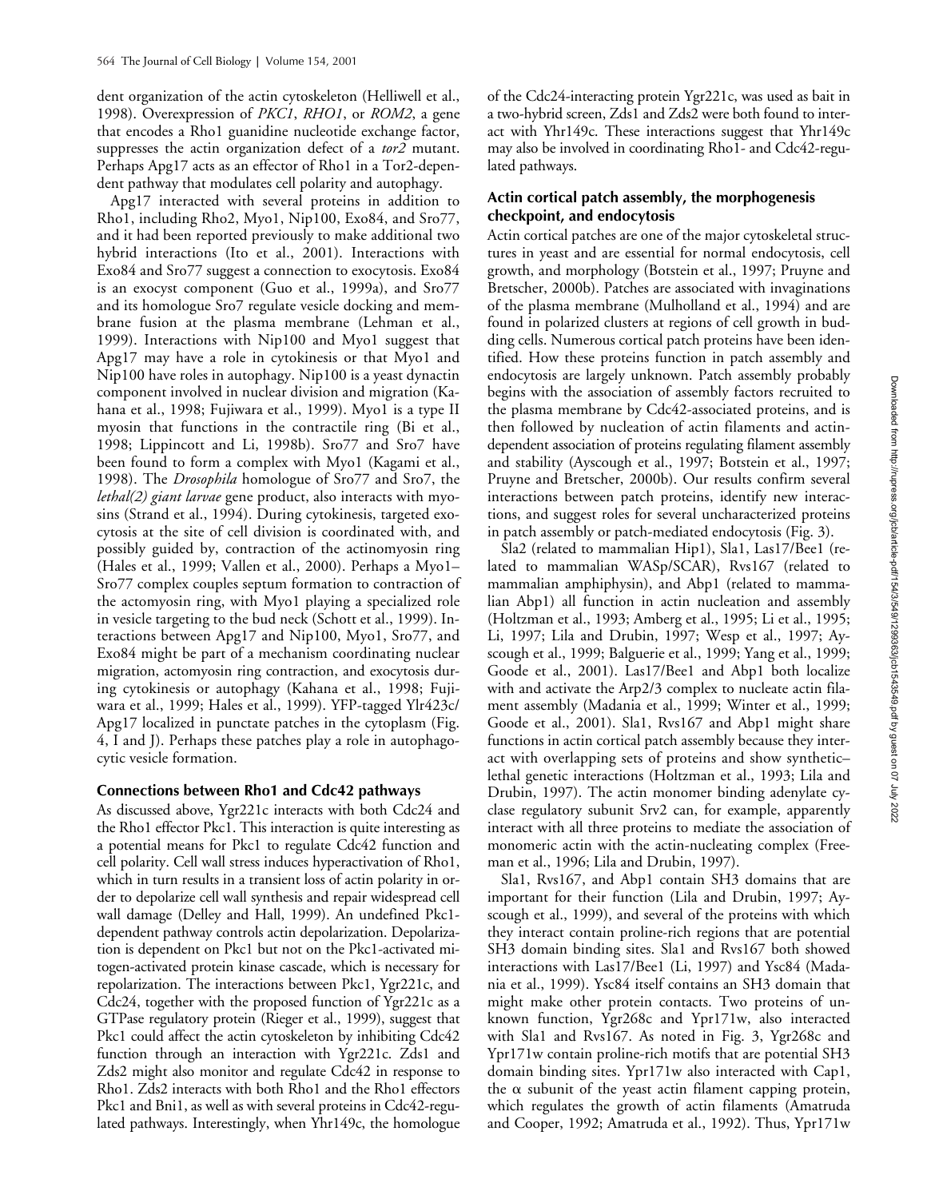dent organization of the actin cytoskeleton (Helliwell et al., 1998). Overexpression of *PKC1*, *RHO1*, or *ROM2*, a gene that encodes a Rho1 guanidine nucleotide exchange factor, suppresses the actin organization defect of a *tor2* mutant. Perhaps Apg17 acts as an effector of Rho1 in a Tor2-dependent pathway that modulates cell polarity and autophagy.

Apg17 interacted with several proteins in addition to Rho1, including Rho2, Myo1, Nip100, Exo84, and Sro77, and it had been reported previously to make additional two hybrid interactions (Ito et al., 2001). Interactions with Exo84 and Sro77 suggest a connection to exocytosis. Exo84 is an exocyst component (Guo et al., 1999a), and Sro77 and its homologue Sro7 regulate vesicle docking and membrane fusion at the plasma membrane (Lehman et al., 1999). Interactions with Nip100 and Myo1 suggest that Apg17 may have a role in cytokinesis or that Myo1 and Nip100 have roles in autophagy. Nip100 is a yeast dynactin component involved in nuclear division and migration (Kahana et al., 1998; Fujiwara et al., 1999). Myo1 is a type II myosin that functions in the contractile ring (Bi et al., 1998; Lippincott and Li, 1998b). Sro77 and Sro7 have been found to form a complex with Myo1 (Kagami et al., 1998). The *Drosophila* homologue of Sro77 and Sro7, the *lethal(2) giant larvae* gene product, also interacts with myosins (Strand et al., 1994). During cytokinesis, targeted exocytosis at the site of cell division is coordinated with, and possibly guided by, contraction of the actinomyosin ring (Hales et al., 1999; Vallen et al., 2000). Perhaps a Myo1–Sro77 complex couples septum formation to contraction of the actomyosin ring, with Myo1 playing a specialized role in vesicle targeting to the bud neck (Schott et al., 1999). Interactions between Apg17 and Nip100, Myo1, Sro77, and Exo84 might be part of a mechanism coordinating nuclear migration, actomyosin ring contraction, and exocytosis during cytokinesis or autophagy (Kahana et al., 1998; Fujiwara et al., 1999; Hales et al., 1999). YFP-tagged Ylr423c/Apg17 localized in punctate patches in the cytoplasm (Fig. 4, I and J). Perhaps these patches play a role in autophagocytic vesicle formation.

### Connections between Rho1 and Cdc42 pathways

As discussed above, Ygr221c interacts with both Cdc24 and the Rho1 effector Pkc1. This interaction is quite interesting as a potential means for Pkc1 to regulate Cdc42 function and cell polarity. Cell wall stress induces hyperactivation of Rho1, which in turn results in a transient loss of actin polarity in order to depolarize cell wall synthesis and repair widespread cell wall damage (Delley and Hall, 1999). An undefined Pkc1-dependent pathway controls actin depolarization. Depolarization is dependent on Pkc1 but not on the Pkc1-activated mitogen-activated protein kinase cascade, which is necessary for repolarization. The interactions between Pkc1, Ygr221c, and Cdc24, together with the proposed function of Ygr221c as a GTPase regulatory protein (Rieger et al., 1999), suggest that Pkc1 could affect the actin cytoskeleton by inhibiting Cdc42 function through an interaction with Ygr221c. Zds1 and Zds2 might also monitor and regulate Cdc42 in response to Rho1. Zds2 interacts with both Rho1 and the Rho1 effectors Pkc1 and Bni1, as well as with several proteins in Cdc42-regulated pathways. Interestingly, when Yhr149c, the homologue of the Cdc24-interacting protein Ygr221c, was used as bait in a two-hybrid screen, Zds1 and Zds2 were both found to interact with Yhr149c. These interactions suggest that Yhr149c may also be involved in coordinating Rho1- and Cdc42-regulated pathways.

### Actin cortical patch assembly, the morphogenesis checkpoint, and endocytosis

Actin cortical patches are one of the major cytoskeletal structures in yeast and are essential for normal endocytosis, cell growth, and morphology (Botstein et al., 1997; Pruyne and Bretscher, 2000b). Patches are associated with invaginations of the plasma membrane (Mulholland et al., 1994) and are found in polarized clusters at regions of cell growth in budding cells. Numerous cortical patch proteins have been identified. How these proteins function in patch assembly and endocytosis are largely unknown. Patch assembly probably begins with the association of assembly factors recruited to the plasma membrane by Cdc42-associated proteins, and is then followed by nucleation of actin filaments and actin-dependent association of proteins regulating filament assembly and stability (Ayscough et al., 1997; Botstein et al., 1997; Pruyne and Bretscher, 2000b). Our results confirm several interactions between patch proteins, identify new interactions, and suggest roles for several uncharacterized proteins in patch assembly or patch-mediated endocytosis (Fig. 3).

Sla2 (related to mammalian Hip1), Sla1, Las17/Bee1 (related to mammalian WASp/SCAR), Rvs167 (related to mammalian amphiphysin), and Abp1 (related to mammalian Abp1) all function in actin nucleation and assembly (Holtzman et al., 1993; Amberg et al., 1995; Li et al., 1995; Li, 1997; Lila and Drubin, 1997; Wesp et al., 1997; Ayscough et al., 1999; Balguerie et al., 1999; Yang et al., 1999; Goode et al., 2001). Las17/Bee1 and Abp1 both localize with and activate the Arp2/3 complex to nucleate actin filament assembly (Madania et al., 1999; Winter et al., 1999; Goode et al., 2001). Sla1, Rvs167 and Abp1 might share functions in actin cortical patch assembly because they interact with overlapping sets of proteins and show synthetic–lethal genetic interactions (Holtzman et al., 1993; Lila and Drubin, 1997). The actin monomer binding adenylate cyclase regulatory subunit Srv2 can, for example, apparently interact with all three proteins to mediate the association of monomeric actin with the actin-nucleating complex (Freeman et al., 1996; Lila and Drubin, 1997).

Sla1, Rvs167, and Abp1 contain SH3 domains that are important for their function (Lila and Drubin, 1997; Ayscough et al., 1999), and several of the proteins with which they interact contain proline-rich regions that are potential SH3 domain binding sites. Sla1 and Rvs167 both showed interactions with Las17/Bee1 (Li, 1997) and Ysc84 (Madania et al., 1999). Ysc84 itself contains an SH3 domain that might make other protein contacts. Two proteins of unknown function, Ygr268c and Ypr171w, also interacted with Sla1 and Rvs167. As noted in Fig. 3, Ygr268c and Ypr171w contain proline-rich motifs that are potential SH3 domain binding sites. Ypr171w also interacted with Cap1, the α subunit of the yeast actin filament capping protein, which regulates the growth of actin filaments (Amatruda and Cooper, 1992; Amatruda et al., 1992). Thus, Ypr171w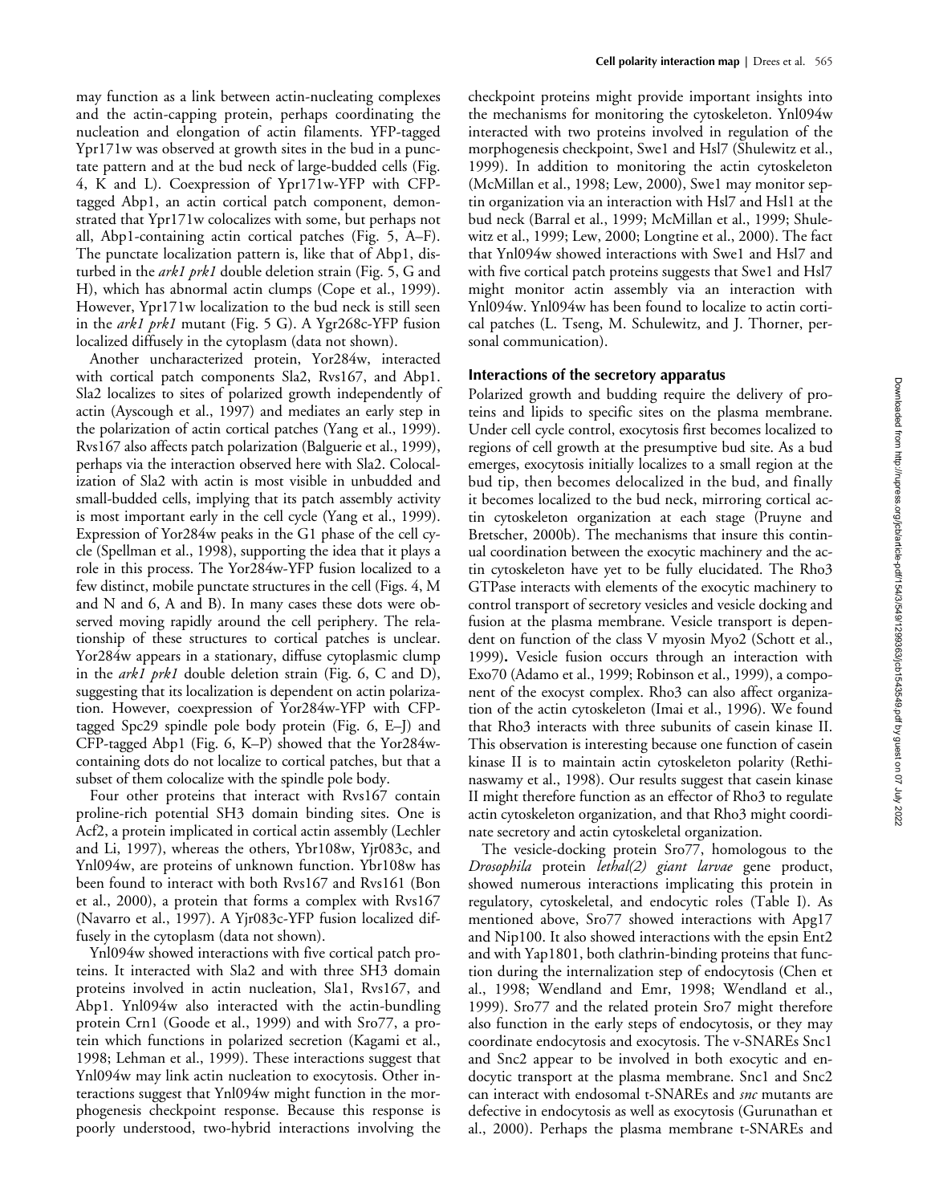may function as a link between actin-nucleating complexes and the actin-capping protein, perhaps coordinating the nucleation and elongation of actin filaments. YFP-tagged Ypr171w was observed at growth sites in the bud in a punctate pattern and at the bud neck of large-budded cells (Fig. 4, K and L). Coexpression of Ypr171w-YFP with CFP-tagged Abp1, an actin cortical patch component, demonstrated that Ypr171w colocalizes with some, but perhaps not all, Abp1-containing actin cortical patches (Fig. 5, A–F). The punctate localization pattern is, like that of Abp1, disturbed in the *ark1 prk1* double deletion strain (Fig. 5, G and H), which has abnormal actin clumps (Cope et al., 1999). However, Ypr171w localization to the bud neck is still seen in the *ark1 prk1* mutant (Fig. 5 G). A Ygr268c-YFP fusion localized diffusely in the cytoplasm (data not shown).

Another uncharacterized protein, Yor284w, interacted with cortical patch components Sla2, Rvs167, and Abp1. Sla2 localizes to sites of polarized growth independently of actin (Ayscough et al., 1997) and mediates an early step in the polarization of actin cortical patches (Yang et al., 1999). Rvs167 also affects patch polarization (Balguerie et al., 1999), perhaps via the interaction observed here with Sla2. Colocalization of Sla2 with actin is most visible in unbudded and small-budded cells, implying that its patch assembly activity is most important early in the cell cycle (Yang et al., 1999). Expression of Yor284w peaks in the G1 phase of the cell cycle (Spellman et al., 1998), supporting the idea that it plays a role in this process. The Yor284w-YFP fusion localized to a few distinct, mobile punctate structures in the cell (Figs. 4, M and N and 6, A and B). In many cases these dots were observed moving rapidly around the cell periphery. The relationship of these structures to cortical patches is unclear. Yor284w appears in a stationary, diffuse cytoplasmic clump in the *ark1 prk1* double deletion strain (Fig. 6, C and D), suggesting that its localization is dependent on actin polarization. However, coexpression of Yor284w-YFP with CFP-tagged Spc29 spindle pole body protein (Fig. 6, E–J) and CFP-tagged Abp1 (Fig. 6, K–P) showed that the Yor284w-containing dots do not localize to cortical patches, but that a subset of them colocalize with the spindle pole body.

Four other proteins that interact with Rvs167 contain proline-rich potential SH3 domain binding sites. One is Acf2, a protein implicated in cortical actin assembly (Lechler and Li, 1997), whereas the others, Ybr108w, Yjr083c, and Ynl094w, are proteins of unknown function. Ybr108w has been found to interact with both Rvs167 and Rvs161 (Bon et al., 2000), a protein that forms a complex with Rvs167 (Navarro et al., 1997). A Yjr083c-YFP fusion localized diffusely in the cytoplasm (data not shown).

Ynl094w showed interactions with five cortical patch proteins. It interacted with Sla2 and with three SH3 domain proteins involved in actin nucleation, Sla1, Rvs167, and Abp1. Ynl094w also interacted with the actin-bundling protein Crn1 (Goode et al., 1999) and with Sro77, a protein which functions in polarized secretion (Kagami et al., 1998; Lehman et al., 1999). These interactions suggest that Ynl094w may link actin nucleation to exocytosis. Other interactions suggest that Ynl094w might function in the morphogenesis checkpoint response. Because this response is poorly understood, two-hybrid interactions involving the checkpoint proteins might provide important insights into the mechanisms for monitoring the cytoskeleton. Ynl094w interacted with two proteins involved in regulation of the morphogenesis checkpoint, Swe1 and Hsl7 (Shulewitz et al., 1999). In addition to monitoring the actin cytoskeleton (McMillan et al., 1998; Lew, 2000), Swe1 may monitor septin organization via an interaction with Hsl7 and Hsl1 at the bud neck (Barral et al., 1999; McMillan et al., 1999; Shulewitz et al., 1999; Lew, 2000; Longtine et al., 2000). The fact that Ynl094w showed interactions with Swe1 and Hsl7 and with five cortical patch proteins suggests that Swe1 and Hsl7 might monitor actin assembly via an interaction with Ynl094w. Ynl094w has been found to localize to actin cortical patches (L. Tseng, M. Schulewitz, and J. Thorner, personal communication).

### Interactions of the secretory apparatus

Polarized growth and budding require the delivery of proteins and lipids to specific sites on the plasma membrane. Under cell cycle control, exocytosis first becomes localized to regions of cell growth at the presumptive bud site. As a bud emerges, exocytosis initially localizes to a small region at the bud tip, then becomes delocalized in the bud, and finally it becomes localized to the bud neck, mirroring cortical actin cytoskeleton organization at each stage (Pruyne and Bretscher, 2000b). The mechanisms that insure this continual coordination between the exocytic machinery and the actin cytoskeleton have yet to be fully elucidated. The Rho3 GTPase interacts with elements of the exocytic machinery to control transport of secretory vesicles and vesicle docking and fusion at the plasma membrane. Vesicle transport is dependent on function of the class V myosin Myo2 (Schott et al., 1999). Vesicle fusion occurs through an interaction with Exo70 (Adamo et al., 1999; Robinson et al., 1999), a component of the exocyst complex. Rho3 can also affect organization of the actin cytoskeleton (Imai et al., 1996). We found that Rho3 interacts with three subunits of casein kinase II. This observation is interesting because one function of casein kinase II is to maintain actin cytoskeleton polarity (Rethinaswamy et al., 1998). Our results suggest that casein kinase II might therefore function as an effector of Rho3 to regulate actin cytoskeleton organization, and that Rho3 might coordinate secretory and actin cytoskeletal organization.

The vesicle-docking protein Sro77, homologous to the *Drosophila* protein *lethal(2) giant larvae* gene product, showed numerous interactions implicating this protein in regulatory, cytoskeletal, and endocytic roles (Table I). As mentioned above, Sro77 showed interactions with Apg17 and Nip100. It also showed interactions with the epsin Ent2 and with Yap1801, both clathrin-binding proteins that function during the internalization step of endocytosis (Chen et al., 1998; Wendland and Emr, 1998; Wendland et al., 1999). Sro77 and the related protein Sro7 might therefore also function in the early steps of endocytosis, or they may coordinate endocytosis and exocytosis. The v-SNAREs Snc1 and Snc2 appear to be involved in both exocytic and endocytic transport at the plasma membrane. Snc1 and Snc2 can interact with endosomal t-SNAREs and *snc* mutants are defective in endocytosis as well as exocytosis (Gurunathan et al., 2000). Perhaps the plasma membrane t-SNAREs and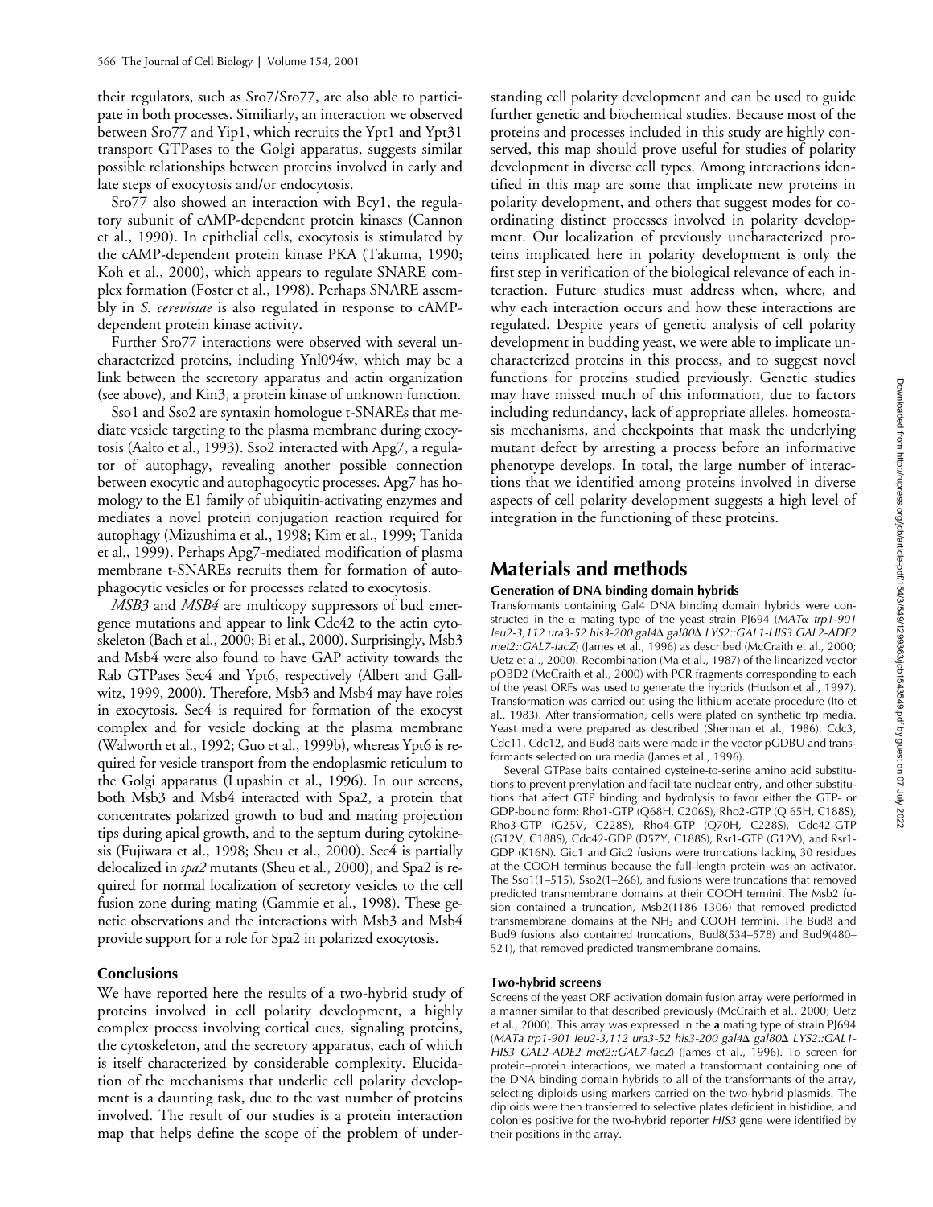their regulators, such as Sro7/Sro77, are also able to participate in both processes. Similiarly, an interaction we observed between Sro77 and Yip1, which recruits the Ypt1 and Ypt31 transport GTPases to the Golgi apparatus, suggests similar possible relationships between proteins involved in early and late steps of exocytosis and/or endocytosis.

Sro77 also showed an interaction with Bcy1, the regulatory subunit of cAMP-dependent protein kinases (Cannon et al., 1990). In epithelial cells, exocytosis is stimulated by the cAMP-dependent protein kinase PKA (Takuma, 1990; Koh et al., 2000), which appears to regulate SNARE complex formation (Foster et al., 1998). Perhaps SNARE assembly in *S. cerevisiae* is also regulated in response to cAMP-dependent protein kinase activity.

Further Sro77 interactions were observed with several uncharacterized proteins, including Ynl094w, which may be a link between the secretory apparatus and actin organization (see above), and Kin3, a protein kinase of unknown function.

Sso1 and Sso2 are syntaxin homologue t-SNAREs that mediate vesicle targeting to the plasma membrane during exocytosis (Aalto et al., 1993). Sso2 interacted with Apg7, a regulator of autophagy, revealing another possible connection between exocytic and autophagocytic processes. Apg7 has homology to the E1 family of ubiquitin-activating enzymes and mediates a novel protein conjugation reaction required for autophagy (Mizushima et al., 1998; Kim et al., 1999; Tanida et al., 1999). Perhaps Apg7-mediated modification of plasma membrane t-SNAREs recruits them for formation of autophagocytic vesicles or for processes related to exocytosis.

*MSB3* and *MSB4* are multicopy suppressors of bud emergence mutations and appear to link Cdc42 to the actin cytoskeleton (Bach et al., 2000; Bi et al., 2000). Surprisingly, Msb3 and Msb4 were also found to have GAP activity towards the Rab GTPases Sec4 and Ypt6, respectively (Albert and Gallwitz, 1999, 2000). Therefore, Msb3 and Msb4 may have roles in exocytosis. Sec4 is required for formation of the exocyst complex and for vesicle docking at the plasma membrane (Walworth et al., 1992; Guo et al., 1999b), whereas Ypt6 is required for vesicle transport from the endoplasmic reticulum to the Golgi apparatus (Lupashin et al., 1996). In our screens, both Msb3 and Msb4 interacted with Spa2, a protein that concentrates polarized growth to bud and mating projection tips during apical growth, and to the septum during cytokinesis (Fujiwara et al., 1998; Sheu et al., 2000). Sec4 is partially delocalized in *spa2* mutants (Sheu et al., 2000), and Spa2 is required for normal localization of secretory vesicles to the cell fusion zone during mating (Gammie et al., 1998). These genetic observations and the interactions with Msb3 and Msb4 provide support for a role for Spa2 in polarized exocytosis.

### Conclusions

We have reported here the results of a two-hybrid study of proteins involved in cell polarity development, a highly complex process involving cortical cues, signaling proteins, the cytoskeleton, and the secretory apparatus, each of which is itself characterized by considerable complexity. Elucidation of the mechanisms that underlie cell polarity development is a daunting task, due to the vast number of proteins involved. The result of our studies is a protein interaction map that helps define the scope of the problem of understanding cell polarity development and can be used to guide further genetic and biochemical studies. Because most of the proteins and processes included in this study are highly conserved, this map should prove useful for studies of polarity development in diverse cell types. Among interactions identified in this map are some that implicate new proteins in polarity development, and others that suggest modes for coordinating distinct processes involved in polarity development. Our localization of previously uncharacterized proteins implicated here in polarity development is only the first step in verification of the biological relevance of each interaction. Future studies must address when, where, and why each interaction occurs and how these interactions are regulated. Despite years of genetic analysis of cell polarity development in budding yeast, we were able to implicate uncharacterized proteins in this process, and to suggest novel functions for proteins studied previously. Genetic studies may have missed much of this information, due to factors including redundancy, lack of appropriate alleles, homeostasis mechanisms, and checkpoints that mask the underlying mutant defect by arresting a process before an informative phenotype develops. In total, the large number of interactions that we identified among proteins involved in diverse aspects of cell polarity development suggests a high level of integration in the functioning of these proteins.

## Materials and methods

### Generation of DNA binding domain hybrids

Transformants containing Gal4 DNA binding domain hybrids were constructed in the α mating type of the yeast strain PJ694 (*MATα trp1-901 leu2-3,112 ura3-52 his3-200 gal4Δ gal80Δ LYS2::GAL1-HIS3 GAL2-ADE2 met2::GAL7-lacZ*) (James et al., 1996) as described (McCraith et al., 2000; Uetz et al., 2000). Recombination (Ma et al., 1987) of the linearized vector pOBD2 (McCraith et al., 2000) with PCR fragments corresponding to each of the yeast ORFs was used to generate the hybrids (Hudson et al., 1997). Transformation was carried out using the lithium acetate procedure (Ito et al., 1983). After transformation, cells were plated on synthetic trp media. Yeast media were prepared as described (Sherman et al., 1986). Cdc3, Cdc11, Cdc12, and Bud8 baits were made in the vector pGDBU and transformants selected on ura media (James et al., 1996).

Several GTPase baits contained cysteine-to-serine amino acid substitutions to prevent prenylation and facilitate nuclear entry, and other substitutions that affect GTP binding and hydrolysis to favor either the GTP- or GDP-bound form: Rho1-GTP (Q68H, C206S), Rho2-GTP (Q 65H, C188S), Rho3-GTP (G25V, C228S), Rho4-GTP (Q70H, C228S), Cdc42-GTP (G12V, C188S), Cdc42-GDP (D57Y, C188S), Rsr1-GTP (G12V), and Rsr1-GDP (K16N). Gic1 and Gic2 fusions were truncations lacking 30 residues at the COOH terminus because the full-length protein was an activator. The Sso1(1–515), Sso2(1–266), and fusions were truncations that removed predicted transmembrane domains at their COOH termini. The Msb2 fusion contained a truncation, Msb2(1186–1306) that removed predicted transmembrane domains at the $NH_2$ and COOH termini. The Bud8 and Bud9 fusions also contained truncations, Bud8(534–578) and Bud9(480–521), that removed predicted transmembrane domains.

### Two-hybrid screens

Screens of the yeast ORF activation domain fusion array were performed in a manner similar to that described previously (McCraith et al., 2000; Uetz et al., 2000). This array was expressed in the **a** mating type of strain PJ694 (*MATa trp1-901 leu2-3,112 ura3-52 his3-200 gal4Δ gal80Δ LYS2::GAL1-HIS3 GAL2-ADE2 met2::GAL7-lacZ*) (James et al., 1996). To screen for protein–protein interactions, we mated a transformant containing one of the DNA binding domain hybrids to all of the transformants of the array, selecting diploids using markers carried on the two-hybrid plasmids. The diploids were then transferred to selective plates deficient in histidine, and colonies positive for the two-hybrid reporter *HIS3* gene were identified by their positions in the array.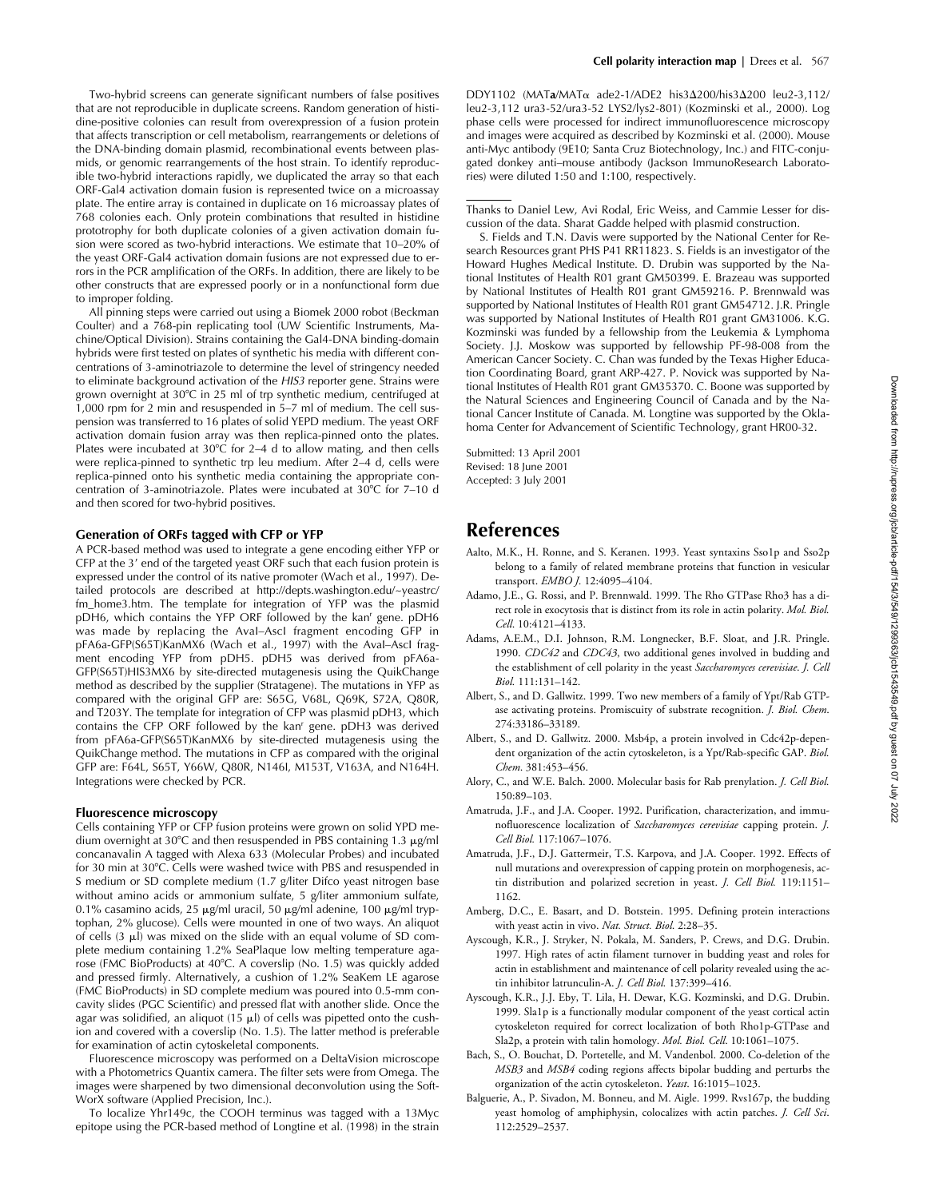Two-hybrid screens can generate significant numbers of false positives that are not reproducible in duplicate screens. Random generation of histidine-positive colonies can result from overexpression of a fusion protein that affects transcription or cell metabolism, rearrangements or deletions of the DNA-binding domain plasmid, recombinational events between plasmids, or genomic rearrangements of the host strain. To identify reproducible two-hybrid interactions rapidly, we duplicated the array so that each ORF-Gal4 activation domain fusion is represented twice on a microassay plate. The entire array is contained in duplicate on 16 microassay plates of 768 colonies each. Only protein combinations that resulted in histidine prototrophy for both duplicate colonies of a given activation domain fusion were scored as two-hybrid interactions. We estimate that 10–20% of the yeast ORF-Gal4 activation domain fusions are not expressed due to errors in the PCR amplification of the ORFs. In addition, there are likely to be other constructs that are expressed poorly or in a nonfunctional form due to improper folding.

All pinning steps were carried out using a Biomek 2000 robot (Beckman Coulter) and a 768-pin replicating tool (UW Scientific Instruments, Machine/Optical Division). Strains containing the Gal4-DNA binding-domain hybrids were first tested on plates of synthetic his media with different concentrations of 3-aminotriazole to determine the level of stringency needed to eliminate background activation of the *HIS3* reporter gene. Strains were grown overnight at 30°C in 25 ml of trp synthetic medium, centrifuged at 1,000 rpm for 2 min and resuspended in 5–7 ml of medium. The cell suspension was transferred to 16 plates of solid YEPD medium. The yeast ORF activation domain fusion array was then replica-pinned onto the plates. Plates were incubated at 30°C for 2–4 d to allow mating, and then cells were replica-pinned to synthetic trp leu medium. After 2–4 d, cells were replica-pinned onto his synthetic media containing the appropriate concentration of 3-aminotriazole. Plates were incubated at 30°C for 7–10 d and then scored for two-hybrid positives.

### Generation of ORFs tagged with CFP or YFP

A PCR-based method was used to integrate a gene encoding either YFP or CFP at the 3′ end of the targeted yeast ORF such that each fusion protein is expressed under the control of its native promoter (Wach et al., 1997). Detailed protocols are described at http://depts.washington.edu/~yeastrc/fm_home3.htm. The template for integration of YFP was the plasmid pDH6, which contains the YFP ORF followed by the kan$^r$ gene. pDH6 was made by replacing the AvaI–AscI fragment encoding GFP in pFA6a-GFP(S65T)KanMX6 (Wach et al., 1997) with the AvaI–AscI fragment encoding YFP from pDH5. pDH5 was derived from pFA6a-GFP(S65T)HIS3MX6 by site-directed mutagenesis using the QuikChange method as described by the supplier (Stratagene). The mutations in YFP as compared with the original GFP are: S65G, V68L, Q69K, S72A, Q80R, and T203Y. The template for integration of CFP was plasmid pDH3, which contains the CFP ORF followed by the kan$^r$ gene. pDH3 was derived from pFA6a-GFP(S65T)KanMX6 by site-directed mutagenesis using the QuikChange method. The mutations in CFP as compared with the original GFP are: F64L, S65T, Y66W, Q80R, N146I, M153T, V163A, and N164H. Integrations were checked by PCR.

### Fluorescence microscopy

Cells containing YFP or CFP fusion proteins were grown on solid YPD medium overnight at 30°C and then resuspended in PBS containing 1.3 μg/ml concanavalin A tagged with Alexa 633 (Molecular Probes) and incubated for 30 min at 30°C. Cells were washed twice with PBS and resuspended in S medium or SD complete medium (1.7 g/liter Difco yeast nitrogen base without amino acids or ammonium sulfate, 5 g/liter ammonium sulfate, 0.1% casamino acids, 25 μg/ml uracil, 50 μg/ml adenine, 100 μg/ml tryptophan, 2% glucose). Cells were mounted in one of two ways. An aliquot of cells (3 μl) was mixed on the slide with an equal volume of SD complete medium containing 1.2% SeaPlaque low melting temperature agarose (FMC BioProducts) at 40°C. A coverslip (No. 1.5) was quickly added and pressed firmly. Alternatively, a cushion of 1.2% SeaKem LE agarose (FMC BioProducts) in SD complete medium was poured into 0.5-mm concavity slides (PGC Scientific) and pressed flat with another slide. Once the agar was solidified, an aliquot (15 μl) of cells was pipetted onto the cushion and covered with a coverslip (No. 1.5). The latter method is preferable for examination of actin cytoskeletal components.

Fluorescence microscopy was performed on a DeltaVision microscope with a Photometrics Quantix camera. The filter sets were from Omega. The images were sharpened by two dimensional deconvolution using the SoftWorX software (Applied Precision, Inc.).

To localize Yhr149c, the COOH terminus was tagged with a 13Myc epitope using the PCR-based method of Longtine et al. (1998) in the strain DDY1102 (MAT**a**/MATα ade2-1/ADE2 his3Δ200/his3Δ200 leu2-3,112/leu2-3,112 ura3-52/ura3-52 LYS2/lys2-801) (Kozminski et al., 2000). Log phase cells were processed for indirect immunofluorescence microscopy and images were acquired as described by Kozminski et al. (2000). Mouse anti-Myc antibody (9E10; Santa Cruz Biotechnology, Inc.) and FITC-conjugated donkey anti–mouse antibody (Jackson ImmunoResearch Laboratories) were diluted 1:50 and 1:100, respectively.

---

Thanks to Daniel Lew, Avi Rodal, Eric Weiss, and Cammie Lesser for discussion of the data. Sharat Gadde helped with plasmid construction.

S. Fields and T.N. Davis were supported by the National Center for Research Resources grant PHS P41 RR11823. S. Fields is an investigator of the Howard Hughes Medical Institute. D. Drubin was supported by the National Institutes of Health R01 grant GM50399. E. Brazeau was supported by National Institutes of Health R01 grant GM59216. P. Brennwald was supported by National Institutes of Health R01 grant GM54712. J.R. Pringle was supported by National Institutes of Health R01 grant GM31006. K.G. Kozminski was funded by a fellowship from the Leukemia & Lymphoma Society. J.J. Moskow was supported by fellowship PF-98-008 from the American Cancer Society. C. Chan was funded by the Texas Higher Education Coordinating Board, grant ARP-427. P. Novick was supported by National Institutes of Health R01 grant GM35370. C. Boone was supported by the Natural Sciences and Engineering Council of Canada and by the National Cancer Institute of Canada. M. Longtine was supported by the Oklahoma Center for Advancement of Scientific Technology, grant HR00-32.

Submitted: 13 April 2001
Revised: 18 June 2001
Accepted: 3 July 2001

## References

Aalto, M.K., H. Ronne, and S. Keranen. 1993. Yeast syntaxins Sso1p and Sso2p belong to a family of related membrane proteins that function in vesicular transport. *EMBO J.* 12:4095–4104.

Adamo, J.E., G. Rossi, and P. Brennwald. 1999. The Rho GTPase Rho3 has a direct role in exocytosis that is distinct from its role in actin polarity. *Mol. Biol. Cell.* 10:4121–4133.

Adams, A.E.M., D.I. Johnson, R.M. Longnecker, B.F. Sloat, and J.R. Pringle. 1990. *CDC42* and *CDC43*, two additional genes involved in budding and the establishment of cell polarity in the yeast *Saccharomyces cerevisiae*. *J. Cell Biol.* 111:131–142.

Albert, S., and D. Gallwitz. 1999. Two new members of a family of Ypt/Rab GTPase activating proteins. Promiscuity of substrate recognition. *J. Biol. Chem.* 274:33186–33189.

Albert, S., and D. Gallwitz. 2000. Msb4p, a protein involved in Cdc42p-dependent organization of the actin cytoskeleton, is a Ypt/Rab-specific GAP. *Biol. Chem.* 381:453–456.

Alory, C., and W.E. Balch. 2000. Molecular basis for Rab prenylation. *J. Cell Biol.* 150:89–103.

Amatruda, J.F., and J.A. Cooper. 1992. Purification, characterization, and immunofluorescence localization of *Saccharomyces cerevisiae* capping protein. *J. Cell Biol.* 117:1067–1076.

Amatruda, J.F., D.J. Gattermeir, T.S. Karpova, and J.A. Cooper. 1992. Effects of null mutations and overexpression of capping protein on morphogenesis, actin distribution and polarized secretion in yeast. *J. Cell Biol.* 119:1151–1162.

Amberg, D.C., E. Basart, and D. Botstein. 1995. Defining protein interactions with yeast actin in vivo. *Nat. Struct. Biol.* 2:28–35.

Ayscough, K.R., J. Stryker, N. Pokala, M. Sanders, P. Crews, and D.G. Drubin. 1997. High rates of actin filament turnover in budding yeast and roles for actin in establishment and maintenance of cell polarity revealed using the actin inhibitor latrunculin-A. *J. Cell Biol.* 137:399–416.

Ayscough, K.R., J.J. Eby, T. Lila, H. Dewar, K.G. Kozminski, and D.G. Drubin. 1999. Sla1p is a functionally modular component of the yeast cortical actin cytoskeleton required for correct localization of both Rho1p-GTPase and Sla2p, a protein with talin homology. *Mol. Biol. Cell.* 10:1061–1075.

Bach, S., O. Bouchat, D. Portetelle, and M. Vandenbol. 2000. Co-deletion of the *MSB3* and *MSB4* coding regions affects bipolar budding and perturbs the organization of the actin cytoskeleton. *Yeast.* 16:1015–1023.

Balguerie, A., P. Sivadon, M. Bonneu, and M. Aigle. 1999. Rvs167p, the budding yeast homolog of amphiphysin, colocalizes with actin patches. *J. Cell Sci.* 112:2529–2537.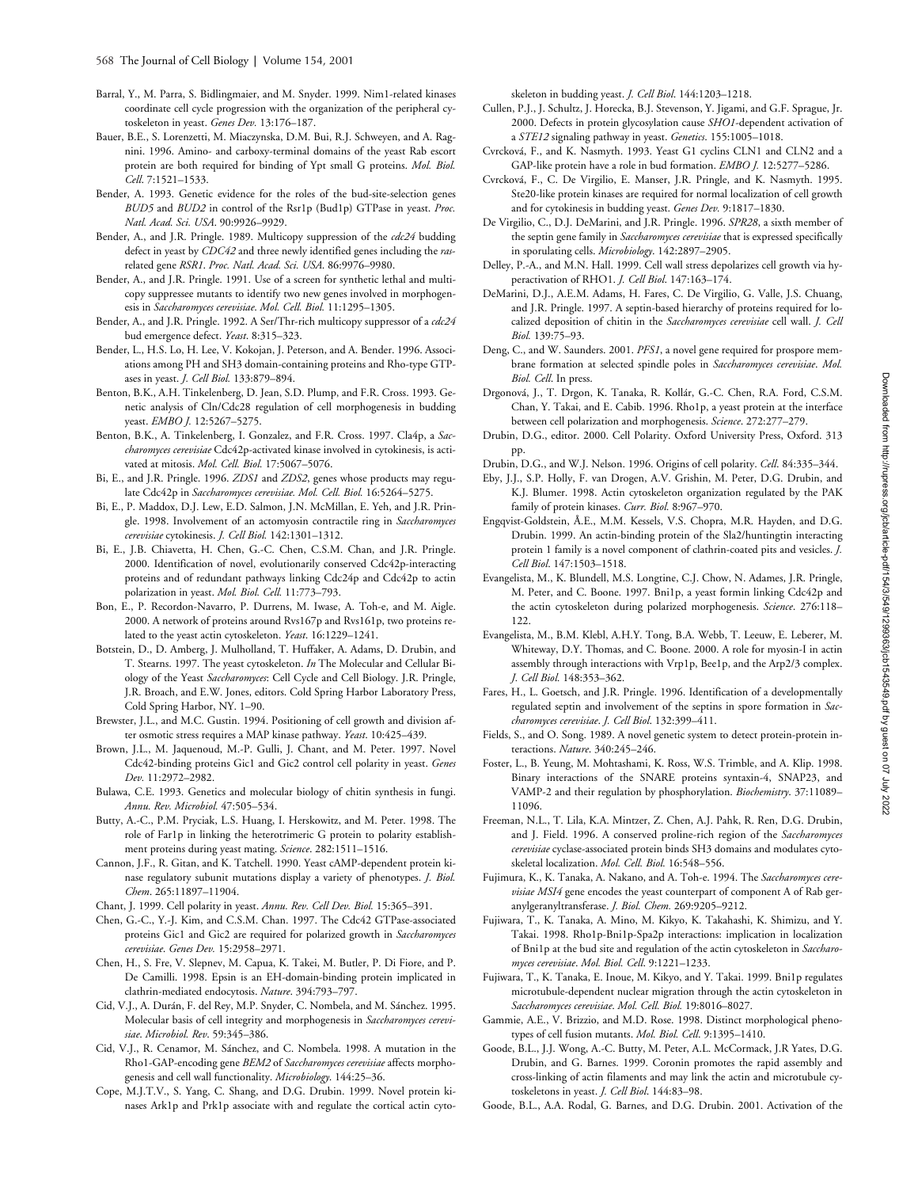Barral, Y., M. Parra, S. Bidlingmaier, and M. Snyder. 1999. Nim1-related kinases coordinate cell cycle progression with the organization of the peripheral cytoskeleton in yeast. *Genes Dev.* 13:176–187.

Bauer, B.E., S. Lorenzetti, M. Miaczynska, D.M. Bui, R.J. Schweyen, and A. Ragnini. 1996. Amino- and carboxy-terminal domains of the yeast Rab escort protein are both required for binding of Ypt small G proteins. *Mol. Biol. Cell.* 7:1521–1533.

Bender, A. 1993. Genetic evidence for the roles of the bud-site-selection genes *BUD5* and *BUD2* in control of the Rsr1p (Bud1p) GTPase in yeast. *Proc. Natl. Acad. Sci. USA.* 90:9926–9929.

Bender, A., and J.R. Pringle. 1989. Multicopy suppression of the *cdc24* budding defect in yeast by *CDC42* and three newly identified genes including the *ras*-related gene *RSR1*. *Proc. Natl. Acad. Sci. USA.* 86:9976–9980.

Bender, A., and J.R. Pringle. 1991. Use of a screen for synthetic lethal and multicopy suppressee mutants to identify two new genes involved in morphogenesis in *Saccharomyces cerevisiae*. *Mol. Cell. Biol.* 11:1295–1305.

Bender, A., and J.R. Pringle. 1992. A Ser/Thr-rich multicopy suppressor of a *cdc24* bud emergence defect. *Yeast.* 8:315–323.

Bender, L., H.S. Lo, H. Lee, V. Kokojan, J. Peterson, and A. Bender. 1996. Associations among PH and SH3 domain-containing proteins and Rho-type GTPases in yeast. *J. Cell Biol.* 133:879–894.

Benton, B.K., A.H. Tinkelenberg, D. Jean, S.D. Plump, and F.R. Cross. 1993. Genetic analysis of Cln/Cdc28 regulation of cell morphogenesis in budding yeast. *EMBO J.* 12:5267–5275.

Benton, B.K., A. Tinkelenberg, I. Gonzalez, and F.R. Cross. 1997. Cla4p, a *Saccharomyces cerevisiae* Cdc42p-activated kinase involved in cytokinesis, is activated at mitosis. *Mol. Cell. Biol.* 17:5067–5076.

Bi, E., and J.R. Pringle. 1996. *ZDS1* and *ZDS2*, genes whose products may regulate Cdc42p in *Saccharomyces cerevisiae*. *Mol. Cell. Biol.* 16:5264–5275.

Bi, E., P. Maddox, D.J. Lew, E.D. Salmon, J.N. McMillan, E. Yeh, and J.R. Pringle. 1998. Involvement of an actomyosin contractile ring in *Saccharomyces cerevisiae* cytokinesis. *J. Cell Biol.* 142:1301–1312.

Bi, E., J.B. Chiavetta, H. Chen, G.-C. Chen, C.S.M. Chan, and J.R. Pringle. 2000. Identification of novel, evolutionarily conserved Cdc42p-interacting proteins and of redundant pathways linking Cdc24p and Cdc42p to actin polarization in yeast. *Mol. Biol. Cell.* 11:773–793.

Bon, E., P. Recordon-Navarro, P. Durrens, M. Iwase, A. Toh-e, and M. Aigle. 2000. A network of proteins around Rvs167p and Rvs161p, two proteins related to the yeast actin cytoskeleton. *Yeast.* 16:1229–1241.

Botstein, D., D. Amberg, J. Mulholland, T. Huffaker, A. Adams, D. Drubin, and T. Stearns. 1997. The yeast cytoskeleton. *In* The Molecular and Cellular Biology of the Yeast *Saccharomyces*: Cell Cycle and Cell Biology. J.R. Pringle, J.R. Broach, and E.W. Jones, editors. Cold Spring Harbor Laboratory Press, Cold Spring Harbor, NY. 1–90.

Brewster, J.L., and M.C. Gustin. 1994. Positioning of cell growth and division after osmotic stress requires a MAP kinase pathway. *Yeast.* 10:425–439.

Brown, J.L., M. Jaquenoud, M.-P. Gulli, J. Chant, and M. Peter. 1997. Novel Cdc42-binding proteins Gic1 and Gic2 control cell polarity in yeast. *Genes Dev.* 11:2972–2982.

Bulawa, C.E. 1993. Genetics and molecular biology of chitin synthesis in fungi. *Annu. Rev. Microbiol.* 47:505–534.

Butty, A.-C., P.M. Pryciak, L.S. Huang, I. Herskowitz, and M. Peter. 1998. The role of Far1p in linking the heterotrimeric G protein to polarity establishment proteins during yeast mating. *Science.* 282:1511–1516.

Cannon, J.F., R. Gitan, and K. Tatchell. 1990. Yeast cAMP-dependent protein kinase regulatory subunit mutations display a variety of phenotypes. *J. Biol. Chem.* 265:11897–11904.

Chant, J. 1999. Cell polarity in yeast. *Annu. Rev. Cell Dev. Biol.* 15:365–391.

Chen, G.-C., Y.-J. Kim, and C.S.M. Chan. 1997. The Cdc42 GTPase-associated proteins Gic1 and Gic2 are required for polarized growth in *Saccharomyces cerevisiae*. *Genes Dev.* 15:2958–2971.

Chen, H., S. Fre, V. Slepnev, M. Capua, K. Takei, M. Butler, P. Di Fiore, and P. De Camilli. 1998. Epsin is an EH-domain-binding protein implicated in clathrin-mediated endocytosis. *Nature.* 394:793–797.

Cid, V.J., A. Durán, F. del Rey, M.P. Snyder, C. Nombela, and M. Sánchez. 1995. Molecular basis of cell integrity and morphogenesis in *Saccharomyces cerevisiae*. *Microbiol. Rev.* 59:345–386.

Cid, V.J., R. Cenamor, M. Sánchez, and C. Nombela. 1998. A mutation in the Rho1-GAP-encoding gene *BEM2* of *Saccharomyces cerevisiae* affects morphogenesis and cell wall functionality. *Microbiology.* 144:25–36.

Cope, M.J.T.V., S. Yang, C. Shang, and D.G. Drubin. 1999. Novel protein kinases Ark1p and Prk1p associate with and regulate the cortical actin cytoskeleton in budding yeast. *J. Cell Biol.* 144:1203–1218.

Cullen, P.J., J. Schultz, J. Horecka, B.J. Stevenson, Y. Jigami, and G.F. Sprague, Jr. 2000. Defects in protein glycosylation cause *SHO1*-dependent activation of a *STE12* signaling pathway in yeast. *Genetics.* 155:1005–1018.

Cvrcková, F., and K. Nasmyth. 1993. Yeast G1 cyclins CLN1 and CLN2 and a GAP-like protein have a role in bud formation. *EMBO J.* 12:5277–5286.

Cvrcková, F., C. De Virgilio, E. Manser, J.R. Pringle, and K. Nasmyth. 1995. Ste20-like protein kinases are required for normal localization of cell growth and for cytokinesis in budding yeast. *Genes Dev.* 9:1817–1830.

De Virgilio, C., D.J. DeMarini, and J.R. Pringle. 1996. *SPR28*, a sixth member of the septin gene family in *Saccharomyces cerevisiae* that is expressed specifically in sporulating cells. *Microbiology.* 142:2897–2905.

Delley, P.-A., and M.N. Hall. 1999. Cell wall stress depolarizes cell growth via hyperactivation of RHO1. *J. Cell Biol.* 147:163–174.

DeMarini, D.J., A.E.M. Adams, H. Fares, C. De Virgilio, G. Valle, J.S. Chuang, and J.R. Pringle. 1997. A septin-based hierarchy of proteins required for localized deposition of chitin in the *Saccharomyces cerevisiae* cell wall. *J. Cell Biol.* 139:75–93.

Deng, C., and W. Saunders. 2001. *PFS1*, a novel gene required for prospore membrane formation at selected spindle poles in *Saccharomyces cerevisiae*. *Mol. Biol. Cell.* In press.

Drgonová, J., T. Drgon, K. Tanaka, R. Kollár, G.-C. Chen, R.A. Ford, C.S.M. Chan, Y. Takai, and E. Cabib. 1996. Rho1p, a yeast protein at the interface between cell polarization and morphogenesis. *Science.* 272:277–279.

Drubin, D.G., editor. 2000. Cell Polarity. Oxford University Press, Oxford. 313 pp.

Drubin, D.G., and W.J. Nelson. 1996. Origins of cell polarity. *Cell.* 84:335–344.

Eby, J.J., S.P. Holly, F. van Drogen, A.V. Grishin, M. Peter, D.G. Drubin, and K.J. Blumer. 1998. Actin cytoskeleton organization regulated by the PAK family of protein kinases. *Curr. Biol.* 8:967–970.

Engqvist-Goldstein, Å.E., M.M. Kessels, V.S. Chopra, M.R. Hayden, and D.G. Drubin. 1999. An actin-binding protein of the Sla2/huntingtin interacting protein 1 family is a novel component of clathrin-coated pits and vesicles. *J. Cell Biol.* 147:1503–1518.

Evangelista, M., K. Blundell, M.S. Longtine, C.J. Chow, N. Adames, J.R. Pringle, M. Peter, and C. Boone. 1997. Bni1p, a yeast formin linking Cdc42p and the actin cytoskeleton during polarized morphogenesis. *Science.* 276:118–122.

Evangelista, M., B.M. Klebl, A.H.Y. Tong, B.A. Webb, T. Leeuw, E. Leberer, M. Whiteway, D.Y. Thomas, and C. Boone. 2000. A role for myosin-I in actin assembly through interactions with Vrp1p, Bee1p, and the Arp2/3 complex. *J. Cell Biol.* 148:353–362.

Fares, H., L. Goetsch, and J.R. Pringle. 1996. Identification of a developmentally regulated septin and involvement of the septins in spore formation in *Saccharomyces cerevisiae*. *J. Cell Biol.* 132:399–411.

Fields, S., and O. Song. 1989. A novel genetic system to detect protein-protein interactions. *Nature.* 340:245–246.

Foster, L., B. Yeung, M. Mohtashami, K. Ross, W.S. Trimble, and A. Klip. 1998. Binary interactions of the SNARE proteins syntaxin-4, SNAP23, and VAMP-2 and their regulation by phosphorylation. *Biochemistry.* 37:11089–11096.

Freeman, N.L., T. Lila, K.A. Mintzer, Z. Chen, A.J. Pahk, R. Ren, D.G. Drubin, and J. Field. 1996. A conserved proline-rich region of the *Saccharomyces cerevisiae* cyclase-associated protein binds SH3 domains and modulates cytoskeletal localization. *Mol. Cell. Biol.* 16:548–556.

Fujimura, K., K. Tanaka, A. Nakano, and A. Toh-e. 1994. The *Saccharomyces cerevisiae MSI4* gene encodes the yeast counterpart of component A of Rab geranylgeranyltransferase. *J. Biol. Chem.* 269:9205–9212.

Fujiwara, T., K. Tanaka, A. Mino, M. Kikyo, K. Takahashi, K. Shimizu, and Y. Takai. 1998. Rho1p-Bni1p-Spa2p interactions: implication in localization of Bni1p at the bud site and regulation of the actin cytoskeleton in *Saccharomyces cerevisiae*. *Mol. Biol. Cell.* 9:1221–1233.

Fujiwara, T., K. Tanaka, E. Inoue, M. Kikyo, and Y. Takai. 1999. Bni1p regulates microtubule-dependent nuclear migration through the actin cytoskeleton in *Saccharomyces cerevisiae*. *Mol. Cell. Biol.* 19:8016–8027.

Gammie, A.E., V. Brizzio, and M.D. Rose. 1998. Distinct morphological phenotypes of cell fusion mutants. *Mol. Biol. Cell.* 9:1395–1410.

Goode, B.L., J.J. Wong, A.-C. Butty, M. Peter, A.L. McCormack, J.R Yates, D.G. Drubin, and G. Barnes. 1999. Coronin promotes the rapid assembly and cross-linking of actin filaments and may link the actin and microtubule cytoskeletons in yeast. *J. Cell Biol.* 144:83–98.

Goode, B.L., A.A. Rodal, G. Barnes, and D.G. Drubin. 2001. Activation of the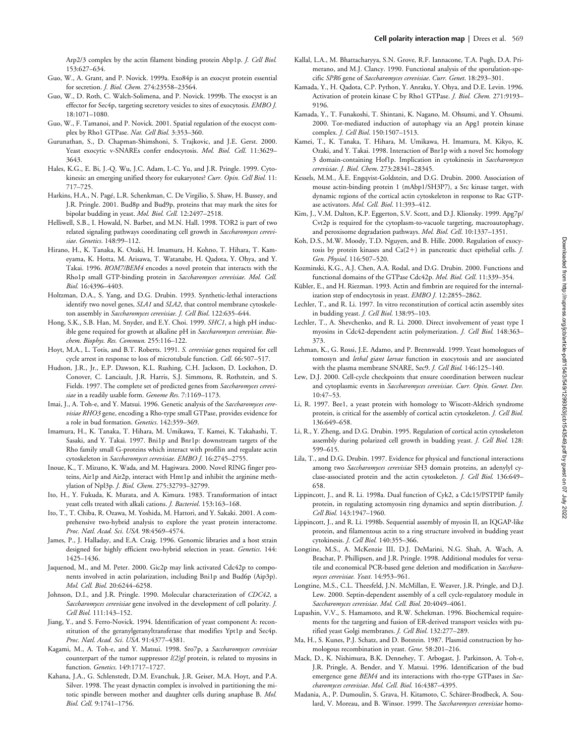Arp2/3 complex by the actin filament binding protein Abp1p. *J. Cell Biol.* 153:627–634.

Guo, W., A. Grant, and P. Novick. 1999a. Exo84p is an exocyst protein essential for secretion. *J. Biol. Chem.* 274:23558–23564.

Guo, W., D. Roth, C. Walch-Solimena, and P. Novick. 1999b. The exocyst is an effector for Sec4p, targeting secretory vesicles to sites of exocytosis. *EMBO J.* 18:1071–1080.

Guo, W., F. Tamanoi, and P. Novick. 2001. Spatial regulation of the exocyst complex by Rho1 GTPase. *Nat. Cell Biol.* 3:353–360.

Gurunathan, S., D. Chapman-Shimshoni, S. Trajkovic, and J.E. Gerst. 2000. Yeast exocytic v-SNAREs confer endocytosis. *Mol. Biol. Cell.* 11:3629–3643.

Hales, K.G., E. Bi, J.-Q. Wu, J.C. Adam, I.-C. Yu, and J.R. Pringle. 1999. Cytokinesis: an emerging unified theory for eukaryotes? *Curr. Opin. Cell Biol.* 11:717–725.

Harkins, H.A., N. Pagé, L.R. Schenkman, C. De Virgilio, S. Shaw, H. Bussey, and J.R. Pringle. 2001. Bud8p and Bud9p, proteins that may mark the sites for bipolar budding in yeast. *Mol. Biol. Cell.* 12:2497–2518.

Helliwell, S.B., I. Howald, N. Barbet, and M.N. Hall. 1998. TOR2 is part of two related signaling pathways coordinating cell growth in *Saccharomyces cerevisiae*. *Genetics.* 148:99–112.

Hirano, H., K. Tanaka, K. Ozaki, H. Imamura, H. Kohno, T. Hihara, T. Kameyama, K. Hotta, M. Arisawa, T. Watanabe, H. Qadota, Y. Ohya, and Y. Takai. 1996. *ROM7/BEM4* encodes a novel protein that interacts with the Rho1p small GTP-binding protein in *Saccharomyces cerevisiae*. *Mol. Cell. Biol.* 16:4396–4403.

Holtzman, D.A., S. Yang, and D.G. Drubin. 1993. Synthetic-lethal interactions identify two novel genes, *SLA1* and *SLA2*, that control membrane cytoskeleton assembly in *Saccharomyces cerevisiae*. *J. Cell Biol.* 122:635–644.

Hong, S.K., S.B. Han, M. Snyder, and E.Y. Choi. 1999. *SHC1*, a high pH inducible gene required for growth at alkaline pH in *Saccharomyces cerevisiae*. *Biochem. Biophys. Res. Commun.* 255:116–122.

Hoyt, M.A., L. Totis, and B.T. Roberts. 1991. *S. cerevisiae* genes required for cell cycle arrest in response to loss of microtubule function. *Cell.* 66:507–517.

Hudson, J.R., Jr., E.P. Dawson, K.L. Rushing, C.H. Jackson, D. Lockshon, D. Conover, C. Lanciault, J.R. Harris, S.J. Simmons, R. Rothstein, and S. Fields. 1997. The complete set of predicted genes from *Saccharomyces cerevisiae* in a readily usable form. *Genome Res.* 7:1169–1173.

Imai, J., A. Toh-e, and Y. Matsui. 1996. Genetic analysis of the *Saccharomyces cerevisiae RHO3* gene, encoding a Rho-type small GTPase, provides evidence for a role in bud formation. *Genetics.* 142:359–369.

Imamura, H., K. Tanaka, T. Hihara, M. Umikawa, T. Kamei, K. Takahashi, T. Sasaki, and Y. Takai. 1997. Bni1p and Bnr1p: downstream targets of the Rho family small G-proteins which interact with profilin and regulate actin cytoskeleton in *Saccharomyces cerevisiae*. *EMBO J.* 16:2745–2755.

Inoue, K., T. Mizuno, K. Wada, and M. Hagiwara. 2000. Novel RING finger proteins, Air1p and Air2p, interact with Hmt1p and inhibit the arginine methylation of Npl3p. *J. Biol. Chem.* 275:32793–32799.

Ito, H., Y. Fukuda, K. Murata, and A. Kimura. 1983. Transformation of intact yeast cells treated with alkali cations. *J. Bacteriol.* 153:163–168.

Ito, T., T. Chiba, R. Ozawa, M. Yoshida, M. Hattori, and Y. Sakaki. 2001. A comprehensive two-hybrid analysis to explore the yeast protein interactome. *Proc. Natl. Acad. Sci. USA.* 98:4569–4574.

James, P., J. Halladay, and E.A. Craig. 1996. Genomic libraries and a host strain designed for highly efficient two-hybrid selection in yeast. *Genetics.* 144:1425–1436.

Jaquenod, M., and M. Peter. 2000. Gic2p may link activated Cdc42p to components involved in actin polarization, including Bni1p and Bud6p (Aip3p). *Mol. Cell. Biol.* 20:6244–6258.

Johnson, D.I., and J.R. Pringle. 1990. Molecular characterization of *CDC42*, a *Saccharomyces cerevisiae* gene involved in the development of cell polarity. *J. Cell Biol.* 111:143–152.

Jiang, Y., and S. Ferro-Novick. 1994. Identification of yeast component A: reconstitution of the geranylgeranyltransferase that modifies Ypt1p and Sec4p. *Proc. Natl. Acad. Sci. USA.* 91:4377–4381.

Kagami, M., A. Toh-e, and Y. Matsui. 1998. Sro7p, a *Saccharomyces cerevisiae* counterpart of the tumor suppressor *l(2)gl* protein, is related to myosins in function. *Genetics.* 149:1717–1727.

Kahana, J.A., G. Schlenstedt, D.M. Evanchuk, J.R. Geiser, M.A. Hoyt, and P.A. Silver. 1998. The yeast dynactin complex is involved in partitioning the mitotic spindle between mother and daughter cells during anaphase B. *Mol. Biol. Cell.* 9:1741–1756.

Kallal, L.A., M. Bhattacharyya, S.N. Grove, R.F. Iannacone, T.A. Pugh, D.A. Primerano, and M.J. Clancy. 1990. Functional analysis of the sporulation-specific *SPR6* gene of *Saccharomyces cerevisiae*. *Curr. Genet.* 18:293–301.

Kamada, Y., H. Qadota, C.P. Python, Y. Anraku, Y. Ohya, and D.E. Levin. 1996. Activation of protein kinase C by Rho1 GTPase. *J. Biol. Chem.* 271:9193–9196.

Kamada, Y., T. Funakoshi, T. Shintani, K. Nagano, M. Ohsumi, and Y. Ohsumi. 2000. Tor-mediated induction of autophagy via an Apg1 protein kinase complex. *J. Cell Biol.* 150:1507–1513.

Kamei, T., K. Tanaka, T. Hihara, M. Umikawa, H. Imamura, M. Kikyo, K. Ozaki, and Y. Takai. 1998. Interaction of Bnr1p with a novel Src homology 3 domain-containing Hof1p. Implication in cytokinesis in *Saccharomyces cerevisiae*. *J. Biol. Chem.* 273:28341–28345.

Kessels, M.M., Å.E. Engqvist-Goldstein, and D.G. Drubin. 2000. Association of mouse actin-binding protein 1 (mAbp1/SH3P7), a Src kinase target, with dynamic regions of the cortical actin cytoskeleton in response to Rac GTPase activators. *Mol. Cell. Biol.* 11:393–412.

Kim, J., V.M. Dalton, K.P. Eggerton, S.V. Scott, and D.J. Klionsky. 1999. Apg7p/Cvt2p is required for the cytoplasm-to-vacuole targeting, macroautophagy, and peroxisome degradation pathways. *Mol. Biol. Cell.* 10:1337–1351.

Koh, D.S., M.W. Moody, T.D. Nguyen, and B. Hille. 2000. Regulation of exocytosis by protein kinases and Ca(2+) in pancreatic duct epithelial cells. *J. Gen. Physiol.* 116:507–520.

Kozminski, K.G., A.J. Chen, A.A. Rodal, and D.G. Drubin. 2000. Functions and functional domains of the GTPase Cdc42p. *Mol. Biol. Cell.* 11:339–354.

Kübler, E., and H. Riezman. 1993. Actin and fimbrin are required for the internalization step of endocytosis in yeast. *EMBO J.* 12:2855–2862.

Lechler, T., and R. Li. 1997. In vitro reconstitution of cortical actin assembly sites in budding yeast. *J. Cell Biol.* 138:95–103.

Lechler, T., A. Shevchenko, and R. Li. 2000. Direct involvement of yeast type I myosins in Cdc42-dependent actin polymerization. *J. Cell Biol.* 148:363–373.

Lehman, K., G. Rossi, J.E. Adamo, and P. Brennwald. 1999. Yeast homologues of tomosyn and *lethal giant larvae* function in exocytosis and are associated with the plasma membrane SNARE, Sec9. *J. Cell Biol.* 146:125–140.

Lew, D.J. 2000. Cell-cycle checkpoints that ensure coordination between nuclear and cytoplasmic events in *Saccharomyces cerevisiae*. *Curr. Opin. Genet. Dev.* 10:47–53.

Li, R. 1997. Bee1, a yeast protein with homology to Wiscott-Aldrich syndrome protein, is critical for the assembly of cortical actin cytoskeleton. *J. Cell Biol.* 136:649–658.

Li, R., Y. Zheng, and D.G. Drubin. 1995. Regulation of cortical actin cytoskeleton assembly during polarized cell growth in budding yeast. *J. Cell Biol.* 128:599–615.

Lila, T., and D.G. Drubin. 1997. Evidence for physical and functional interactions among two *Saccharomyces cerevisiae* SH3 domain proteins, an adenylyl cyclase-associated protein and the actin cytoskeleton. *J. Cell Biol.* 136:649–658.

Lippincott, J., and R. Li. 1998a. Dual function of Cyk2, a Cdc15/PSTPIP family protein, in regulating actomyosin ring dynamics and septin distribution. *J. Cell Biol.* 143:1947–1960.

Lippincott, J., and R. Li. 1998b. Sequential assembly of myosin II, an IQGAP-like protein, and filamentous actin to a ring structure involved in budding yeast cytokinesis. *J. Cell Biol.* 140:355–366.

Longtine, M.S., A. McKenzie III, D.J. DeMarini, N.G. Shah, A. Wach, A. Brachat, P. Phillipsen, and J.R. Pringle. 1998. Additional modules for versatile and economical PCR-based gene deletion and modification in *Saccharomyces cerevisiae*. *Yeast.* 14:953–961.

Longtine, M.S., C.L. Theesfeld, J.N. McMillan, E. Weaver, J.R. Pringle, and D.J. Lew. 2000. Septin-dependent assembly of a cell cycle-regulatory module in *Saccharomyces cerevisiae*. *Mol. Cell. Biol.* 20:4049–4061.

Lupashin, V.V., S. Hamamoto, and R.W. Schekman. 1996. Biochemical requirements for the targeting and fusion of ER-derived transport vesicles with purified yeast Golgi membranes. *J. Cell Biol.* 132:277–289.

Ma, H., S. Kunes, P.J. Schatz, and D. Botstein. 1987. Plasmid construction by homologous recombination in yeast. *Gene.* 58:201–216.

Mack, D., K. Nishimura, B.K. Dennehey, T. Arbogast, J. Parkinson, A. Toh-e, J.R. Pringle, A. Bender, and Y. Matsui. 1996. Identification of the bud emergence gene *BEM4* and its interactions with rho-type GTPases in *Saccharomyces cerevisiae*. *Mol. Cell. Biol.* 16:4387–4395.

Madania, A., P. Dumoulin, S. Grava, H. Kitamoto, C. Schärer-Brodbeck, A. Soulard, V. Moreau, and B. Winsor. 1999. The *Saccharomyces cerevisiae* homo-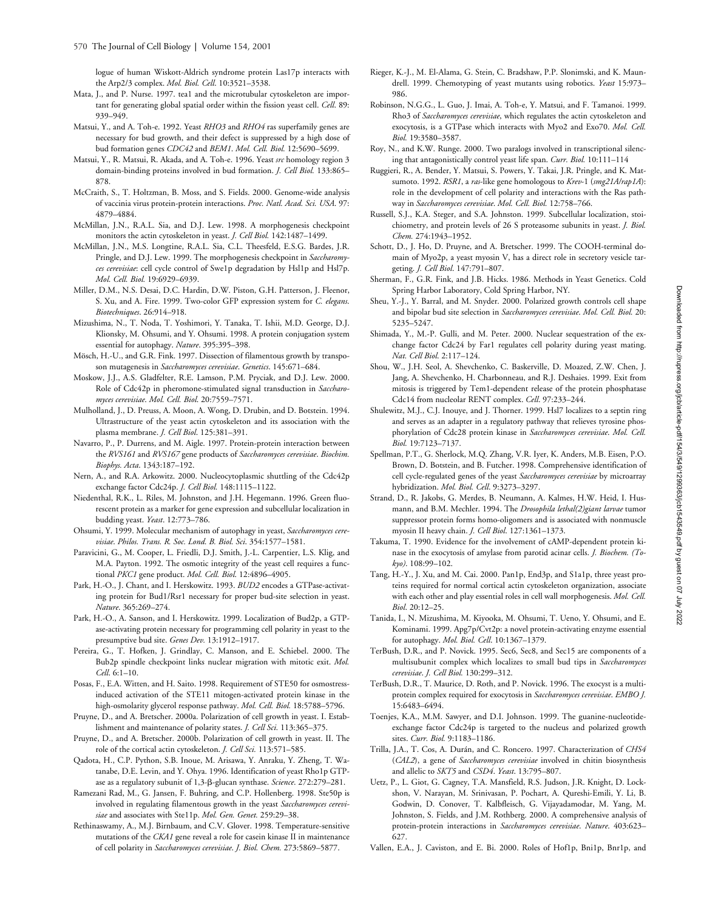logue of human Wiskott-Aldrich syndrome protein Las17p interacts with the Arp2/3 complex. *Mol. Biol. Cell*. 10:3521–3538.

Mata, J., and P. Nurse. 1997. tea1 and the microtubular cytoskeleton are important for generating global spatial order within the fission yeast cell. *Cell*. 89: 939–949.

Matsui, Y., and A. Toh-e. 1992. Yeast *RHO3* and *RHO4* ras superfamily genes are necessary for bud growth, and their defect is suppressed by a high dose of bud formation genes *CDC42* and *BEM1*. *Mol. Cell. Biol.* 12:5690–5699.

Matsui, Y., R. Matsui, R. Akada, and A. Toh-e. 1996. Yeast *src* homology region 3 domain-binding proteins involved in bud formation. *J. Cell Biol.* 133:865–878.

McCraith, S., T. Holtzman, B. Moss, and S. Fields. 2000. Genome-wide analysis of vaccinia virus protein-protein interactions. *Proc. Natl. Acad. Sci. USA*. 97: 4879–4884.

McMillan, J.N., R.A.L. Sia, and D.J. Lew. 1998. A morphogenesis checkpoint monitors the actin cytoskeleton in yeast. *J. Cell Biol.* 142:1487–1499.

McMillan, J.N., M.S. Longtine, R.A.L. Sia, C.L. Theesfeld, E.S.G. Bardes, J.R. Pringle, and D.J. Lew. 1999. The morphogenesis checkpoint in *Saccharomyces cerevisiae*: cell cycle control of Swe1p degradation by Hsl1p and Hsl7p. *Mol. Cell. Biol.* 19:6929–6939.

Miller, D.M., N.S. Desai, D.C. Hardin, D.W. Piston, G.H. Patterson, J. Fleenor, S. Xu, and A. Fire. 1999. Two-color GFP expression system for *C. elegans*. *Biotechniques*. 26:914–918.

Mizushima, N., T. Noda, T. Yoshimori, Y. Tanaka, T. Ishii, M.D. George, D.J. Klionsky, M. Ohsumi, and Y. Ohsumi. 1998. A protein conjugation system essential for autophagy. *Nature*. 395:395–398.

Mösch, H.-U., and G.R. Fink. 1997. Dissection of filamentous growth by transposon mutagenesis in *Saccharomyces cerevisiae*. *Genetics*. 145:671–684.

Moskow, J.J., A.S. Gladfelter, R.E. Lamson, P.M. Pryciak, and D.J. Lew. 2000. Role of Cdc42p in pheromone-stimulated signal transduction in *Saccharomyces cerevisiae*. *Mol. Cell. Biol.* 20:7559–7571.

Mulholland, J., D. Preuss, A. Moon, A. Wong, D. Drubin, and D. Botstein. 1994. Ultrastructure of the yeast actin cytoskeleton and its association with the plasma membrane. *J. Cell Biol.* 125:381–391.

Navarro, P., P. Durrens, and M. Aigle. 1997. Protein-protein interaction between the *RVS161* and *RVS167* gene products of *Saccharomyces cerevisiae*. *Biochim. Biophys. Acta*. 1343:187–192.

Nern, A., and R.A. Arkowitz. 2000. Nucleocytoplasmic shuttling of the Cdc42p exchange factor Cdc24p. *J. Cell Biol.* 148:1115–1122.

Niedenthal, R.K., L. Riles, M. Johnston, and J.H. Hegemann. 1996. Green fluorescent protein as a marker for gene expression and subcellular localization in budding yeast. *Yeast*. 12:773–786.

Ohsumi, Y. 1999. Molecular mechanism of autophagy in yeast, *Saccharomyces cerevisiae*. *Philos. Trans. R. Soc. Lond. B. Biol. Sci.* 354:1577–1581.

Paravicini, G., M. Cooper, L. Friedli, D.J. Smith, J.-L. Carpentier, L.S. Klig, and M.A. Payton. 1992. The osmotic integrity of the yeast cell requires a functional *PKC1* gene product. *Mol. Cell. Biol.* 12:4896–4905.

Park, H.-O., J. Chant, and I. Herskowitz. 1993. *BUD2* encodes a GTPase-activating protein for Bud1/Rsr1 necessary for proper bud-site selection in yeast. *Nature*. 365:269–274.

Park, H.-O., A. Sanson, and I. Herskowitz. 1999. Localization of Bud2p, a GTPase-activating protein necessary for programming cell polarity in yeast to the presumptive bud site. *Genes Dev.* 13:1912–1917.

Pereira, G., T. Hofken, J. Grindlay, C. Manson, and E. Schiebel. 2000. The Bub2p spindle checkpoint links nuclear migration with mitotic exit. *Mol. Cell*. 6:1–10.

Posas, F., E.A. Witten, and H. Saito. 1998. Requirement of STE50 for osmostress-induced activation of the STE11 mitogen-activated protein kinase in the high-osmolarity glycerol response pathway. *Mol. Cell. Biol.* 18:5788–5796.

Pruyne, D., and A. Bretscher. 2000a. Polarization of cell growth in yeast. I. Establishment and maintenance of polarity states. *J. Cell Sci.* 113:365–375.

Pruyne, D., and A. Bretscher. 2000b. Polarization of cell growth in yeast. II. The role of the cortical actin cytoskeleton. *J. Cell Sci.* 113:571–585.

Qadota, H., C.P. Python, S.B. Inoue, M. Arisawa, Y. Anraku, Y. Zheng, T. Watanabe, D.E. Levin, and Y. Ohya. 1996. Identification of yeast Rho1p GTPase as a regulatory subunit of 1,3-β-glucan synthase. *Science*. 272:279–281.

Ramezani Rad, M., G. Jansen, F. Buhring, and C.P. Hollenberg. 1998. Ste50p is involved in regulating filamentous growth in the yeast *Saccharomyces cerevisiae* and associates with Ste11p. *Mol. Gen. Genet.* 259:29–38.

Rethinaswamy, A., M.J. Birnbaum, and C.V. Glover. 1998. Temperature-sensitive mutations of the *CKA1* gene reveal a role for casein kinase II in maintenance of cell polarity in *Saccharomyces cerevisiae*. *J. Biol. Chem.* 273:5869–5877.

Rieger, K.-J., M. El-Alama, G. Stein, C. Bradshaw, P.P. Slonimski, and K. Maundrell. 1999. Chemotyping of yeast mutants using robotics. *Yeast* 15:973–986.

Robinson, N.G.G., L. Guo, J. Imai, A. Toh-e, Y. Matsui, and F. Tamanoi. 1999. Rho3 of *Saccharomyces cerevisiae*, which regulates the actin cytoskeleton and exocytosis, is a GTPase which interacts with Myo2 and Exo70. *Mol. Cell. Biol.* 19:3580–3587.

Roy, N., and K.W. Runge. 2000. Two paralogs involved in transcriptional silencing that antagonistically control yeast life span. *Curr. Biol.* 10:111–114

Ruggieri, R., A. Bender, Y. Matsui, S. Powers, Y. Takai, J.R. Pringle, and K. Matsumoto. 1992. *RSR1*, a *ras*-like gene homologous to *Krev-1* (*smg21A/rap1A*): role in the development of cell polarity and interactions with the Ras pathway in *Saccharomyces cerevisiae*. *Mol. Cell. Biol.* 12:758–766.

Russell, S.J., K.A. Steger, and S.A. Johnston. 1999. Subcellular localization, stoichiometry, and protein levels of 26 S proteasome subunits in yeast. *J. Biol. Chem.* 274:1943–1952.

Schott, D., J. Ho, D. Pruyne, and A. Bretscher. 1999. The COOH-terminal domain of Myo2p, a yeast myosin V, has a direct role in secretory vesicle targeting. *J. Cell Biol.* 147:791–807.

Sherman, F., G.R. Fink, and J.B. Hicks. 1986. Methods in Yeast Genetics. Cold Spring Harbor Laboratory, Cold Spring Harbor, NY.

Sheu, Y.-J., Y. Barral, and M. Snyder. 2000. Polarized growth controls cell shape and bipolar bud site selection in *Saccharomyces cerevisiae*. *Mol. Cell. Biol.* 20: 5235–5247.

Shimada, Y., M.-P. Gulli, and M. Peter. 2000. Nuclear sequestration of the exchange factor Cdc24 by Far1 regulates cell polarity during yeast mating. *Nat. Cell Biol.* 2:117–124.

Shou, W., J.H. Seol, A. Shevchenko, C. Baskerville, D. Moazed, Z.W. Chen, J. Jang, A. Shevchenko, H. Charbonneau, and R.J. Deshaies. 1999. Exit from mitosis is triggered by Tem1-dependent release of the protein phosphatase Cdc14 from nucleolar RENT complex. *Cell*. 97:233–244.

Shulewitz, M.J., C.J. Inouye, and J. Thorner. 1999. Hsl7 localizes to a septin ring and serves as an adapter in a regulatory pathway that relieves tyrosine phosphorylation of Cdc28 protein kinase in *Saccharomyces cerevisiae*. *Mol. Cell. Biol.* 19:7123–7137.

Spellman, P.T., G. Sherlock, M.Q. Zhang, V.R. Iyer, K. Anders, M.B. Eisen, P.O. Brown, D. Botstein, and B. Futcher. 1998. Comprehensive identification of cell cycle-regulated genes of the yeast *Saccharomyces cerevisiae* by microarray hybridization. *Mol. Biol. Cell*. 9:3273–3297.

Strand, D., R. Jakobs, G. Merdes, B. Neumann, A. Kalmes, H.W. Heid, I. Husmann, and B.M. Mechler. 1994. The *Drosophila lethal(2)giant larvae* tumor suppressor protein forms homo-oligomers and is associated with nonmuscle myosin II heavy chain. *J. Cell Biol.* 127:1361–1373.

Takuma, T. 1990. Evidence for the involvement of cAMP-dependent protein kinase in the exocytosis of amylase from parotid acinar cells. *J. Biochem. (Tokyo)*. 108:99–102.

Tang, H.-Y., J. Xu, and M. Cai. 2000. Pan1p, End3p, and S1a1p, three yeast proteins required for normal cortical actin cytoskeleton organization, associate with each other and play essential roles in cell wall morphogenesis. *Mol. Cell. Biol.* 20:12–25.

Tanida, I., N. Mizushima, M. Kiyooka, M. Ohsumi, T. Ueno, Y. Ohsumi, and E. Kominami. 1999. Apg7p/Cvt2p: a novel protein-activating enzyme essential for autophagy. *Mol. Biol. Cell*. 10:1367–1379.

TerBush, D.R., and P. Novick. 1995. Sec6, Sec8, and Sec15 are components of a multisubunit complex which localizes to small bud tips in *Saccharomyces cerevisiae*. *J. Cell Biol.* 130:299–312.

TerBush, D.R., T. Maurice, D. Roth, and P. Novick. 1996. The exocyst is a multi-protein complex required for exocytosis in *Saccharomyces cerevisiae*. *EMBO J.* 15:6483–6494.

Toenjes, K.A., M.M. Sawyer, and D.I. Johnson. 1999. The guanine-nucleotide-exchange factor Cdc24p is targeted to the nucleus and polarized growth sites. *Curr. Biol.* 9:1183–1186.

Trilla, J.A., T. Cos, A. Durán, and C. Roncero. 1997. Characterization of *CHS4* (*CAL2*), a gene of *Saccharomyces cerevisiae* involved in chitin biosynthesis and allelic to *SKT5* and *CSD4*. *Yeast*. 13:795–807.

Uetz, P., L. Giot, G. Cagney, T.A. Mansfield, R.S. Judson, J.R. Knight, D. Lockshon, V. Narayan, M. Srinivasan, P. Pochart, A. Qureshi-Emili, Y. Li, B. Godwin, D. Conover, T. Kalbfleisch, G. Vijayadamodar, M. Yang, M. Johnston, S. Fields, and J.M. Rothberg. 2000. A comprehensive analysis of protein-protein interactions in *Saccharomyces cerevisiae*. *Nature*. 403:623–627.

Vallen, E.A., J. Caviston, and E. Bi. 2000. Roles of Hof1p, Bni1p, Bnr1p, and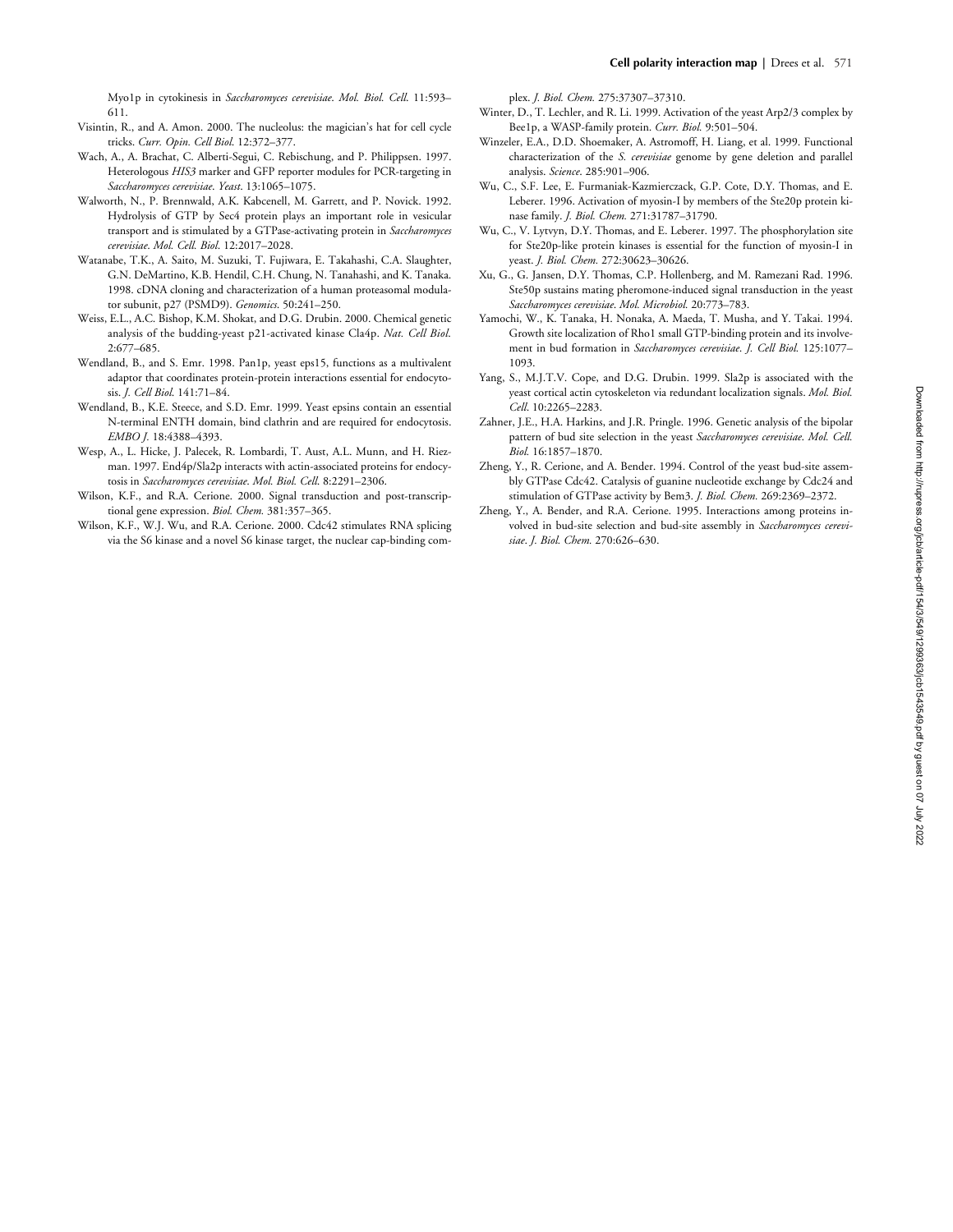Myo1p in cytokinesis in *Saccharomyces cerevisiae*. *Mol. Biol. Cell.* 11:593–611.

Visintin, R., and A. Amon. 2000. The nucleolus: the magician's hat for cell cycle tricks. *Curr. Opin. Cell Biol.* 12:372–377.

Wach, A., A. Brachat, C. Alberti-Segui, C. Rebischung, and P. Philippsen. 1997. Heterologous *HIS3* marker and GFP reporter modules for PCR-targeting in *Saccharomyces cerevisiae*. *Yeast*. 13:1065–1075.

Walworth, N., P. Brennwald, A.K. Kabcenell, M. Garrett, and P. Novick. 1992. Hydrolysis of GTP by Sec4 protein plays an important role in vesicular transport and is stimulated by a GTPase-activating protein in *Saccharomyces cerevisiae*. *Mol. Cell. Biol.* 12:2017–2028.

Watanabe, T.K., A. Saito, M. Suzuki, T. Fujiwara, E. Takahashi, C.A. Slaughter, G.N. DeMartino, K.B. Hendil, C.H. Chung, N. Tanahashi, and K. Tanaka. 1998. cDNA cloning and characterization of a human proteasomal modulator subunit, p27 (PSMD9). *Genomics*. 50:241–250.

Weiss, E.L., A.C. Bishop, K.M. Shokat, and D.G. Drubin. 2000. Chemical genetic analysis of the budding-yeast p21-activated kinase Cla4p. *Nat. Cell Biol.* 2:677–685.

Wendland, B., and S. Emr. 1998. Pan1p, yeast eps15, functions as a multivalent adaptor that coordinates protein-protein interactions essential for endocytosis. *J. Cell Biol.* 141:71–84.

Wendland, B., K.E. Steece, and S.D. Emr. 1999. Yeast epsins contain an essential N-terminal ENTH domain, bind clathrin and are required for endocytosis. *EMBO J.* 18:4388–4393.

Wesp, A., L. Hicke, J. Palecek, R. Lombardi, T. Aust, A.L. Munn, and H. Riezman. 1997. End4p/Sla2p interacts with actin-associated proteins for endocytosis in *Saccharomyces cerevisiae*. *Mol. Biol. Cell.* 8:2291–2306.

Wilson, K.F., and R.A. Cerione. 2000. Signal transduction and post-transcriptional gene expression. *Biol. Chem.* 381:357–365.

Wilson, K.F., W.J. Wu, and R.A. Cerione. 2000. Cdc42 stimulates RNA splicing via the S6 kinase and a novel S6 kinase target, the nuclear cap-binding complex. *J. Biol. Chem.* 275:37307–37310.

Winter, D., T. Lechler, and R. Li. 1999. Activation of the yeast Arp2/3 complex by Bee1p, a WASP-family protein. *Curr. Biol.* 9:501–504.

Winzeler, E.A., D.D. Shoemaker, A. Astromoff, H. Liang, et al. 1999. Functional characterization of the *S. cerevisiae* genome by gene deletion and parallel analysis. *Science*. 285:901–906.

Wu, C., S.F. Lee, E. Furmaniak-Kazmierczack, G.P. Cote, D.Y. Thomas, and E. Leberer. 1996. Activation of myosin-I by members of the Ste20p protein kinase family. *J. Biol. Chem.* 271:31787–31790.

Wu, C., V. Lytvyn, D.Y. Thomas, and E. Leberer. 1997. The phosphorylation site for Ste20p-like protein kinases is essential for the function of myosin-I in yeast. *J. Biol. Chem.* 272:30623–30626.

Xu, G., G. Jansen, D.Y. Thomas, C.P. Hollenberg, and M. Ramezani Rad. 1996. Ste50p sustains mating pheromone-induced signal transduction in the yeast *Saccharomyces cerevisiae*. *Mol. Microbiol.* 20:773–783.

Yamochi, W., K. Tanaka, H. Nonaka, A. Maeda, T. Musha, and Y. Takai. 1994. Growth site localization of Rho1 small GTP-binding protein and its involvement in bud formation in *Saccharomyces cerevisiae*. *J. Cell Biol.* 125:1077–1093.

Yang, S., M.J.T.V. Cope, and D.G. Drubin. 1999. Sla2p is associated with the yeast cortical actin cytoskeleton via redundant localization signals. *Mol. Biol. Cell.* 10:2265–2283.

Zahner, J.E., H.A. Harkins, and J.R. Pringle. 1996. Genetic analysis of the bipolar pattern of bud site selection in the yeast *Saccharomyces cerevisiae*. *Mol. Cell. Biol.* 16:1857–1870.

Zheng, Y., R. Cerione, and A. Bender. 1994. Control of the yeast bud-site assembly GTPase Cdc42. Catalysis of guanine nucleotide exchange by Cdc24 and stimulation of GTPase activity by Bem3. *J. Biol. Chem.* 269:2369–2372.

Zheng, Y., A. Bender, and R.A. Cerione. 1995. Interactions among proteins involved in bud-site selection and bud-site assembly in *Saccharomyces cerevisiae*. *J. Biol. Chem.* 270:626–630.